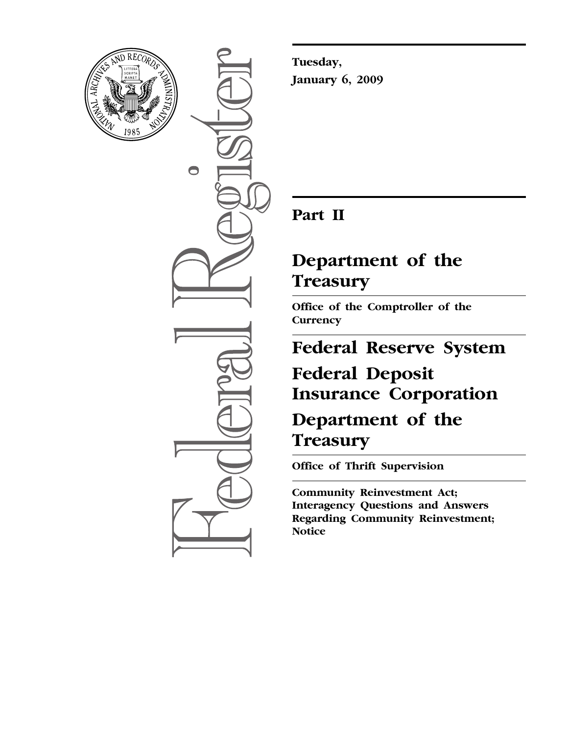**Tuesday,**

**January 6, 2009**

# Part II

# Department of the Treasury

**Office of the Comptroller of the Currency**

# Federal Reserve System

# Federal Deposit Insurance Corporation

# Department of the Treasury

**Office of Thrift Supervision**

**Community Reinvestment Act; Interagency Questions and Answers Regarding Community Reinvestment; Notice**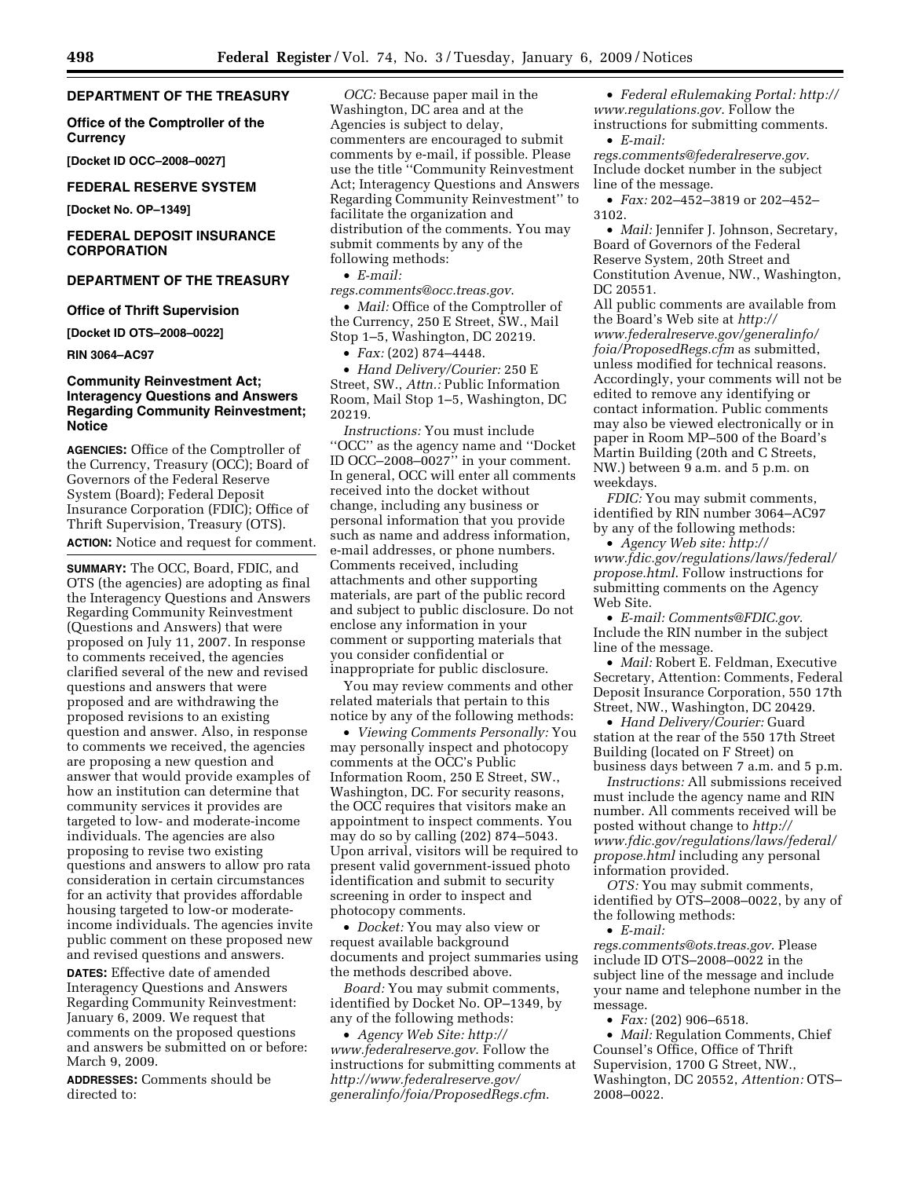## DEPARTMENT OF THE TREASURY

### Office of the Comptroller of the Currency

**[Docket ID OCC–2008–0027]**

## FEDERAL RESERVE SYSTEM

**[Docket No. OP–1349]**

## FEDERAL DEPOSIT INSURANCE CORPORATION

## DEPARTMENT OF THE TREASURY

### Office of Thrift Supervision

**[Docket ID OTS–2008–0022]**

**RIN 3064–AC97**

### Community Reinvestment Act; Interagency Questions and Answers Regarding Community Reinvestment; Notice

**AGENCIES:** Office of the Comptroller of the Currency, Treasury (OCC); Board of Governors of the Federal Reserve System (Board); Federal Deposit Insurance Corporation (FDIC); Office of Thrift Supervision, Treasury (OTS).

**ACTION:** Notice and request for comment.

**SUMMARY:** The OCC, Board, FDIC, and OTS (the agencies) are adopting as final the Interagency Questions and Answers Regarding Community Reinvestment (Questions and Answers) that were proposed on July 11, 2007. In response to comments received, the agencies clarified several of the new and revised questions and answers that were proposed and are withdrawing the proposed revisions to an existing question and answer. Also, in response to comments we received, the agencies are proposing a new question and answer that would provide examples of how an institution can determine that community services it provides are targeted to low- and moderate-income individuals. The agencies are also proposing to revise two existing questions and answers to allow pro rata consideration in certain circumstances for an activity that provides affordable housing targeted to low-or moderate-income individuals. The agencies invite public comment on these proposed new and revised questions and answers.

**DATES:** Effective date of amended Interagency Questions and Answers Regarding Community Reinvestment: January 6, 2009. We request that comments on the proposed questions and answers be submitted on or before: March 9, 2009.

**ADDRESSES:** Comments should be directed to:

*OCC:* Because paper mail in the Washington, DC area and at the Agencies is subject to delay, commenters are encouraged to submit comments by e-mail, if possible. Please use the title ''Community Reinvestment Act; Interagency Questions and Answers Regarding Community Reinvestment'' to facilitate the organization and distribution of the comments. You may submit comments by any of the following methods:

- *E-mail: regs.comments@occ.treas.gov*.
- *Mail:* Office of the Comptroller of the Currency, 250 E Street, SW., Mail Stop 1–5, Washington, DC 20219.
- *Fax:* (202) 874–4448.
- *Hand Delivery/Courier:* 250 E Street, SW., *Attn.:* Public Information Room, Mail Stop 1–5, Washington, DC 20219.

*Instructions:* You must include ''OCC'' as the agency name and ''Docket ID OCC–2008–0027'' in your comment. In general, OCC will enter all comments received into the docket without change, including any business or personal information that you provide such as name and address information, e-mail addresses, or phone numbers. Comments received, including attachments and other supporting materials, are part of the public record and subject to public disclosure. Do not enclose any information in your comment or supporting materials that you consider confidential or inappropriate for public disclosure.

You may review comments and other related materials that pertain to this notice by any of the following methods:

- *Viewing Comments Personally:* You may personally inspect and photocopy comments at the OCC's Public Information Room, 250 E Street, SW., Washington, DC. For security reasons, the OCC requires that visitors make an appointment to inspect comments. You may do so by calling (202) 874–5043. Upon arrival, visitors will be required to present valid government-issued photo identification and submit to security screening in order to inspect and photocopy comments.
- *Docket:* You may also view or request available background documents and project summaries using the methods described above.

*Board:* You may submit comments, identified by Docket No. OP–1349, by any of the following methods:

- *Agency Web Site: http://www.federalreserve.gov*. Follow the instructions for submitting comments at *http://www.federalreserve.gov/generalinfo/foia/ProposedRegs.cfm*.
- *Federal eRulemaking Portal: http://www.regulations.gov*. Follow the instructions for submitting comments.
- *E-mail: regs.comments@federalreserve.gov*. Include docket number in the subject line of the message.
- *Fax:* 202–452–3819 or 202–452–3102.
- *Mail:* Jennifer J. Johnson, Secretary, Board of Governors of the Federal Reserve System, 20th Street and Constitution Avenue, NW., Washington, DC 20551.

All public comments are available from the Board's Web site at *http://www.federalreserve.gov/generalinfo/foia/ProposedRegs.cfm* as submitted, unless modified for technical reasons. Accordingly, your comments will not be edited to remove any identifying or contact information. Public comments may also be viewed electronically or in paper in Room MP–500 of the Board's Martin Building (20th and C Streets, NW.) between 9 a.m. and 5 p.m. on weekdays.

*FDIC:* You may submit comments, identified by RIN number 3064–AC97 by any of the following methods:

- *Agency Web site: http://www.fdic.gov/regulations/laws/federal/propose.html*. Follow instructions for submitting comments on the Agency Web Site.
- *E-mail: Comments@FDIC.gov*. Include the RIN number in the subject line of the message.
- *Mail:* Robert E. Feldman, Executive Secretary, Attention: Comments, Federal Deposit Insurance Corporation, 550 17th Street, NW., Washington, DC 20429.
- *Hand Delivery/Courier:* Guard station at the rear of the 550 17th Street Building (located on F Street) on business days between 7 a.m. and 5 p.m.

*Instructions:* All submissions received must include the agency name and RIN number. All comments received will be posted without change to *http://www.fdic.gov/regulations/laws/federal/propose.html* including any personal information provided.

*OTS:* You may submit comments, identified by OTS–2008–0022, by any of the following methods:

- *E-mail: regs.comments@ots.treas.gov*. Please include ID OTS–2008–0022 in the subject line of the message and include your name and telephone number in the message.
- *Fax:* (202) 906–6518.
- *Mail:* Regulation Comments, Chief Counsel's Office, Office of Thrift Supervision, 1700 G Street, NW., Washington, DC 20552, *Attention:* OTS–2008–0022.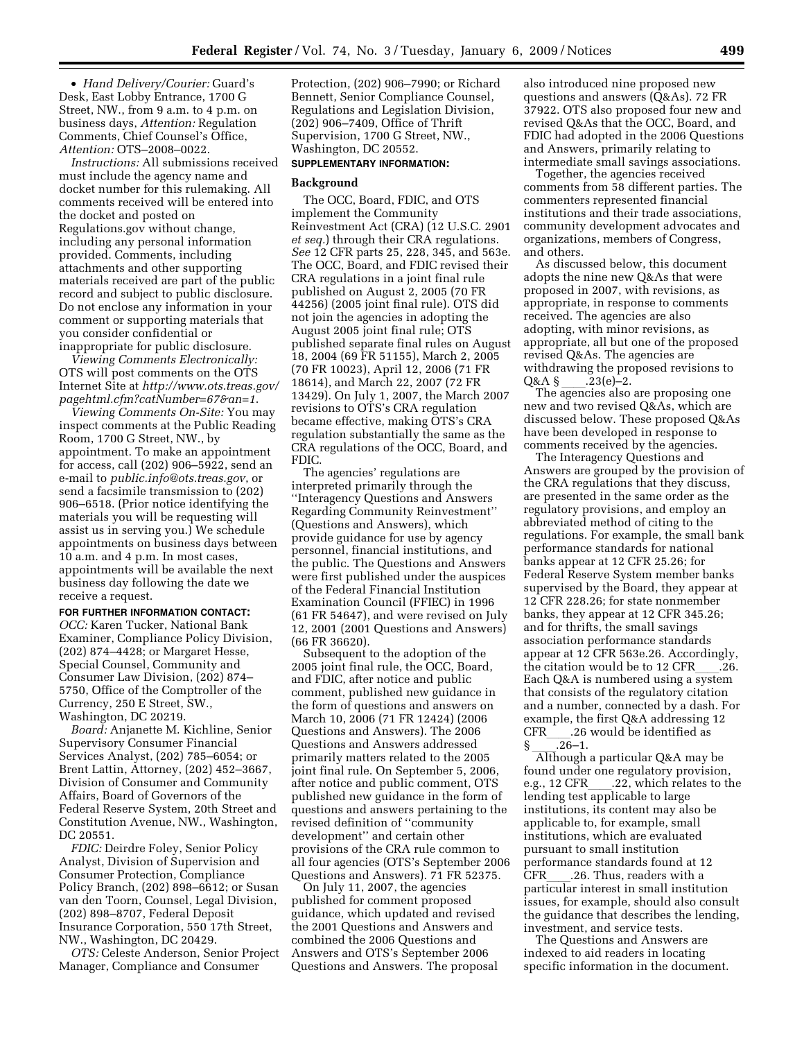• *Hand Delivery/Courier:* Guard's Desk, East Lobby Entrance, 1700 G Street, NW., from 9 a.m. to 4 p.m. on business days, *Attention:* Regulation Comments, Chief Counsel's Office, *Attention:* OTS–2008–0022.

*Instructions:* All submissions received must include the agency name and docket number for this rulemaking. All comments received will be entered into the docket and posted on Regulations.gov without change, including any personal information provided. Comments, including attachments and other supporting materials received are part of the public record and subject to public disclosure. Do not enclose any information in your comment or supporting materials that you consider confidential or inappropriate for public disclosure.

*Viewing Comments Electronically:* OTS will post comments on the OTS Internet Site at *http://www.ots.treas.gov/pagehtml.cfm?catNumber=67&an=1*.

*Viewing Comments On-Site:* You may inspect comments at the Public Reading Room, 1700 G Street, NW., by appointment. To make an appointment for access, call (202) 906–5922, send an e-mail to *public.info@ots.treas.gov*, or send a facsimile transmission to (202) 906–6518. (Prior notice identifying the materials you will be requesting will assist us in serving you.) We schedule appointments on business days between 10 a.m. and 4 p.m. In most cases, appointments will be available the next business day following the date we receive a request.

**FOR FURTHER INFORMATION CONTACT:**

*OCC:* Karen Tucker, National Bank Examiner, Compliance Policy Division, (202) 874–4428; or Margaret Hesse, Special Counsel, Community and Consumer Law Division, (202) 874–5750, Office of the Comptroller of the Currency, 250 E Street, SW., Washington, DC 20219.

*Board:* Anjanette M. Kichline, Senior Supervisory Consumer Financial Services Analyst, (202) 785–6054; or Brent Lattin, Attorney, (202) 452–3667, Division of Consumer and Community Affairs, Board of Governors of the Federal Reserve System, 20th Street and Constitution Avenue, NW., Washington, DC 20551.

*FDIC:* Deirdre Foley, Senior Policy Analyst, Division of Supervision and Consumer Protection, Compliance Policy Branch, (202) 898–6612; or Susan van den Toorn, Counsel, Legal Division, (202) 898–8707, Federal Deposit Insurance Corporation, 550 17th Street, NW., Washington, DC 20429.

*OTS:* Celeste Anderson, Senior Project Manager, Compliance and Consumer Protection, (202) 906–7990; or Richard Bennett, Senior Compliance Counsel, Regulations and Legislation Division, (202) 906–7409, Office of Thrift Supervision, 1700 G Street, NW., Washington, DC 20552.

**SUPPLEMENTARY INFORMATION:**

## Background

The OCC, Board, FDIC, and OTS implement the Community Reinvestment Act (CRA) (12 U.S.C. 2901 *et seq.*) through their CRA regulations. *See* 12 CFR parts 25, 228, 345, and 563e. The OCC, Board, and FDIC revised their CRA regulations in a joint final rule published on August 2, 2005 (70 FR 44256) (2005 joint final rule). OTS did not join the agencies in adopting the August 2005 joint final rule; OTS published separate final rules on August 18, 2004 (69 FR 51155), March 2, 2005 (70 FR 10023), April 12, 2006 (71 FR 18614), and March 22, 2007 (72 FR 13429). On July 1, 2007, the March 2007 revisions to OTS's CRA regulation became effective, making OTS's CRA regulation substantially the same as the CRA regulations of the OCC, Board, and FDIC.

The agencies' regulations are interpreted primarily through the ''Interagency Questions and Answers Regarding Community Reinvestment'' (Questions and Answers), which provide guidance for use by agency personnel, financial institutions, and the public. The Questions and Answers were first published under the auspices of the Federal Financial Institution Examination Council (FFIEC) in 1996 (61 FR 54647), and were revised on July 12, 2001 (2001 Questions and Answers) (66 FR 36620).

Subsequent to the adoption of the 2005 joint final rule, the OCC, Board, and FDIC, after notice and public comment, published new guidance in the form of questions and answers on March 10, 2006 (71 FR 12424) (2006 Questions and Answers). The 2006 Questions and Answers addressed primarily matters related to the 2005 joint final rule. On September 5, 2006, after notice and public comment, OTS published new guidance in the form of questions and answers pertaining to the revised definition of ''community development'' and certain other provisions of the CRA rule common to all four agencies (OTS's September 2006 Questions and Answers). 71 FR 52375.

On July 11, 2007, the agencies published for comment proposed guidance, which updated and revised the 2001 Questions and Answers and combined the 2006 Questions and Answers and OTS's September 2006 Questions and Answers. The proposal also introduced nine proposed new questions and answers (Q&As). 72 FR 37922. OTS also proposed four new and revised Q&As that the OCC, Board, and FDIC had adopted in the 2006 Questions and Answers, primarily relating to intermediate small savings associations.

Together, the agencies received comments from 58 different parties. The commenters represented financial institutions and their trade associations, community development advocates and organizations, members of Congress, and others.

As discussed below, this document adopts the nine new Q&As that were proposed in 2007, with revisions, as appropriate, in response to comments received. The agencies are also adopting, with minor revisions, as appropriate, all but one of the proposed revised Q&As. The agencies are withdrawing the proposed revisions to Q&A §\_\_\_\_.23(e)–2.

The agencies also are proposing one new and two revised Q&As, which are discussed below. These proposed Q&As have been developed in response to comments received by the agencies.

The Interagency Questions and Answers are grouped by the provision of the CRA regulations that they discuss, are presented in the same order as the regulatory provisions, and employ an abbreviated method of citing to the regulations. For example, the small bank performance standards for national banks appear at 12 CFR 25.26; for Federal Reserve System member banks supervised by the Board, they appear at 12 CFR 228.26; for state nonmember banks, they appear at 12 CFR 345.26; and for thrifts, the small savings association performance standards appear at 12 CFR 563e.26. Accordingly, the citation would be to 12 CFR\_\_\_\_.26. Each Q&A is numbered using a system that consists of the regulatory citation and a number, connected by a dash. For example, the first Q&A addressing 12 CFR\_\_\_\_.26 would be identified as §\_\_\_\_.26–1.

Although a particular Q&A may be found under one regulatory provision, e.g., 12 CFR\_\_\_\_.22, which relates to the lending test applicable to large institutions, its content may also be applicable to, for example, small institutions, which are evaluated pursuant to small institution performance standards found at 12 CFR\_\_\_\_.26. Thus, readers with a particular interest in small institution issues, for example, should also consult the guidance that describes the lending, investment, and service tests.

The Questions and Answers are indexed to aid readers in locating specific information in the document.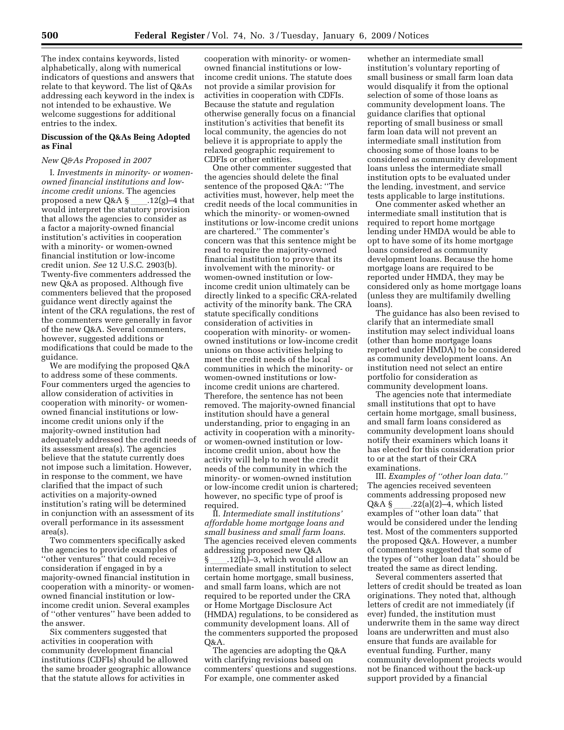The index contains keywords, listed alphabetically, along with numerical indicators of questions and answers that relate to that keyword. The list of Q&As addressing each keyword in the index is not intended to be exhaustive. We welcome suggestions for additional entries to the index.

## Discussion of the Q&As Being Adopted as Final

### *New Q&As Proposed in 2007*

I. *Investments in minority- or women-owned financial institutions and low-income credit unions.* The agencies proposed a new Q&A §____.12(g)–4 that would interpret the statutory provision that allows the agencies to consider as a factor a majority-owned financial institution's activities in cooperation with a minority- or women-owned financial institution or low-income credit union. *See* 12 U.S.C. 2903(b). Twenty-five commenters addressed the new Q&A as proposed. Although five commenters believed that the proposed guidance went directly against the intent of the CRA regulations, the rest of the commenters were generally in favor of the new Q&A. Several commenters, however, suggested additions or modifications that could be made to the guidance.

We are modifying the proposed Q&A to address some of these comments. Four commenters urged the agencies to allow consideration of activities in cooperation with minority- or women-owned financial institutions or low-income credit unions only if the majority-owned institution had adequately addressed the credit needs of its assessment area(s). The agencies believe that the statute currently does not impose such a limitation. However, in response to the comment, we have clarified that the impact of such activities on a majority-owned institution's rating will be determined in conjunction with an assessment of its overall performance in its assessment area(s).

Two commenters specifically asked the agencies to provide examples of ''other ventures'' that could receive consideration if engaged in by a majority-owned financial institution in cooperation with a minority- or women-owned financial institution or low-income credit union. Several examples of ''other ventures'' have been added to the answer.

Six commenters suggested that activities in cooperation with community development financial institutions (CDFIs) should be allowed the same broader geographic allowance that the statute allows for activities in cooperation with minority- or women-owned financial institutions or low-income credit unions. The statute does not provide a similar provision for activities in cooperation with CDFIs. Because the statute and regulation otherwise generally focus on a financial institution's activities that benefit its local community, the agencies do not believe it is appropriate to apply the relaxed geographic requirement to CDFIs or other entities.

One other commenter suggested that the agencies should delete the final sentence of the proposed Q&A: ''The activities must, however, help meet the credit needs of the local communities in which the minority- or women-owned institutions or low-income credit unions are chartered.'' The commenter's concern was that this sentence might be read to require the majority-owned financial institution to prove that its involvement with the minority- or women-owned institution or low-income credit union ultimately can be directly linked to a specific CRA-related activity of the minority bank. The CRA statute specifically conditions consideration of activities in cooperation with minority- or women-owned institutions or low-income credit unions on those activities helping to meet the credit needs of the local communities in which the minority- or women-owned institutions or low-income credit unions are chartered. Therefore, the sentence has not been removed. The majority-owned financial institution should have a general understanding, prior to engaging in an activity in cooperation with a minority- or women-owned institution or low-income credit union, about how the activity will help to meet the credit needs of the community in which the minority- or women-owned institution or low-income credit union is chartered; however, no specific type of proof is required.

II. *Intermediate small institutions' affordable home mortgage loans and small business and small farm loans.* The agencies received eleven comments addressing proposed new Q&A §____.12(h)–3, which would allow an intermediate small institution to select certain home mortgage, small business, and small farm loans, which are not required to be reported under the CRA or Home Mortgage Disclosure Act (HMDA) regulations, to be considered as community development loans. All of the commenters supported the proposed Q&A.

The agencies are adopting the Q&A with clarifying revisions based on commenters' questions and suggestions. For example, one commenter asked whether an intermediate small institution's voluntary reporting of small business or small farm loan data would disqualify it from the optional selection of some of those loans as community development loans. The guidance clarifies that optional reporting of small business or small farm loan data will not prevent an intermediate small institution from choosing some of those loans to be considered as community development loans unless the intermediate small institution opts to be evaluated under the lending, investment, and service tests applicable to large institutions.

One commenter asked whether an intermediate small institution that is required to report home mortgage lending under HMDA would be able to opt to have some of its home mortgage loans considered as community development loans. Because the home mortgage loans are required to be reported under HMDA, they may be considered only as home mortgage loans (unless they are multifamily dwelling loans).

The guidance has also been revised to clarify that an intermediate small institution may select individual loans (other than home mortgage loans reported under HMDA) to be considered as community development loans. An institution need not select an entire portfolio for consideration as community development loans.

The agencies note that intermediate small institutions that opt to have certain home mortgage, small business, and small farm loans considered as community development loans should notify their examiners which loans it has elected for this consideration prior to or at the start of their CRA examinations.

III. *Examples of ''other loan data.''* The agencies received seventeen comments addressing proposed new Q&A §____.22(a)(2)–4, which listed examples of ''other loan data'' that would be considered under the lending test. Most of the commenters supported the proposed Q&A. However, a number of commenters suggested that some of the types of ''other loan data'' should be treated the same as direct lending.

Several commenters asserted that letters of credit should be treated as loan originations. They noted that, although letters of credit are not immediately (if ever) funded, the institution must underwrite them in the same way direct loans are underwritten and must also ensure that funds are available for eventual funding. Further, many community development projects would not be financed without the back-up support provided by a financial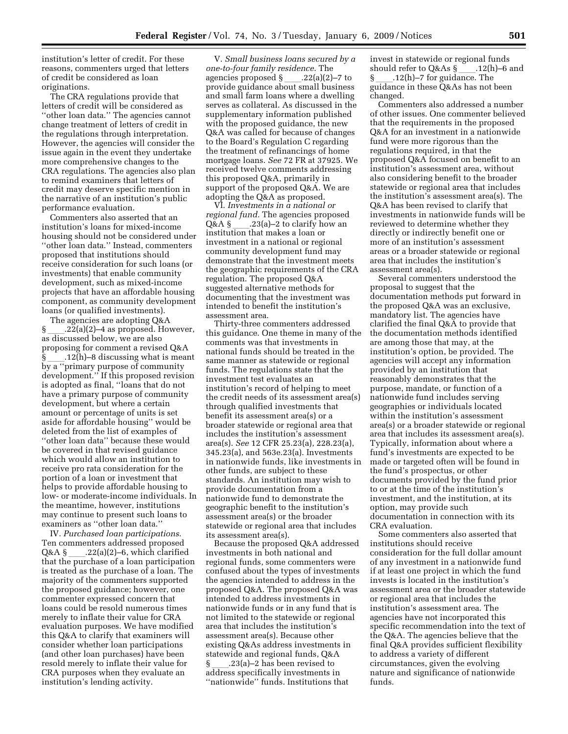institution's letter of credit. For these reasons, commenters urged that letters of credit be considered as loan originations.

The CRA regulations provide that letters of credit will be considered as ''other loan data.'' The agencies cannot change treatment of letters of credit in the regulations through interpretation. However, the agencies will consider the issue again in the event they undertake more comprehensive changes to the CRA regulations. The agencies also plan to remind examiners that letters of credit may deserve specific mention in the narrative of an institution's public performance evaluation.

Commenters also asserted that an institution's loans for mixed-income housing should not be considered under ''other loan data.'' Instead, commenters proposed that institutions should receive consideration for such loans (or investments) that enable community development, such as mixed-income projects that have an affordable housing component, as community development loans (or qualified investments).

The agencies are adopting Q&A § ____.22(a)(2)–4 as proposed. However, as discussed below, we are also proposing for comment a revised Q&A § ____.12(h)–8 discussing what is meant by a ''primary purpose of community development.'' If this proposed revision is adopted as final, ''loans that do not have a primary purpose of community development, but where a certain amount or percentage of units is set aside for affordable housing'' would be deleted from the list of examples of ''other loan data'' because these would be covered in that revised guidance which would allow an institution to receive pro rata consideration for the portion of a loan or investment that helps to provide affordable housing to low- or moderate-income individuals. In the meantime, however, institutions may continue to present such loans to examiners as ''other loan data.''

IV. *Purchased loan participations*. Ten commenters addressed proposed Q&A § ____.22(a)(2)–6, which clarified that the purchase of a loan participation is treated as the purchase of a loan. The majority of the commenters supported the proposed guidance; however, one commenter expressed concern that loans could be resold numerous times merely to inflate their value for CRA evaluation purposes. We have modified this Q&A to clarify that examiners will consider whether loan participations (and other loan purchases) have been resold merely to inflate their value for CRA purposes when they evaluate an institution's lending activity.

V. *Small business loans secured by a one-to-four family residence*. The agencies proposed § ____.22(a)(2)–7 to provide guidance about small business and small farm loans where a dwelling serves as collateral. As discussed in the supplementary information published with the proposed guidance, the new Q&A was called for because of changes to the Board's Regulation C regarding the treatment of refinancings of home mortgage loans. *See* 72 FR at 37925. We received twelve comments addressing this proposed Q&A, primarily in support of the proposed Q&A. We are adopting the Q&A as proposed.

VI. *Investments in a national or regional fund.* The agencies proposed Q&A § ____.23(a)–2 to clarify how an institution that makes a loan or investment in a national or regional community development fund may demonstrate that the investment meets the geographic requirements of the CRA regulation. The proposed Q&A suggested alternative methods for documenting that the investment was intended to benefit the institution's assessment area.

Thirty-three commenters addressed this guidance. One theme in many of the comments was that investments in national funds should be treated in the same manner as statewide or regional funds. The regulations state that the investment test evaluates an institution's record of helping to meet the credit needs of its assessment area(s) through qualified investments that benefit its assessment area(s) or a broader statewide or regional area that includes the institution's assessment area(s). *See* 12 CFR 25.23(a), 228.23(a), 345.23(a), and 563e.23(a). Investments in nationwide funds, like investments in other funds, are subject to these standards. An institution may wish to provide documentation from a nationwide fund to demonstrate the geographic benefit to the institution's assessment area(s) or the broader statewide or regional area that includes its assessment area(s).

Because the proposed Q&A addressed investments in both national and regional funds, some commenters were confused about the types of investments the agencies intended to address in the proposed Q&A. The proposed Q&A was intended to address investments in nationwide funds or in any fund that is not limited to the statewide or regional area that includes the institution's assessment area(s). Because other existing Q&As address investments in statewide and regional funds, Q&A § ____.23(a)–2 has been revised to address specifically investments in ''nationwide'' funds. Institutions that invest in statewide or regional funds should refer to Q&As § ____.12(h)–6 and § ____.12(h)–7 for guidance. The guidance in these Q&As has not been changed.

Commenters also addressed a number of other issues. One commenter believed that the requirements in the proposed Q&A for an investment in a nationwide fund were more rigorous than the regulations required, in that the proposed Q&A focused on benefit to an institution's assessment area, without also considering benefit to the broader statewide or regional area that includes the institution's assessment area(s). The Q&A has been revised to clarify that investments in nationwide funds will be reviewed to determine whether they directly or indirectly benefit one or more of an institution's assessment areas or a broader statewide or regional area that includes the institution's assessment area(s).

Several commenters understood the proposal to suggest that the documentation methods put forward in the proposed Q&A was an exclusive, mandatory list. The agencies have clarified the final Q&A to provide that the documentation methods identified are among those that may, at the institution's option, be provided. The agencies will accept any information provided by an institution that reasonably demonstrates that the purpose, mandate, or function of a nationwide fund includes serving geographies or individuals located within the institution's assessment area(s) or a broader statewide or regional area that includes its assessment area(s). Typically, information about where a fund's investments are expected to be made or targeted often will be found in the fund's prospectus, or other documents provided by the fund prior to or at the time of the institution's investment, and the institution, at its option, may provide such documentation in connection with its CRA evaluation.

Some commenters also asserted that institutions should receive consideration for the full dollar amount of any investment in a nationwide fund if at least one project in which the fund invests is located in the institution's assessment area or the broader statewide or regional area that includes the institution's assessment area. The agencies have not incorporated this specific recommendation into the text of the Q&A. The agencies believe that the final Q&A provides sufficient flexibility to address a variety of different circumstances, given the evolving nature and significance of nationwide funds.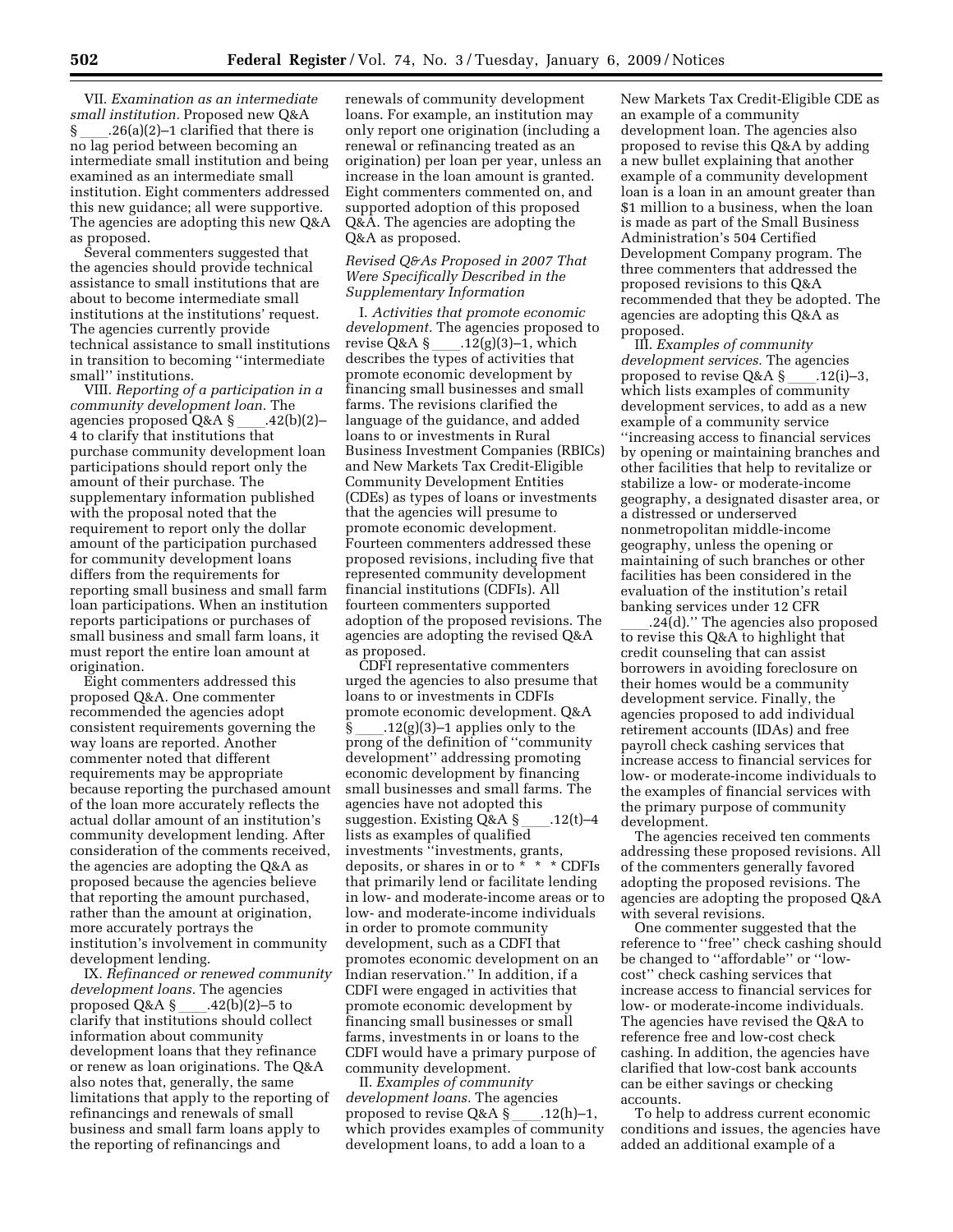VII. *Examination as an intermediate small institution.* Proposed new Q&A § ___.26(a)(2)–1 clarified that there is no lag period between becoming an intermediate small institution and being examined as an intermediate small institution. Eight commenters addressed this new guidance; all were supportive. The agencies are adopting this new Q&A as proposed.

Several commenters suggested that the agencies should provide technical assistance to small institutions that are about to become intermediate small institutions at the institutions' request. The agencies currently provide technical assistance to small institutions in transition to becoming ''intermediate small'' institutions.

VIII. *Reporting of a participation in a community development loan.* The agencies proposed Q&A § ___.42(b)(2)–4 to clarify that institutions that purchase community development loan participations should report only the amount of their purchase. The supplementary information published with the proposal noted that the requirement to report only the dollar amount of the participation purchased for community development loans differs from the requirements for reporting small business and small farm loan participations. When an institution reports participations or purchases of small business and small farm loans, it must report the entire loan amount at origination.

Eight commenters addressed this proposed Q&A. One commenter recommended the agencies adopt consistent requirements governing the way loans are reported. Another commenter noted that different requirements may be appropriate because reporting the purchased amount of the loan more accurately reflects the actual dollar amount of an institution's community development lending. After consideration of the comments received, the agencies are adopting the Q&A as proposed because the agencies believe that reporting the amount purchased, rather than the amount at origination, more accurately portrays the institution's involvement in community development lending.

IX. *Refinanced or renewed community development loans.* The agencies proposed Q&A § ___.42(b)(2)–5 to clarify that institutions should collect information about community development loans that they refinance or renew as loan originations. The Q&A also notes that, generally, the same limitations that apply to the reporting of refinancings and renewals of small business and small farm loans apply to the reporting of refinancings and renewals of community development loans. For example, an institution may only report one origination (including a renewal or refinancing treated as an origination) per loan per year, unless an increase in the loan amount is granted. Eight commenters commented on, and supported adoption of this proposed Q&A. The agencies are adopting the Q&A as proposed.

### *Revised Q&As Proposed in 2007 That Were Specifically Described in the Supplementary Information*

I. *Activities that promote economic development.* The agencies proposed to revise Q&A § ___.12(g)(3)–1, which describes the types of activities that promote economic development by financing small businesses and small farms. The revisions clarified the language of the guidance, and added loans to or investments in Rural Business Investment Companies (RBICs) and New Markets Tax Credit-Eligible Community Development Entities (CDEs) as types of loans or investments that the agencies will presume to promote economic development. Fourteen commenters addressed these proposed revisions, including five that represented community development financial institutions (CDFIs). All fourteen commenters supported adoption of the proposed revisions. The agencies are adopting the revised Q&A as proposed.

CDFI representative commenters urged the agencies to also presume that loans to or investments in CDFIs promote economic development. Q&A § ___.12(g)(3)–1 applies only to the prong of the definition of ''community development'' addressing promoting economic development by financing small businesses and small farms. The agencies have not adopted this suggestion. Existing Q&A § ___.12(t)–4 lists as examples of qualified investments ''investments, grants, deposits, or shares in or to * * * CDFIs that primarily lend or facilitate lending in low- and moderate-income areas or to low- and moderate-income individuals in order to promote community development, such as a CDFI that promotes economic development on an Indian reservation.'' In addition, if a CDFI were engaged in activities that promote economic development by financing small businesses or small farms, investments in or loans to the CDFI would have a primary purpose of community development.

II. *Examples of community development loans.* The agencies proposed to revise Q&A § ___.12(h)–1, which provides examples of community development loans, to add a loan to a New Markets Tax Credit-Eligible CDE as an example of a community development loan. The agencies also proposed to revise this Q&A by adding a new bullet explaining that another example of a community development loan is a loan in an amount greater than $1 million to a business, when the loan is made as part of the Small Business Administration's 504 Certified Development Company program. The three commenters that addressed the proposed revisions to this Q&A recommended that they be adopted. The agencies are adopting this Q&A as proposed.

III. *Examples of community development services.* The agencies proposed to revise Q&A § ___.12(i)–3, which lists examples of community development services, to add as a new example of a community service ''increasing access to financial services by opening or maintaining branches and other facilities that help to revitalize or stabilize a low- or moderate-income geography, a designated disaster area, or a distressed or underserved nonmetropolitan middle-income geography, unless the opening or maintaining of such branches or other facilities has been considered in the evaluation of the institution's retail banking services under 12 CFR ___.24(d).'' The agencies also proposed to revise this Q&A to highlight that credit counseling that can assist borrowers in avoiding foreclosure on their homes would be a community development service. Finally, the agencies proposed to add individual retirement accounts (IDAs) and free payroll check cashing services that increase access to financial services for low- or moderate-income individuals to the examples of financial services with the primary purpose of community development.

The agencies received ten comments addressing these proposed revisions. All of the commenters generally favored adopting the proposed revisions. The agencies are adopting the proposed Q&A with several revisions.

One commenter suggested that the reference to ''free'' check cashing should be changed to ''affordable'' or ''low-cost'' check cashing services that increase access to financial services for low- or moderate-income individuals. The agencies have revised the Q&A to reference free and low-cost check cashing. In addition, the agencies have clarified that low-cost bank accounts can be either savings or checking accounts.

To help to address current economic conditions and issues, the agencies have added an additional example of a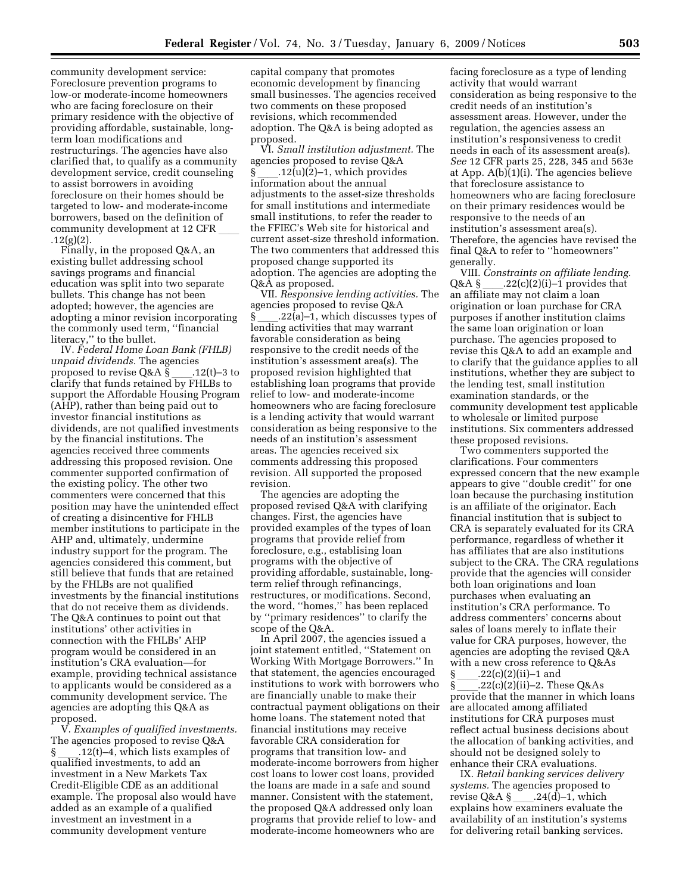community development service: Foreclosure prevention programs to low-or moderate-income homeowners who are facing foreclosure on their primary residence with the objective of providing affordable, sustainable, long-term loan modifications and restructurings. The agencies have also clarified that, to qualify as a community development service, credit counseling to assist borrowers in avoiding foreclosure on their homes should be targeted to low- and moderate-income borrowers, based on the definition of community development at 12 CFR ____ .12(g)(2).

Finally, in the proposed Q&A, an existing bullet addressing school savings programs and financial education was split into two separate bullets. This change has not been adopted; however, the agencies are adopting a minor revision incorporating the commonly used term, ''financial literacy,'' to the bullet.

IV. *Federal Home Loan Bank (FHLB) unpaid dividends.* The agencies proposed to revise Q&A § ____.12(t)–3 to clarify that funds retained by FHLBs to support the Affordable Housing Program (AHP), rather than being paid out to investor financial institutions as dividends, are not qualified investments by the financial institutions. The agencies received three comments addressing this proposed revision. One commenter supported confirmation of the existing policy. The other two commenters were concerned that this position may have the unintended effect of creating a disincentive for FHLB member institutions to participate in the AHP and, ultimately, undermine industry support for the program. The agencies considered this comment, but still believe that funds that are retained by the FHLBs are not qualified investments by the financial institutions that do not receive them as dividends. The Q&A continues to point out that institutions' other activities in connection with the FHLBs' AHP program would be considered in an institution's CRA evaluation—for example, providing technical assistance to applicants would be considered as a community development service. The agencies are adopting this Q&A as proposed.

V. *Examples of qualified investments.* The agencies proposed to revise Q&A § ____.12(t)–4, which lists examples of qualified investments, to add an investment in a New Markets Tax Credit-Eligible CDE as an additional example. The proposal also would have added as an example of a qualified investment an investment in a community development venture capital company that promotes economic development by financing small businesses. The agencies received two comments on these proposed revisions, which recommended adoption. The Q&A is being adopted as proposed.

VI. *Small institution adjustment.* The agencies proposed to revise Q&A § ____.12(u)(2)–1, which provides information about the annual adjustments to the asset-size thresholds for small institutions and intermediate small institutions, to refer the reader to the FFIEC's Web site for historical and current asset-size threshold information. The two commenters that addressed this proposed change supported its adoption. The agencies are adopting the Q&A as proposed.

VII. *Responsive lending activities.* The agencies proposed to revise Q&A § ____.22(a)–1, which discusses types of lending activities that may warrant favorable consideration as being responsive to the credit needs of the institution's assessment area(s). The proposed revision highlighted that establishing loan programs that provide relief to low- and moderate-income homeowners who are facing foreclosure is a lending activity that would warrant consideration as being responsive to the needs of an institution's assessment areas. The agencies received six comments addressing this proposed revision. All supported the proposed revision.

The agencies are adopting the proposed revised Q&A with clarifying changes. First, the agencies have provided examples of the types of loan programs that provide relief from foreclosure, e.g., establising loan programs with the objective of providing affordable, sustainable, long-term relief through refinancings, restructures, or modifications. Second, the word, ''homes,'' has been replaced by ''primary residences'' to clarify the scope of the Q&A.

In April 2007, the agencies issued a joint statement entitled, ''Statement on Working With Mortgage Borrowers.'' In that statement, the agencies encouraged institutions to work with borrowers who are financially unable to make their contractual payment obligations on their home loans. The statement noted that financial institutions may receive favorable CRA consideration for programs that transition low- and moderate-income borrowers from higher cost loans to lower cost loans, provided the loans are made in a safe and sound manner. Consistent with the statement, the proposed Q&A addressed only loan programs that provide relief to low- and moderate-income homeowners who are facing foreclosure as a type of lending activity that would warrant consideration as being responsive to the credit needs of an institution's assessment areas. However, under the regulation, the agencies assess an institution's responsiveness to credit needs in each of its assessment area(s). *See* 12 CFR parts 25, 228, 345 and 563e at App. A(b)(1)(i). The agencies believe that foreclosure assistance to homeowners who are facing foreclosure on their primary residences would be responsive to the needs of an institution's assessment area(s). Therefore, the agencies have revised the final Q&A to refer to ''homeowners'' generally.

VIII. *Constraints on affiliate lending.* Q&A § ____.22(c)(2)(i)–1 provides that an affiliate may not claim a loan origination or loan purchase for CRA purposes if another institution claims the same loan origination or loan purchase. The agencies proposed to revise this Q&A to add an example and to clarify that the guidance applies to all institutions, whether they are subject to the lending test, small institution examination standards, or the community development test applicable to wholesale or limited purpose institutions. Six commenters addressed these proposed revisions.

Two commenters supported the clarifications. Four commenters expressed concern that the new example appears to give ''double credit'' for one loan because the purchasing institution is an affiliate of the originator. Each financial institution that is subject to CRA is separately evaluated for its CRA performance, regardless of whether it has affiliates that are also institutions subject to the CRA. The CRA regulations provide that the agencies will consider both loan originations and loan purchases when evaluating an institution's CRA performance. To address commenters' concerns about sales of loans merely to inflate their value for CRA purposes, however, the agencies are adopting the revised Q&A with a new cross reference to Q&As § ____.22(c)(2)(ii)–1 and § ____.22(c)(2)(ii)–2. These Q&As provide that the manner in which loans are allocated among affiliated institutions for CRA purposes must reflect actual business decisions about the allocation of banking activities, and should not be designed solely to enhance their CRA evaluations.

IX. *Retail banking services delivery systems.* The agencies proposed to revise Q&A § ____.24(d)–1, which explains how examiners evaluate the availability of an institution's systems for delivering retail banking services.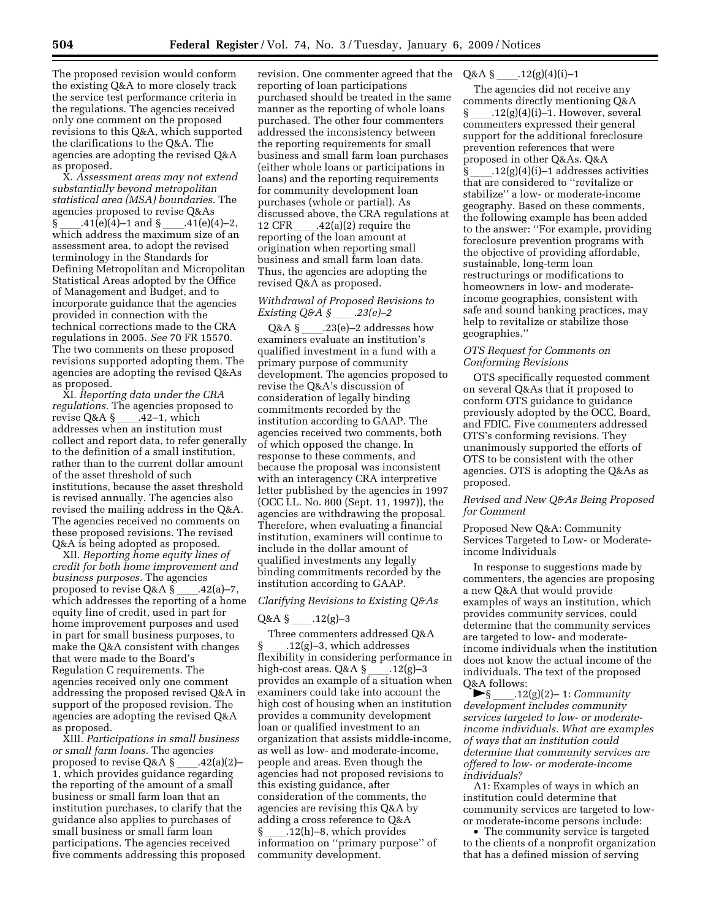The proposed revision would conform the existing Q&A to more closely track the service test performance criteria in the regulations. The agencies received only one comment on the proposed revisions to this Q&A, which supported the clarifications to the Q&A. The agencies are adopting the revised Q&A as proposed.

X. *Assessment areas may not extend substantially beyond metropolitan statistical area (MSA) boundaries.* The agencies proposed to revise Q&As § ____.41(e)(4)–1 and § ____.41(e)(4)–2, which address the maximum size of an assessment area, to adopt the revised terminology in the Standards for Defining Metropolitan and Micropolitan Statistical Areas adopted by the Office of Management and Budget, and to incorporate guidance that the agencies provided in connection with the technical corrections made to the CRA regulations in 2005. *See* 70 FR 15570. The two comments on these proposed revisions supported adopting them. The agencies are adopting the revised Q&As as proposed.

XI. *Reporting data under the CRA regulations.* The agencies proposed to revise Q&A § ____.42–1, which addresses when an institution must collect and report data, to refer generally to the definition of a small institution, rather than to the current dollar amount of the asset threshold of such institutions, because the asset threshold is revised annually. The agencies also revised the mailing address in the Q&A. The agencies received no comments on these proposed revisions. The revised Q&A is being adopted as proposed.

XII. *Reporting home equity lines of credit for both home improvement and business purposes.* The agencies proposed to revise Q&A § ____.42(a)–7, which addresses the reporting of a home equity line of credit, used in part for home improvement purposes and used in part for small business purposes, to make the Q&A consistent with changes that were made to the Board's Regulation C requirements. The agencies received only one comment addressing the proposed revised Q&A in support of the proposed revision. The agencies are adopting the revised Q&A as proposed.

XIII. *Participations in small business or small farm loans.* The agencies proposed to revise Q&A § ____.42(a)(2)–1, which provides guidance regarding the reporting of the amount of a small business or small farm loan that an institution purchases, to clarify that the guidance also applies to purchases of small business or small farm loan participations. The agencies received five comments addressing this proposed revision. One commenter agreed that the reporting of loan participations purchased should be treated in the same manner as the reporting of whole loans purchased. The other four commenters addressed the inconsistency between the reporting requirements for small business and small farm loan purchases (either whole loans or participations in loans) and the reporting requirements for community development loan purchases (whole or partial). As discussed above, the CRA regulations at 12 CFR ____.42(a)(2) require the reporting of the loan amount at origination when reporting small business and small farm loan data. Thus, the agencies are adopting the revised Q&A as proposed.

### *Withdrawal of Proposed Revisions to Existing Q&A § ____.23(e)–2*

Q&A § ____.23(e)–2 addresses how examiners evaluate an institution's qualified investment in a fund with a primary purpose of community development. The agencies proposed to revise the Q&A's discussion of consideration of legally binding commitments recorded by the institution according to GAAP. The agencies received two comments, both of which opposed the change. In response to these comments, and because the proposal was inconsistent with an interagency CRA interpretive letter published by the agencies in 1997 (OCC I.L. No. 800 (Sept. 11, 1997)), the agencies are withdrawing the proposal. Therefore, when evaluating a financial institution, examiners will continue to include in the dollar amount of qualified investments any legally binding commitments recorded by the institution according to GAAP.

### *Clarifying Revisions to Existing Q&As*

Q&A § ____.12(g)–3

Three commenters addressed Q&A § ____.12(g)–3, which addresses flexibility in considering performance in high-cost areas. Q&A § ____.12(g)–3 provides an example of a situation when examiners could take into account the high cost of housing when an institution provides a community development loan or qualified investment to an organization that assists middle-income, as well as low- and moderate-income, people and areas. Even though the agencies had not proposed revisions to this existing guidance, after consideration of the comments, the agencies are revising this Q&A by adding a cross reference to Q&A § ____.12(h)–8, which provides information on ''primary purpose'' of community development.

Q&A § ____.12(g)(4)(i)–1

The agencies did not receive any comments directly mentioning Q&A § ____.12(g)(4)(i)–1. However, several commenters expressed their general support for the additional foreclosure prevention references that were proposed in other Q&As. Q&A § ____.12(g)(4)(i)–1 addresses activities that are considered to ''revitalize or stabilize'' a low- or moderate-income geography. Based on these comments, the following example has been added to the answer: ''For example, providing foreclosure prevention programs with the objective of providing affordable, sustainable, long-term loan restructurings or modifications to homeowners in low- and moderate-income geographies, consistent with safe and sound banking practices, may help to revitalize or stabilize those geographies.''

### *OTS Request for Comments on Conforming Revisions*

OTS specifically requested comment on several Q&As that it proposed to conform OTS guidance to guidance previously adopted by the OCC, Board, and FDIC. Five commenters addressed OTS's conforming revisions. They unanimously supported the efforts of OTS to be consistent with the other agencies. OTS is adopting the Q&As as proposed.

### *Revised and New Q&As Being Proposed for Comment*

Proposed New Q&A: Community Services Targeted to Low- or Moderate-income Individuals

In response to suggestions made by commenters, the agencies are proposing a new Q&A that would provide examples of ways an institution, which provides community services, could determine that the community services are targeted to low- and moderate-income individuals when the institution does not know the actual income of the individuals. The text of the proposed Q&A follows:

►§ ____.12(g)(2)– 1: *Community development includes community services targeted to low- or moderate-income individuals. What are examples of ways that an institution could determine that community services are offered to low- or moderate-income individuals?*

A1: Examples of ways in which an institution could determine that community services are targeted to low- or moderate-income persons include:

- The community service is targeted to the clients of a nonprofit organization that has a defined mission of serving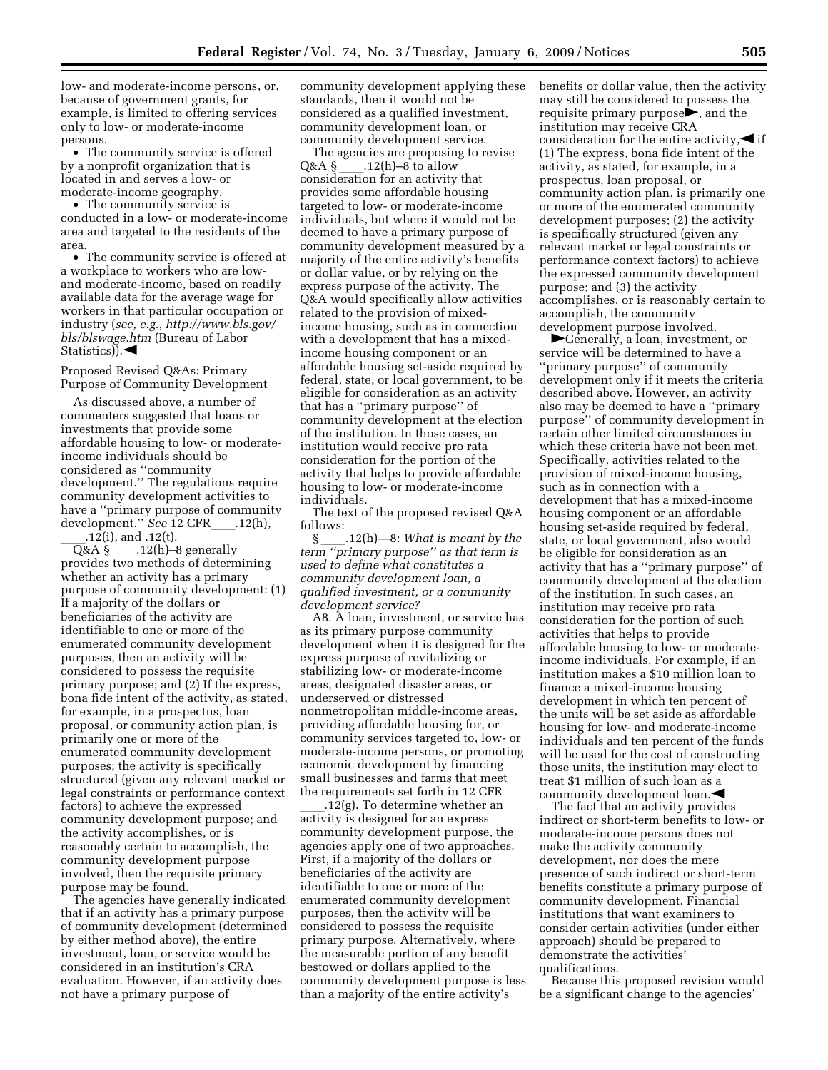low- and moderate-income persons, or, because of government grants, for example, is limited to offering services only to low- or moderate-income persons.

- The community service is offered by a nonprofit organization that is located in and serves a low- or moderate-income geography.
- The community service is conducted in a low- or moderate-income area and targeted to the residents of the area.
- The community service is offered at a workplace to workers who are low- and moderate-income, based on readily available data for the average wage for workers in that particular occupation or industry (*see, e.g., http://www.bls.gov/bls/blswage.htm* (Bureau of Labor Statistics)).◄

Proposed Revised Q&As: Primary Purpose of Community Development

As discussed above, a number of commenters suggested that loans or investments that provide some affordable housing to low- or moderate-income individuals should be considered as ''community development.'' The regulations require community development activities to have a ''primary purpose of community development.'' *See* 12 CFR____.12(h), ____.12(i), and .12(t).

Q&A §____.12(h)–8 generally provides two methods of determining whether an activity has a primary purpose of community development: (1) If a majority of the dollars or beneficiaries of the activity are identifiable to one or more of the enumerated community development purposes, then an activity will be considered to possess the requisite primary purpose; and (2) If the express, bona fide intent of the activity, as stated, for example, in a prospectus, loan proposal, or community action plan, is primarily one or more of the enumerated community development purposes; the activity is specifically structured (given any relevant market or legal constraints or performance context factors) to achieve the expressed community development purpose; and the activity accomplishes, or is reasonably certain to accomplish, the community development purpose involved, then the requisite primary purpose may be found.

The agencies have generally indicated that if an activity has a primary purpose of community development (determined by either method above), the entire investment, loan, or service would be considered in an institution's CRA evaluation. However, if an activity does not have a primary purpose of community development applying these standards, then it would not be considered as a qualified investment, community development loan, or community development service.

The agencies are proposing to revise Q&A §____.12(h)–8 to allow consideration for an activity that provides some affordable housing targeted to low- or moderate-income individuals, but where it would not be deemed to have a primary purpose of community development measured by a majority of the entire activity's benefits or dollar value, or by relying on the express purpose of the activity. The Q&A would specifically allow activities related to the provision of mixed-income housing, such as in connection with a development that has a mixed-income housing component or an affordable housing set-aside required by federal, state, or local government, to be eligible for consideration as an activity that has a ''primary purpose'' of community development at the election of the institution. In those cases, an institution would receive pro rata consideration for the portion of the activity that helps to provide affordable housing to low- or moderate-income individuals.

The text of the proposed revised Q&A follows:

§____.12(h)—8: *What is meant by the term ''primary purpose'' as that term is used to define what constitutes a community development loan, a qualified investment, or a community development service?*

A8. A loan, investment, or service has as its primary purpose community development when it is designed for the express purpose of revitalizing or stabilizing low- or moderate-income areas, designated disaster areas, or underserved or distressed nonmetropolitan middle-income areas, providing affordable housing for, or community services targeted to, low- or moderate-income persons, or promoting economic development by financing small businesses and farms that meet the requirements set forth in 12 CFR ____.12(g). To determine whether an activity is designed for an express community development purpose, the agencies apply one of two approaches. First, if a majority of the dollars or beneficiaries of the activity are identifiable to one or more of the enumerated community development purposes, then the activity will be considered to possess the requisite primary purpose. Alternatively, where the measurable portion of any benefit bestowed or dollars applied to the community development purpose is less than a majority of the entire activity's benefits or dollar value, then the activity may still be considered to possess the requisite primary purpose►, and the institution may receive CRA consideration for the entire activity,◄ if (1) The express, bona fide intent of the activity, as stated, for example, in a prospectus, loan proposal, or community action plan, is primarily one or more of the enumerated community development purposes; (2) the activity is specifically structured (given any relevant market or legal constraints or performance context factors) to achieve the expressed community development purpose; and (3) the activity accomplishes, or is reasonably certain to accomplish, the community development purpose involved.

►Generally, a loan, investment, or service will be determined to have a ''primary purpose'' of community development only if it meets the criteria described above. However, an activity also may be deemed to have a ''primary purpose'' of community development in certain other limited circumstances in which these criteria have not been met. Specifically, activities related to the provision of mixed-income housing, such as in connection with a development that has a mixed-income housing component or an affordable housing set-aside required by federal, state, or local government, also would be eligible for consideration as an activity that has a ''primary purpose'' of community development at the election of the institution. In such cases, an institution may receive pro rata consideration for the portion of such activities that helps to provide affordable housing to low- or moderate-income individuals. For example, if an institution makes a $10 million loan to finance a mixed-income housing development in which ten percent of the units will be set aside as affordable housing for low- and moderate-income individuals and ten percent of the funds will be used for the cost of constructing those units, the institution may elect to treat $1 million of such loan as a community development loan.◄

The fact that an activity provides indirect or short-term benefits to low- or moderate-income persons does not make the activity community development, nor does the mere presence of such indirect or short-term benefits constitute a primary purpose of community development. Financial institutions that want examiners to consider certain activities (under either approach) should be prepared to demonstrate the activities' qualifications.

Because this proposed revision would be a significant change to the agencies'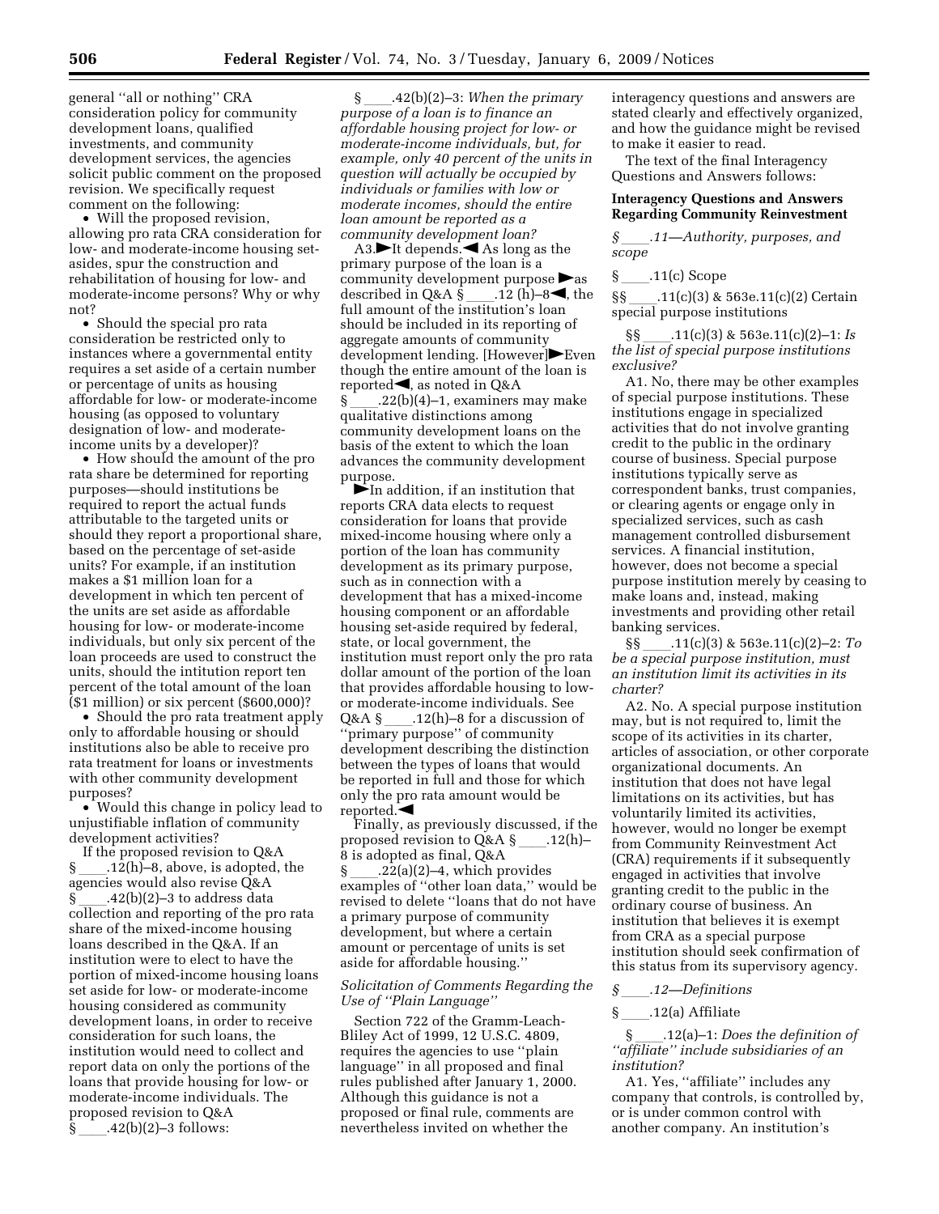general ''all or nothing'' CRA consideration policy for community development loans, qualified investments, and community development services, the agencies solicit public comment on the proposed revision. We specifically request comment on the following:

- Will the proposed revision, allowing pro rata CRA consideration for low- and moderate-income housing set-asides, spur the construction and rehabilitation of housing for low- and moderate-income persons? Why or why not?
- Should the special pro rata consideration be restricted only to instances where a governmental entity requires a set aside of a certain number or percentage of units as housing affordable for low- or moderate-income housing (as opposed to voluntary designation of low- and moderate-income units by a developer)?
- How should the amount of the pro rata share be determined for reporting purposes—should institutions be required to report the actual funds attributable to the targeted units or should they report a proportional share, based on the percentage of set-aside units? For example, if an institution makes a $1 million loan for a development in which ten percent of the units are set aside as affordable housing for low- or moderate-income individuals, but only six percent of the loan proceeds are used to construct the units, should the intitution report ten percent of the total amount of the loan ($1 million) or six percent ($600,000)?
- Should the pro rata treatment apply only to affordable housing or should institutions also be able to receive pro rata treatment for loans or investments with other community development purposes?
- Would this change in policy lead to unjustifiable inflation of community development activities?

If the proposed revision to Q&A § ____.12(h)–8, above, is adopted, the agencies would also revise Q&A § ____.42(b)(2)–3 to address data collection and reporting of the pro rata share of the mixed-income housing loans described in the Q&A. If an institution were to elect to have the portion of mixed-income housing loans set aside for low- or moderate-income housing considered as community development loans, in order to receive consideration for such loans, the institution would need to collect and report data on only the portions of the loans that provide housing for low- or moderate-income individuals. The proposed revision to Q&A § ____.42(b)(2)–3 follows:

§ ____.42(b)(2)–3: *When the primary purpose of a loan is to finance an affordable housing project for low- or moderate-income individuals, but, for example, only 40 percent of the units in question will actually be occupied by individuals or families with low or moderate incomes, should the entire loan amount be reported as a community development loan?*

A3.►It depends.◄ As long as the primary purpose of the loan is a community development purpose ►as described in Q&A § ____.12 (h)–8◄, the full amount of the institution's loan should be included in its reporting of aggregate amounts of community development lending. [However]►Even though the entire amount of the loan is reported◄, as noted in Q&A § ____.22(b)(4)–1, examiners may make qualitative distinctions among community development loans on the basis of the extent to which the loan advances the community development purpose.

►In addition, if an institution that reports CRA data elects to request consideration for loans that provide mixed-income housing where only a portion of the loan has community development as its primary purpose, such as in connection with a development that has a mixed-income housing component or an affordable housing set-aside required by federal, state, or local government, the institution must report only the pro rata dollar amount of the portion of the loan that provides affordable housing to low- or moderate-income individuals. See Q&A § ____.12(h)–8 for a discussion of ''primary purpose'' of community development describing the distinction between the types of loans that would be reported in full and those for which only the pro rata amount would be reported.◄

Finally, as previously discussed, if the proposed revision to Q&A § ____.12(h)–8 is adopted as final, Q&A § ____.22(a)(2)–4, which provides examples of ''other loan data,'' would be revised to delete ''loans that do not have a primary purpose of community development, but where a certain amount or percentage of units is set aside for affordable housing.''

*Solicitation of Comments Regarding the Use of ''Plain Language''*

Section 722 of the Gramm-Leach-Bliley Act of 1999, 12 U.S.C. 4809, requires the agencies to use ''plain language'' in all proposed and final rules published after January 1, 2000. Although this guidance is not a proposed or final rule, comments are nevertheless invited on whether the interagency questions and answers are stated clearly and effectively organized, and how the guidance might be revised to make it easier to read.

The text of the final Interagency Questions and Answers follows:

**Interagency Questions and Answers Regarding Community Reinvestment**

*§ ____.11—Authority, purposes, and scope*

§ ____.11(c) Scope

§§ ____.11(c)(3) & 563e.11(c)(2) Certain special purpose institutions

§§ ____.11(c)(3) & 563e.11(c)(2)–1: *Is the list of special purpose institutions exclusive?*

A1. No, there may be other examples of special purpose institutions. These institutions engage in specialized activities that do not involve granting credit to the public in the ordinary course of business. Special purpose institutions typically serve as correspondent banks, trust companies, or clearing agents or engage only in specialized services, such as cash management controlled disbursement services. A financial institution, however, does not become a special purpose institution merely by ceasing to make loans and, instead, making investments and providing other retail banking services.

§§ ____.11(c)(3) & 563e.11(c)(2)–2: *To be a special purpose institution, must an institution limit its activities in its charter?*

A2. No. A special purpose institution may, but is not required to, limit the scope of its activities in its charter, articles of association, or other corporate organizational documents. An institution that does not have legal limitations on its activities, but has voluntarily limited its activities, however, would no longer be exempt from Community Reinvestment Act (CRA) requirements if it subsequently engaged in activities that involve granting credit to the public in the ordinary course of business. An institution that believes it is exempt from CRA as a special purpose institution should seek confirmation of this status from its supervisory agency.

*§ ____.12—Definitions*

§ ____.12(a) Affiliate

§ ____.12(a)–1: *Does the definition of ''affiliate'' include subsidiaries of an institution?*

A1. Yes, ''affiliate'' includes any company that controls, is controlled by, or is under common control with another company. An institution's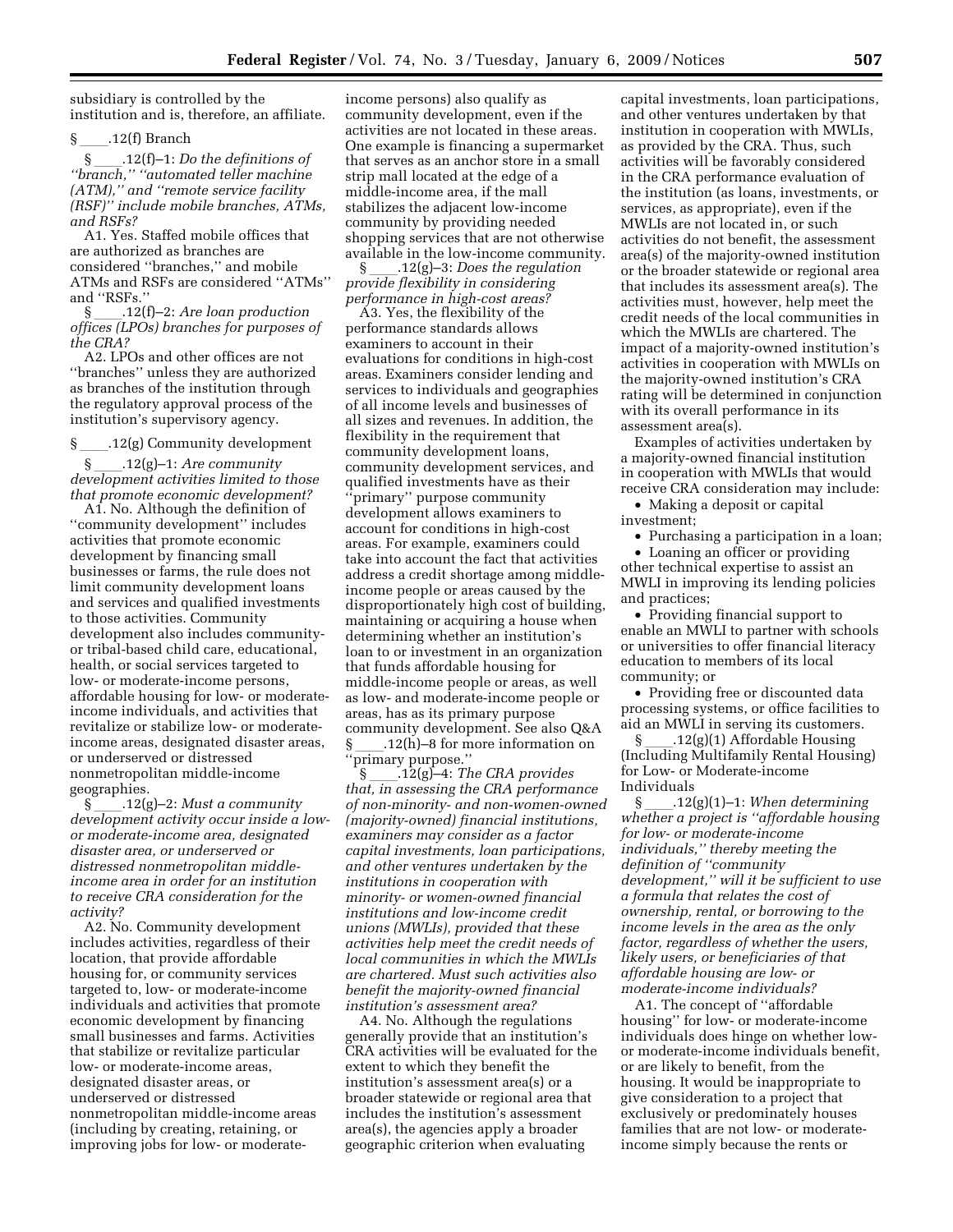subsidiary is controlled by the institution and is, therefore, an affiliate.

§ ____.12(f) Branch

§ ____.12(f)–1: *Do the definitions of "branch," "automated teller machine (ATM)," and "remote service facility (RSF)" include mobile branches, ATMs, and RSFs?*

A1. Yes. Staffed mobile offices that are authorized as branches are considered "branches," and mobile ATMs and RSFs are considered "ATMs" and "RSFs."

§ ____.12(f)–2: *Are loan production offices (LPOs) branches for purposes of the CRA?*

A2. LPOs and other offices are not "branches" unless they are authorized as branches of the institution through the regulatory approval process of the institution's supervisory agency.

§ ____.12(g) Community development

§ ____.12(g)–1: *Are community development activities limited to those that promote economic development?*

A1. No. Although the definition of "community development" includes activities that promote economic development by financing small businesses or farms, the rule does not limit community development loans and services and qualified investments to those activities. Community development also includes community- or tribal-based child care, educational, health, or social services targeted to low- or moderate-income persons, affordable housing for low- or moderate-income individuals, and activities that revitalize or stabilize low- or moderate-income areas, designated disaster areas, or underserved or distressed nonmetropolitan middle-income geographies.

§ ____.12(g)–2: *Must a community development activity occur inside a low- or moderate-income area, designated disaster area, or underserved or distressed nonmetropolitan middle-income area in order for an institution to receive CRA consideration for the activity?*

A2. No. Community development includes activities, regardless of their location, that provide affordable housing for, or community services targeted to, low- or moderate-income individuals and activities that promote economic development by financing small businesses and farms. Activities that stabilize or revitalize particular low- or moderate-income areas, designated disaster areas, or underserved or distressed nonmetropolitan middle-income areas (including by creating, retaining, or improving jobs for low- or moderate-income persons) also qualify as community development, even if the activities are not located in these areas. One example is financing a supermarket that serves as an anchor store in a small strip mall located at the edge of a middle-income area, if the mall stabilizes the adjacent low-income community by providing needed shopping services that are not otherwise available in the low-income community.

§ ____.12(g)–3: *Does the regulation provide flexibility in considering performance in high-cost areas?*

A3. Yes, the flexibility of the performance standards allows examiners to account in their evaluations for conditions in high-cost areas. Examiners consider lending and services to individuals and geographies of all income levels and businesses of all sizes and revenues. In addition, the flexibility in the requirement that community development loans, community development services, and qualified investments have as their "primary" purpose community development allows examiners to account for conditions in high-cost areas. For example, examiners could take into account the fact that activities address a credit shortage among middle-income people or areas caused by the disproportionately high cost of building, maintaining or acquiring a house when determining whether an institution's loan to or investment in an organization that funds affordable housing for middle-income people or areas, as well as low- and moderate-income people or areas, has as its primary purpose community development. See also Q&A § ____.12(h)–8 for more information on "primary purpose."

§ ____.12(g)–4: *The CRA provides that, in assessing the CRA performance of non-minority- and non-women-owned (majority-owned) financial institutions, examiners may consider as a factor capital investments, loan participations, and other ventures undertaken by the institutions in cooperation with minority- or women-owned financial institutions and low-income credit unions (MWLIs), provided that these activities help meet the credit needs of local communities in which the MWLIs are chartered. Must such activities also benefit the majority-owned financial institution's assessment area?*

A4. No. Although the regulations generally provide that an institution's CRA activities will be evaluated for the extent to which they benefit the institution's assessment area(s) or a broader statewide or regional area that includes the institution's assessment area(s), the agencies apply a broader geographic criterion when evaluating capital investments, loan participations, and other ventures undertaken by that institution in cooperation with MWLIs, as provided by the CRA. Thus, such activities will be favorably considered in the CRA performance evaluation of the institution (as loans, investments, or services, as appropriate), even if the MWLIs are not located in, or such activities do not benefit, the assessment area(s) of the majority-owned institution or the broader statewide or regional area that includes its assessment area(s). The activities must, however, help meet the credit needs of the local communities in which the MWLIs are chartered. The impact of a majority-owned institution's activities in cooperation with MWLIs on the majority-owned institution's CRA rating will be determined in conjunction with its overall performance in its assessment area(s).

Examples of activities undertaken by a majority-owned financial institution in cooperation with MWLIs that would receive CRA consideration may include:

- Making a deposit or capital investment;
- Purchasing a participation in a loan;
- Loaning an officer or providing other technical expertise to assist an MWLI in improving its lending policies and practices;
- Providing financial support to enable an MWLI to partner with schools or universities to offer financial literacy education to members of its local community; or
- Providing free or discounted data processing systems, or office facilities to aid an MWLI in serving its customers.

§ ____.12(g)(1) Affordable Housing (Including Multifamily Rental Housing) for Low- or Moderate-income Individuals

§ ____.12(g)(1)–1: *When determining whether a project is "affordable housing for low- or moderate-income individuals," thereby meeting the definition of "community development," will it be sufficient to use a formula that relates the cost of ownership, rental, or borrowing to the income levels in the area as the only factor, regardless of whether the users, likely users, or beneficiaries of that affordable housing are low- or moderate-income individuals?*

A1. The concept of "affordable housing" for low- or moderate-income individuals does hinge on whether low- or moderate-income individuals benefit, or are likely to benefit, from the housing. It would be inappropriate to give consideration to a project that exclusively or predominately houses families that are not low- or moderate-income simply because the rents or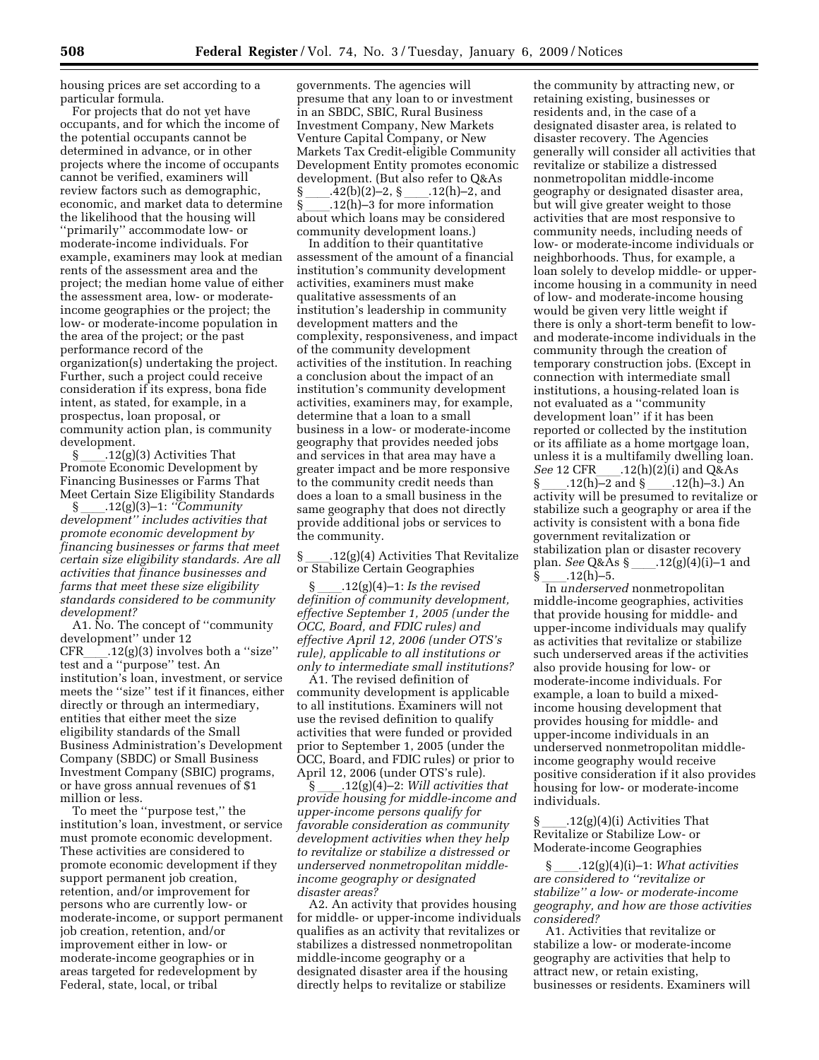housing prices are set according to a particular formula.

For projects that do not yet have occupants, and for which the income of the potential occupants cannot be determined in advance, or in other projects where the income of occupants cannot be verified, examiners will review factors such as demographic, economic, and market data to determine the likelihood that the housing will ''primarily'' accommodate low- or moderate-income individuals. For example, examiners may look at median rents of the assessment area and the project; the median home value of either the assessment area, low- or moderate-income geographies or the project; the low- or moderate-income population in the area of the project; or the past performance record of the organization(s) undertaking the project. Further, such a project could receive consideration if its express, bona fide intent, as stated, for example, in a prospectus, loan proposal, or community action plan, is community development.

§ ____.12(g)(3) Activities That Promote Economic Development by Financing Businesses or Farms That Meet Certain Size Eligibility Standards

§ ____.12(g)(3)–1: *''Community development'' includes activities that promote economic development by financing businesses or farms that meet certain size eligibility standards. Are all activities that finance businesses and farms that meet these size eligibility standards considered to be community development?*

A1. No. The concept of ''community development'' under 12 CFR____.12(g)(3) involves both a ''size'' test and a ''purpose'' test. An institution's loan, investment, or service meets the ''size'' test if it finances, either directly or through an intermediary, entities that either meet the size eligibility standards of the Small Business Administration's Development Company (SBDC) or Small Business Investment Company (SBIC) programs, or have gross annual revenues of $1 million or less.

To meet the ''purpose test,'' the institution's loan, investment, or service must promote economic development. These activities are considered to promote economic development if they support permanent job creation, retention, and/or improvement for persons who are currently low- or moderate-income, or support permanent job creation, retention, and/or improvement either in low- or moderate-income geographies or in areas targeted for redevelopment by Federal, state, local, or tribal governments. The agencies will presume that any loan to or investment in an SBDC, SBIC, Rural Business Investment Company, New Markets Venture Capital Company, or New Markets Tax Credit-eligible Community Development Entity promotes economic development. (But also refer to Q&As § ____.42(b)(2)–2, § ____.12(h)–2, and § ____.12(h)–3 for more information about which loans may be considered community development loans.)

In addition to their quantitative assessment of the amount of a financial institution's community development activities, examiners must make qualitative assessments of an institution's leadership in community development matters and the complexity, responsiveness, and impact of the community development activities of the institution. In reaching a conclusion about the impact of an institution's community development activities, examiners may, for example, determine that a loan to a small business in a low- or moderate-income geography that provides needed jobs and services in that area may have a greater impact and be more responsive to the community credit needs than does a loan to a small business in the same geography that does not directly provide additional jobs or services to the community.

§ ____.12(g)(4) Activities That Revitalize or Stabilize Certain Geographies

§ ____.12(g)(4)–1: *Is the revised definition of community development, effective September 1, 2005 (under the OCC, Board, and FDIC rules) and effective April 12, 2006 (under OTS's rule), applicable to all institutions or only to intermediate small institutions?*

A1. The revised definition of community development is applicable to all institutions. Examiners will not use the revised definition to qualify activities that were funded or provided prior to September 1, 2005 (under the OCC, Board, and FDIC rules) or prior to April 12, 2006 (under OTS's rule).

§ ____.12(g)(4)–2: *Will activities that provide housing for middle-income and upper-income persons qualify for favorable consideration as community development activities when they help to revitalize or stabilize a distressed or underserved nonmetropolitan middle-income geography or designated disaster areas?*

A2. An activity that provides housing for middle- or upper-income individuals qualifies as an activity that revitalizes or stabilizes a distressed nonmetropolitan middle-income geography or a designated disaster area if the housing directly helps to revitalize or stabilize the community by attracting new, or retaining existing, businesses or residents and, in the case of a designated disaster area, is related to disaster recovery. The Agencies generally will consider all activities that revitalize or stabilize a distressed nonmetropolitan middle-income geography or designated disaster area, but will give greater weight to those activities that are most responsive to community needs, including needs of low- or moderate-income individuals or neighborhoods. Thus, for example, a loan solely to develop middle- or upper-income housing in a community in need of low- and moderate-income housing would be given very little weight if there is only a short-term benefit to low- and moderate-income individuals in the community through the creation of temporary construction jobs. (Except in connection with intermediate small institutions, a housing-related loan is not evaluated as a ''community development loan'' if it has been reported or collected by the institution or its affiliate as a home mortgage loan, unless it is a multifamily dwelling loan. *See* 12 CFR____.12(h)(2)(i) and Q&As § ____.12(h)–2 and § ____.12(h)–3.) An activity will be presumed to revitalize or stabilize such a geography or area if the activity is consistent with a bona fide government revitalization or stabilization plan or disaster recovery plan. *See* Q&As § ____.12(g)(4)(i)–1 and § ____.12(h)–5.

In *underserved* nonmetropolitan middle-income geographies, activities that provide housing for middle- and upper-income individuals may qualify as activities that revitalize or stabilize such underserved areas if the activities also provide housing for low- or moderate-income individuals. For example, a loan to build a mixed-income housing development that provides housing for middle- and upper-income individuals in an underserved nonmetropolitan middle-income geography would receive positive consideration if it also provides housing for low- or moderate-income individuals.

§ ____.12(g)(4)(i) Activities That Revitalize or Stabilize Low- or Moderate-income Geographies

§ ____.12(g)(4)(i)–1: *What activities are considered to ''revitalize or stabilize'' a low- or moderate-income geography, and how are those activities considered?*

A1. Activities that revitalize or stabilize a low- or moderate-income geography are activities that help to attract new, or retain existing, businesses or residents. Examiners will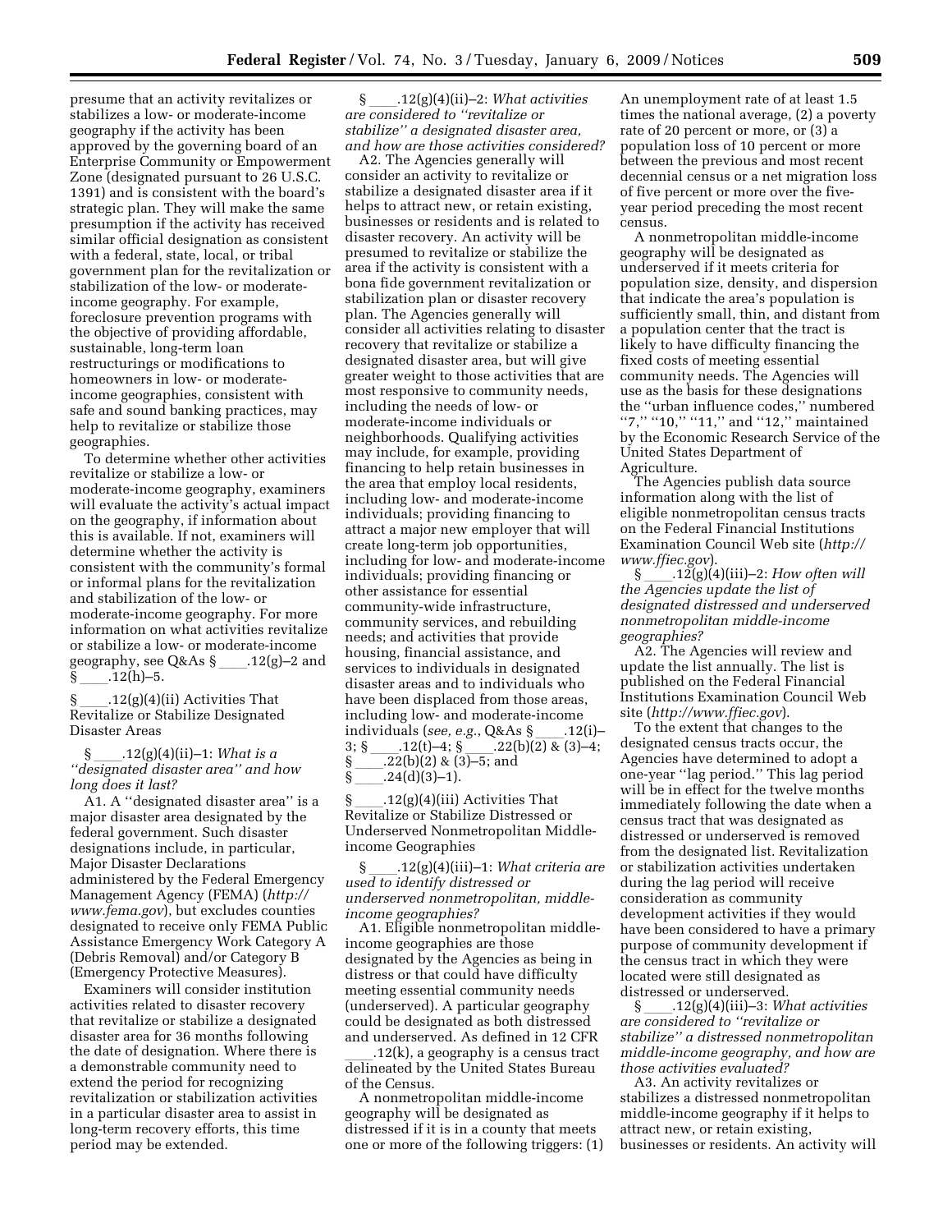presume that an activity revitalizes or stabilizes a low- or moderate-income geography if the activity has been approved by the governing board of an Enterprise Community or Empowerment Zone (designated pursuant to 26 U.S.C. 1391) and is consistent with the board's strategic plan. They will make the same presumption if the activity has received similar official designation as consistent with a federal, state, local, or tribal government plan for the revitalization or stabilization of the low- or moderate-income geography. For example, foreclosure prevention programs with the objective of providing affordable, sustainable, long-term loan restructurings or modifications to homeowners in low- or moderate-income geographies, consistent with safe and sound banking practices, may help to revitalize or stabilize those geographies.

To determine whether other activities revitalize or stabilize a low- or moderate-income geography, examiners will evaluate the activity's actual impact on the geography, if information about this is available. If not, examiners will determine whether the activity is consistent with the community's formal or informal plans for the revitalization and stabilization of the low- or moderate-income geography. For more information on what activities revitalize or stabilize a low- or moderate-income geography, see Q&As § ____.12(g)–2 and § ____.12(h)–5.

§ ____.12(g)(4)(ii) Activities That Revitalize or Stabilize Designated Disaster Areas

§ ____.12(g)(4)(ii)–1: *What is a "designated disaster area" and how long does it last?*

A1. A "designated disaster area" is a major disaster area designated by the federal government. Such disaster designations include, in particular, Major Disaster Declarations administered by the Federal Emergency Management Agency (FEMA) (*http://www.fema.gov*), but excludes counties designated to receive only FEMA Public Assistance Emergency Work Category A (Debris Removal) and/or Category B (Emergency Protective Measures).

Examiners will consider institution activities related to disaster recovery that revitalize or stabilize a designated disaster area for 36 months following the date of designation. Where there is a demonstrable community need to extend the period for recognizing revitalization or stabilization activities in a particular disaster area to assist in long-term recovery efforts, this time period may be extended.

§ ____.12(g)(4)(ii)–2: *What activities are considered to "revitalize or stabilize" a designated disaster area, and how are those activities considered?*

A2. The Agencies generally will consider an activity to revitalize or stabilize a designated disaster area if it helps to attract new, or retain existing, businesses or residents and is related to disaster recovery. An activity will be presumed to revitalize or stabilize the area if the activity is consistent with a bona fide government revitalization or stabilization plan or disaster recovery plan. The Agencies generally will consider all activities relating to disaster recovery that revitalize or stabilize a designated disaster area, but will give greater weight to those activities that are most responsive to community needs, including the needs of low- or moderate-income individuals or neighborhoods. Qualifying activities may include, for example, providing financing to help retain businesses in the area that employ local residents, including low- and moderate-income individuals; providing financing to attract a major new employer that will create long-term job opportunities, including for low- and moderate-income individuals; providing financing or other assistance for essential community-wide infrastructure, community services, and rebuilding needs; and activities that provide housing, financial assistance, and services to individuals in designated disaster areas and to individuals who have been displaced from those areas, including low- and moderate-income individuals (*see, e.g.*, Q&As § ____.12(i)–3; § ____.12(t)–4; § ____.22(b)(2) & (3)–4; § ____.22(b)(2) & (3)–5; and § ____.24(d)(3)–1).

§ ____.12(g)(4)(iii) Activities That Revitalize or Stabilize Distressed or Underserved Nonmetropolitan Middle-income Geographies

§ ____.12(g)(4)(iii)–1: *What criteria are used to identify distressed or underserved nonmetropolitan, middle-income geographies?*

A1. Eligible nonmetropolitan middle-income geographies are those designated by the Agencies as being in distress or that could have difficulty meeting essential community needs (underserved). A particular geography could be designated as both distressed and underserved. As defined in 12 CFR ____.12(k), a geography is a census tract delineated by the United States Bureau of the Census.

A nonmetropolitan middle-income geography will be designated as distressed if it is in a county that meets one or more of the following triggers: (1) An unemployment rate of at least 1.5 times the national average, (2) a poverty rate of 20 percent or more, or (3) a population loss of 10 percent or more between the previous and most recent decennial census or a net migration loss of five percent or more over the five-year period preceding the most recent census.

A nonmetropolitan middle-income geography will be designated as underserved if it meets criteria for population size, density, and dispersion that indicate the area's population is sufficiently small, thin, and distant from a population center that the tract is likely to have difficulty financing the fixed costs of meeting essential community needs. The Agencies will use as the basis for these designations the "urban influence codes," numbered "7," "10," "11," and "12," maintained by the Economic Research Service of the United States Department of Agriculture.

The Agencies publish data source information along with the list of eligible nonmetropolitan census tracts on the Federal Financial Institutions Examination Council Web site (*http://www.ffiec.gov*).

§ ____.12(g)(4)(iii)–2: *How often will the Agencies update the list of designated distressed and underserved nonmetropolitan middle-income geographies?*

A2. The Agencies will review and update the list annually. The list is published on the Federal Financial Institutions Examination Council Web site (*http://www.ffiec.gov*).

To the extent that changes to the designated census tracts occur, the Agencies have determined to adopt a one-year "lag period." This lag period will be in effect for the twelve months immediately following the date when a census tract that was designated as distressed or underserved is removed from the designated list. Revitalization or stabilization activities undertaken during the lag period will receive consideration as community development activities if they would have been considered to have a primary purpose of community development if the census tract in which they were located were still designated as distressed or underserved.

§ ____.12(g)(4)(iii)–3: *What activities are considered to "revitalize or stabilize" a distressed nonmetropolitan middle-income geography, and how are those activities evaluated?*

A3. An activity revitalizes or stabilizes a distressed nonmetropolitan middle-income geography if it helps to attract new, or retain existing, businesses or residents. An activity will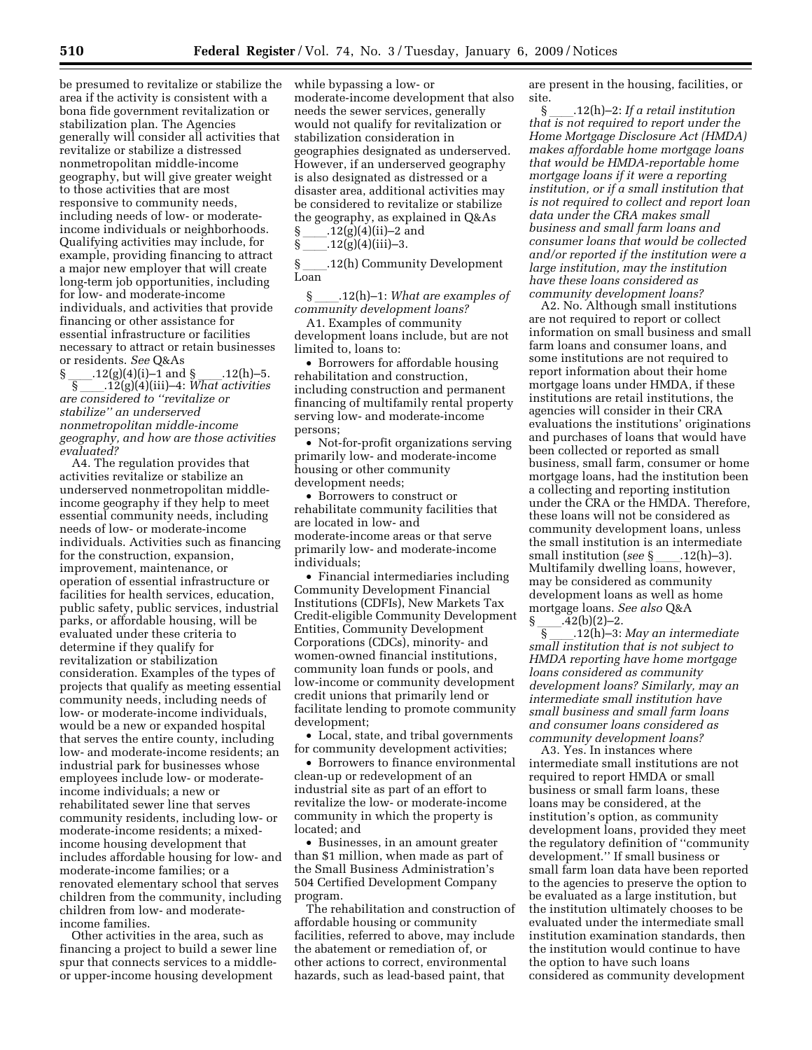be presumed to revitalize or stabilize the area if the activity is consistent with a bona fide government revitalization or stabilization plan. The Agencies generally will consider all activities that revitalize or stabilize a distressed nonmetropolitan middle-income geography, but will give greater weight to those activities that are most responsive to community needs, including needs of low- or moderate-income individuals or neighborhoods. Qualifying activities may include, for example, providing financing to attract a major new employer that will create long-term job opportunities, including for low- and moderate-income individuals, and activities that provide financing or other assistance for essential infrastructure or facilities necessary to attract or retain businesses or residents. *See* Q&As § ____.12(g)(4)(i)–1 and § ____.12(h)–5.

§ ____.12(g)(4)(iii)–4: *What activities are considered to ''revitalize or stabilize'' an underserved nonmetropolitan middle-income geography, and how are those activities evaluated?*

A4. The regulation provides that activities revitalize or stabilize an underserved nonmetropolitan middle-income geography if they help to meet essential community needs, including needs of low- or moderate-income individuals. Activities such as financing for the construction, expansion, improvement, maintenance, or operation of essential infrastructure or facilities for health services, education, public safety, public services, industrial parks, or affordable housing, will be evaluated under these criteria to determine if they qualify for revitalization or stabilization consideration. Examples of the types of projects that qualify as meeting essential community needs, including needs of low- or moderate-income individuals, would be a new or expanded hospital that serves the entire county, including low- and moderate-income residents; an industrial park for businesses whose employees include low- or moderate-income individuals; a new or rehabilitated sewer line that serves community residents, including low- or moderate-income residents; a mixed-income housing development that includes affordable housing for low- and moderate-income families; or a renovated elementary school that serves children from the community, including children from low- and moderate-income families.

Other activities in the area, such as financing a project to build a sewer line spur that connects services to a middle- or upper-income housing development while bypassing a low- or moderate-income development that also needs the sewer services, generally would not qualify for revitalization or stabilization consideration in geographies designated as underserved. However, if an underserved geography is also designated as distressed or a disaster area, additional activities may be considered to revitalize or stabilize the geography, as explained in Q&As § ____.12(g)(4)(ii)–2 and § ____.12(g)(4)(iii)–3.

§ ____.12(h) Community Development Loan

§ ____.12(h)–1: *What are examples of community development loans?*

A1. Examples of community development loans include, but are not limited to, loans to:

- Borrowers for affordable housing rehabilitation and construction, including construction and permanent financing of multifamily rental property serving low- and moderate-income persons;
- Not-for-profit organizations serving primarily low- and moderate-income housing or other community development needs;
- Borrowers to construct or rehabilitate community facilities that are located in low- and moderate-income areas or that serve primarily low- and moderate-income individuals;
- Financial intermediaries including Community Development Financial Institutions (CDFIs), New Markets Tax Credit-eligible Community Development Entities, Community Development Corporations (CDCs), minority- and women-owned financial institutions, community loan funds or pools, and low-income or community development credit unions that primarily lend or facilitate lending to promote community development;
- Local, state, and tribal governments for community development activities;
- Borrowers to finance environmental clean-up or redevelopment of an industrial site as part of an effort to revitalize the low- or moderate-income community in which the property is located; and
- Businesses, in an amount greater than $1 million, when made as part of the Small Business Administration's 504 Certified Development Company program.

The rehabilitation and construction of affordable housing or community facilities, referred to above, may include the abatement or remediation of, or other actions to correct, environmental hazards, such as lead-based paint, that are present in the housing, facilities, or site.

§ ____.12(h)–2: *If a retail institution that is not required to report under the Home Mortgage Disclosure Act (HMDA) makes affordable home mortgage loans that would be HMDA-reportable home mortgage loans if it were a reporting institution, or if a small institution that is not required to collect and report loan data under the CRA makes small business and small farm loans and consumer loans that would be collected and/or reported if the institution were a large institution, may the institution have these loans considered as community development loans?*

A2. No. Although small institutions are not required to report or collect information on small business and small farm loans and consumer loans, and some institutions are not required to report information about their home mortgage loans under HMDA, if these institutions are retail institutions, the agencies will consider in their CRA evaluations the institutions' originations and purchases of loans that would have been collected or reported as small business, small farm, consumer or home mortgage loans, had the institution been a collecting and reporting institution under the CRA or the HMDA. Therefore, these loans will not be considered as community development loans, unless the small institution is an intermediate small institution (*see* § ____.12(h)–3). Multifamily dwelling loans, however, may be considered as community development loans as well as home mortgage loans. *See also* Q&A § ____.42(b)(2)–2.

§ ____.12(h)–3: *May an intermediate small institution that is not subject to HMDA reporting have home mortgage loans considered as community development loans? Similarly, may an intermediate small institution have small business and small farm loans and consumer loans considered as community development loans?*

A3. Yes. In instances where intermediate small institutions are not required to report HMDA or small business or small farm loans, these loans may be considered, at the institution's option, as community development loans, provided they meet the regulatory definition of ''community development.'' If small business or small farm loan data have been reported to the agencies to preserve the option to be evaluated as a large institution, but the institution ultimately chooses to be evaluated under the intermediate small institution examination standards, then the institution would continue to have the option to have such loans considered as community development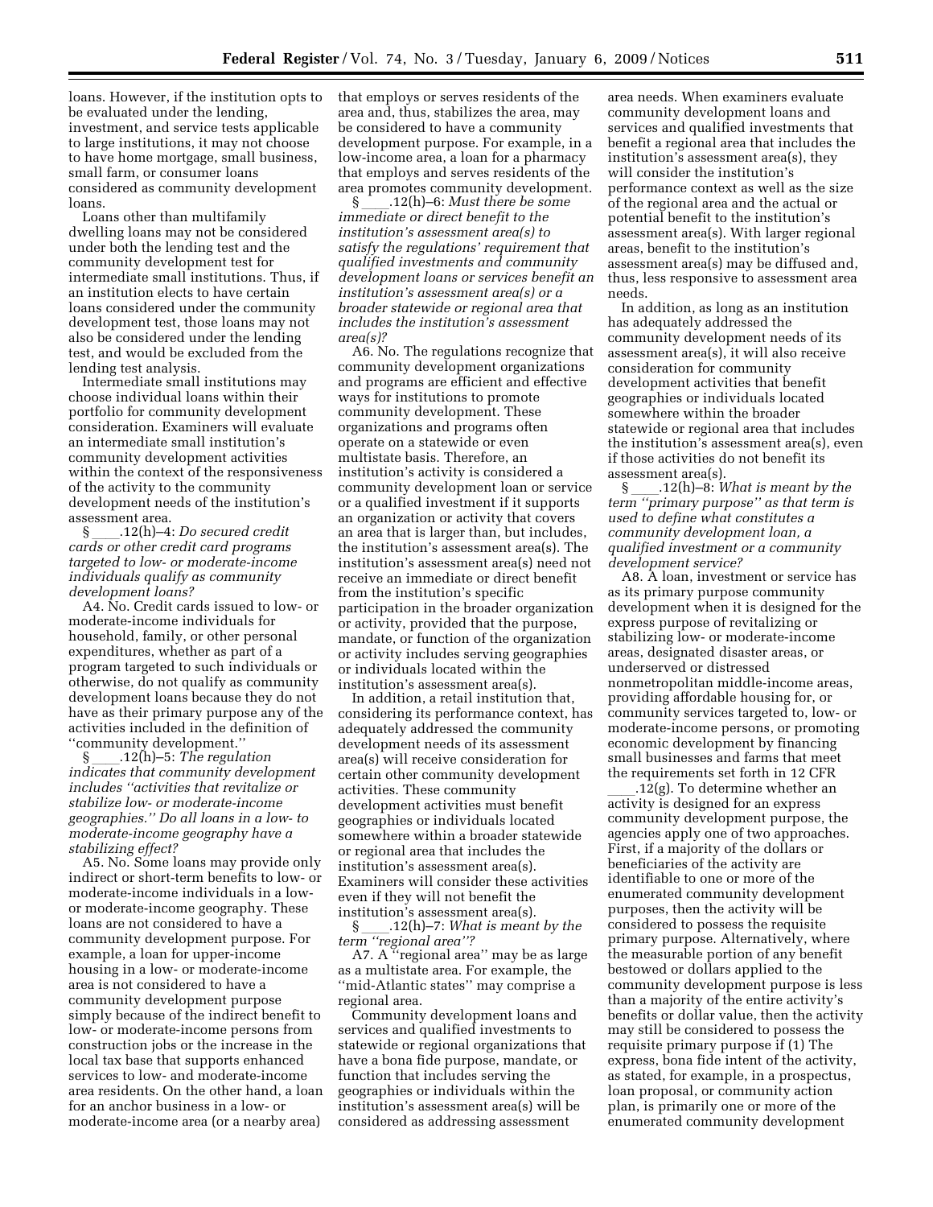loans. However, if the institution opts to be evaluated under the lending, investment, and service tests applicable to large institutions, it may not choose to have home mortgage, small business, small farm, or consumer loans considered as community development loans.

Loans other than multifamily dwelling loans may not be considered under both the lending test and the community development test for intermediate small institutions. Thus, if an institution elects to have certain loans considered under the community development test, those loans may not also be considered under the lending test, and would be excluded from the lending test analysis.

Intermediate small institutions may choose individual loans within their portfolio for community development consideration. Examiners will evaluate an intermediate small institution's community development activities within the context of the responsiveness of the activity to the community development needs of the institution's assessment area.

§ ____.12(h)–4: *Do secured credit cards or other credit card programs targeted to low- or moderate-income individuals qualify as community development loans?*

A4. No. Credit cards issued to low- or moderate-income individuals for household, family, or other personal expenditures, whether as part of a program targeted to such individuals or otherwise, do not qualify as community development loans because they do not have as their primary purpose any of the activities included in the definition of "community development."

§ ____.12(h)–5: *The regulation indicates that community development includes "activities that revitalize or stabilize low- or moderate-income geographies." Do all loans in a low- to moderate-income geography have a stabilizing effect?*

A5. No. Some loans may provide only indirect or short-term benefits to low- or moderate-income individuals in a low- or moderate-income geography. These loans are not considered to have a community development purpose. For example, a loan for upper-income housing in a low- or moderate-income area is not considered to have a community development purpose simply because of the indirect benefit to low- or moderate-income persons from construction jobs or the increase in the local tax base that supports enhanced services to low- and moderate-income area residents. On the other hand, a loan for an anchor business in a low- or moderate-income area (or a nearby area) that employs or serves residents of the area and, thus, stabilizes the area, may be considered to have a community development purpose. For example, in a low-income area, a loan for a pharmacy that employs and serves residents of the area promotes community development.

§ ____.12(h)–6: *Must there be some immediate or direct benefit to the institution's assessment area(s) to satisfy the regulations' requirement that qualified investments and community development loans or services benefit an institution's assessment area(s) or a broader statewide or regional area that includes the institution's assessment area(s)?*

A6. No. The regulations recognize that community development organizations and programs are efficient and effective ways for institutions to promote community development. These organizations and programs often operate on a statewide or even multistate basis. Therefore, an institution's activity is considered a community development loan or service or a qualified investment if it supports an organization or activity that covers an area that is larger than, but includes, the institution's assessment area(s). The institution's assessment area(s) need not receive an immediate or direct benefit from the institution's specific participation in the broader organization or activity, provided that the purpose, mandate, or function of the organization or activity includes serving geographies or individuals located within the institution's assessment area(s).

In addition, a retail institution that, considering its performance context, has adequately addressed the community development needs of its assessment area(s) will receive consideration for certain other community development activities. These community development activities must benefit geographies or individuals located somewhere within a broader statewide or regional area that includes the institution's assessment area(s). Examiners will consider these activities even if they will not benefit the institution's assessment area(s).

§ ____.12(h)–7: *What is meant by the term "regional area"?*

A7. A "regional area" may be as large as a multistate area. For example, the "mid-Atlantic states" may comprise a regional area.

Community development loans and services and qualified investments to statewide or regional organizations that have a bona fide purpose, mandate, or function that includes serving the geographies or individuals within the institution's assessment area(s) will be considered as addressing assessment area needs. When examiners evaluate community development loans and services and qualified investments that benefit a regional area that includes the institution's assessment area(s), they will consider the institution's performance context as well as the size of the regional area and the actual or potential benefit to the institution's assessment area(s). With larger regional areas, benefit to the institution's assessment area(s) may be diffused and, thus, less responsive to assessment area needs.

In addition, as long as an institution has adequately addressed the community development needs of its assessment area(s), it will also receive consideration for community development activities that benefit geographies or individuals located somewhere within the broader statewide or regional area that includes the institution's assessment area(s), even if those activities do not benefit its assessment area(s).

§ ____.12(h)–8: *What is meant by the term "primary purpose" as that term is used to define what constitutes a community development loan, a qualified investment or a community development service?*

A8. A loan, investment or service has as its primary purpose community development when it is designed for the express purpose of revitalizing or stabilizing low- or moderate-income areas, designated disaster areas, or underserved or distressed nonmetropolitan middle-income areas, providing affordable housing for, or community services targeted to, low- or moderate-income persons, or promoting economic development by financing small businesses and farms that meet the requirements set forth in 12 CFR ____.12(g). To determine whether an activity is designed for an express community development purpose, the agencies apply one of two approaches. First, if a majority of the dollars or beneficiaries of the activity are identifiable to one or more of the enumerated community development purposes, then the activity will be considered to possess the requisite primary purpose. Alternatively, where the measurable portion of any benefit bestowed or dollars applied to the community development purpose is less than a majority of the entire activity's benefits or dollar value, then the activity may still be considered to possess the requisite primary purpose if (1) The express, bona fide intent of the activity, as stated, for example, in a prospectus, loan proposal, or community action plan, is primarily one or more of the enumerated community development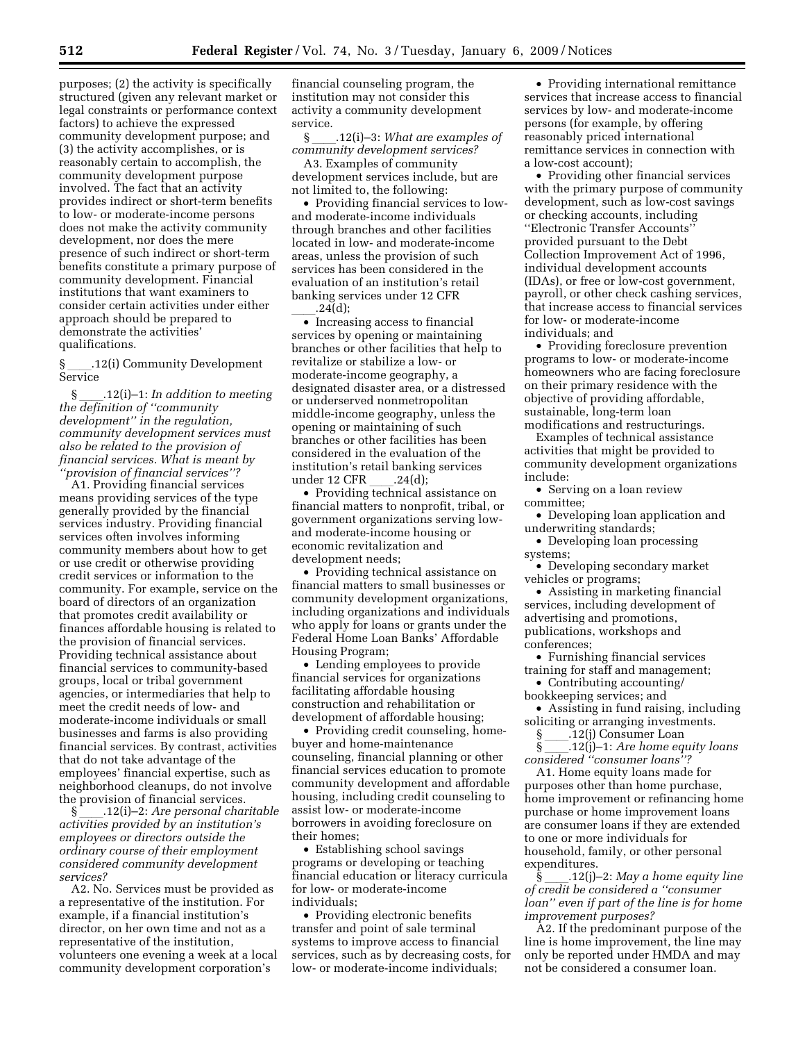purposes; (2) the activity is specifically structured (given any relevant market or legal constraints or performance context factors) to achieve the expressed community development purpose; and (3) the activity accomplishes, or is reasonably certain to accomplish, the community development purpose involved. The fact that an activity provides indirect or short-term benefits to low- or moderate-income persons does not make the activity community development, nor does the mere presence of such indirect or short-term benefits constitute a primary purpose of community development. Financial institutions that want examiners to consider certain activities under either approach should be prepared to demonstrate the activities' qualifications.

§ ____.12(i) Community Development Service

§ ____.12(i)–1: *In addition to meeting the definition of "community development" in the regulation, community development services must also be related to the provision of financial services. What is meant by "provision of financial services"?*

A1. Providing financial services means providing services of the type generally provided by the financial services industry. Providing financial services often involves informing community members about how to get or use credit or otherwise providing credit services or information to the community. For example, service on the board of directors of an organization that promotes credit availability or finances affordable housing is related to the provision of financial services. Providing technical assistance about financial services to community-based groups, local or tribal government agencies, or intermediaries that help to meet the credit needs of low- and moderate-income individuals or small businesses and farms is also providing financial services. By contrast, activities that do not take advantage of the employees' financial expertise, such as neighborhood cleanups, do not involve the provision of financial services.

§ ____.12(i)–2: *Are personal charitable activities provided by an institution's employees or directors outside the ordinary course of their employment considered community development services?*

A2. No. Services must be provided as a representative of the institution. For example, if a financial institution's director, on her own time and not as a representative of the institution, volunteers one evening a week at a local community development corporation's financial counseling program, the institution may not consider this activity a community development service.

§ ____.12(i)–3: *What are examples of community development services?*

A3. Examples of community development services include, but are not limited to, the following:

- Providing financial services to low- and moderate-income individuals through branches and other facilities located in low- and moderate-income areas, unless the provision of such services has been considered in the evaluation of an institution's retail banking services under 12 CFR ____.24(d);
- Increasing access to financial services by opening or maintaining branches or other facilities that help to revitalize or stabilize a low- or moderate-income geography, a designated disaster area, or a distressed or underserved nonmetropolitan middle-income geography, unless the opening or maintaining of such branches or other facilities has been considered in the evaluation of the institution's retail banking services under 12 CFR ____.24(d);
- Providing technical assistance on financial matters to nonprofit, tribal, or government organizations serving low- and moderate-income housing or economic revitalization and development needs;
- Providing technical assistance on financial matters to small businesses or community development organizations, including organizations and individuals who apply for loans or grants under the Federal Home Loan Banks' Affordable Housing Program;
- Lending employees to provide financial services for organizations facilitating affordable housing construction and rehabilitation or development of affordable housing;
- Providing credit counseling, home-buyer and home-maintenance counseling, financial planning or other financial services education to promote community development and affordable housing, including credit counseling to assist low- or moderate-income borrowers in avoiding foreclosure on their homes;
- Establishing school savings programs or developing or teaching financial education or literacy curricula for low- or moderate-income individuals;
- Providing electronic benefits transfer and point of sale terminal systems to improve access to financial services, such as by decreasing costs, for low- or moderate-income individuals;
- Providing international remittance services that increase access to financial services by low- and moderate-income persons (for example, by offering reasonably priced international remittance services in connection with a low-cost account);
- Providing other financial services with the primary purpose of community development, such as low-cost savings or checking accounts, including "Electronic Transfer Accounts" provided pursuant to the Debt Collection Improvement Act of 1996, individual development accounts (IDAs), or free or low-cost government, payroll, or other check cashing services, that increase access to financial services for low- or moderate-income individuals; and
- Providing foreclosure prevention programs to low- or moderate-income homeowners who are facing foreclosure on their primary residence with the objective of providing affordable, sustainable, long-term loan modifications and restructurings.

Examples of technical assistance activities that might be provided to community development organizations include:

- Serving on a loan review committee;
- Developing loan application and underwriting standards;
- Developing loan processing systems;
- Developing secondary market vehicles or programs;
- Assisting in marketing financial services, including development of advertising and promotions, publications, workshops and conferences;
- Furnishing financial services training for staff and management;
- Contributing accounting/bookkeeping services; and
- Assisting in fund raising, including soliciting or arranging investments.

§ ____.12(j) Consumer Loan

§ ____.12(j)–1: *Are home equity loans considered "consumer loans"?*

A1. Home equity loans made for purposes other than home purchase, home improvement or refinancing home purchase or home improvement loans are consumer loans if they are extended to one or more individuals for household, family, or other personal expenditures.

§ ____.12(j)–2: *May a home equity line of credit be considered a "consumer loan" even if part of the line is for home improvement purposes?*

A2. If the predominant purpose of the line is home improvement, the line may only be reported under HMDA and may not be considered a consumer loan.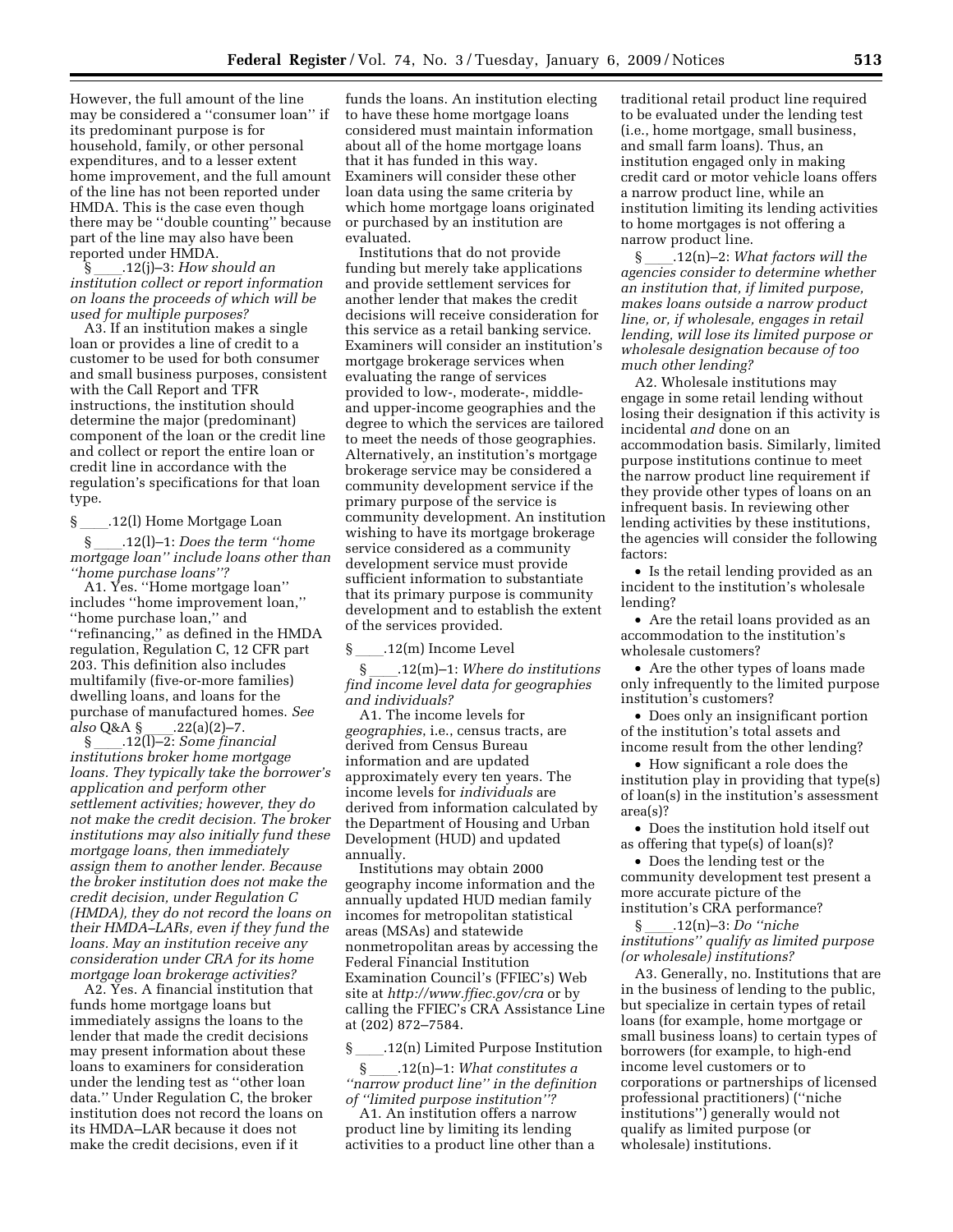However, the full amount of the line may be considered a ''consumer loan'' if its predominant purpose is for household, family, or other personal expenditures, and to a lesser extent home improvement, and the full amount of the line has not been reported under HMDA. This is the case even though there may be ''double counting'' because part of the line may also have been reported under HMDA.

§ ____.12(j)–3: *How should an institution collect or report information on loans the proceeds of which will be used for multiple purposes?*

A3. If an institution makes a single loan or provides a line of credit to a customer to be used for both consumer and small business purposes, consistent with the Call Report and TFR instructions, the institution should determine the major (predominant) component of the loan or the credit line and collect or report the entire loan or credit line in accordance with the regulation's specifications for that loan type.

§ ____.12(l) Home Mortgage Loan

§ ____.12(l)–1: *Does the term ''home mortgage loan'' include loans other than ''home purchase loans''?*

A1. Yes. ''Home mortgage loan'' includes ''home improvement loan,'' ''home purchase loan,'' and ''refinancing,'' as defined in the HMDA regulation, Regulation C, 12 CFR part 203. This definition also includes multifamily (five-or-more families) dwelling loans, and loans for the purchase of manufactured homes. *See also* Q&A § ____.22(a)(2)–7.

§ ____.12(l)–2: *Some financial institutions broker home mortgage loans. They typically take the borrower's application and perform other settlement activities; however, they do not make the credit decision. The broker institutions may also initially fund these mortgage loans, then immediately assign them to another lender. Because the broker institution does not make the credit decision, under Regulation C (HMDA), they do not record the loans on their HMDA–LARs, even if they fund the loans. May an institution receive any consideration under CRA for its home mortgage loan brokerage activities?*

A2. Yes. A financial institution that funds home mortgage loans but immediately assigns the loans to the lender that made the credit decisions may present information about these loans to examiners for consideration under the lending test as ''other loan data.'' Under Regulation C, the broker institution does not record the loans on its HMDA–LAR because it does not make the credit decisions, even if it funds the loans. An institution electing to have these home mortgage loans considered must maintain information about all of the home mortgage loans that it has funded in this way. Examiners will consider these other loan data using the same criteria by which home mortgage loans originated or purchased by an institution are evaluated.

Institutions that do not provide funding but merely take applications and provide settlement services for another lender that makes the credit decisions will receive consideration for this service as a retail banking service. Examiners will consider an institution's mortgage brokerage services when evaluating the range of services provided to low-, moderate-, middle- and upper-income geographies and the degree to which the services are tailored to meet the needs of those geographies. Alternatively, an institution's mortgage brokerage service may be considered a community development service if the primary purpose of the service is community development. An institution wishing to have its mortgage brokerage service considered as a community development service must provide sufficient information to substantiate that its primary purpose is community development and to establish the extent of the services provided.

§ ____.12(m) Income Level

§ ____.12(m)–1: *Where do institutions find income level data for geographies and individuals?*

A1. The income levels for *geographies*, i.e., census tracts, are derived from Census Bureau information and are updated approximately every ten years. The income levels for *individuals* are derived from information calculated by the Department of Housing and Urban Development (HUD) and updated annually.

Institutions may obtain 2000 geography income information and the annually updated HUD median family incomes for metropolitan statistical areas (MSAs) and statewide nonmetropolitan areas by accessing the Federal Financial Institution Examination Council's (FFIEC's) Web site at *http://www.ffiec.gov/cra* or by calling the FFIEC's CRA Assistance Line at (202) 872–7584.

§ ____.12(n) Limited Purpose Institution

§ ____.12(n)–1: *What constitutes a ''narrow product line'' in the definition of ''limited purpose institution''?*

A1. An institution offers a narrow product line by limiting its lending activities to a product line other than a traditional retail product line required to be evaluated under the lending test (i.e., home mortgage, small business, and small farm loans). Thus, an institution engaged only in making credit card or motor vehicle loans offers a narrow product line, while an institution limiting its lending activities to home mortgages is not offering a narrow product line.

§ ____.12(n)–2: *What factors will the agencies consider to determine whether an institution that, if limited purpose, makes loans outside a narrow product line, or, if wholesale, engages in retail lending, will lose its limited purpose or wholesale designation because of too much other lending?*

A2. Wholesale institutions may engage in some retail lending without losing their designation if this activity is incidental *and* done on an accommodation basis. Similarly, limited purpose institutions continue to meet the narrow product line requirement if they provide other types of loans on an infrequent basis. In reviewing other lending activities by these institutions, the agencies will consider the following factors:

- Is the retail lending provided as an incident to the institution's wholesale lending?
- Are the retail loans provided as an accommodation to the institution's wholesale customers?
- Are the other types of loans made only infrequently to the limited purpose institution's customers?
- Does only an insignificant portion of the institution's total assets and income result from the other lending?
- How significant a role does the institution play in providing that type(s) of loan(s) in the institution's assessment area(s)?
- Does the institution hold itself out as offering that type(s) of loan(s)?
- Does the lending test or the community development test present a more accurate picture of the institution's CRA performance?

§ ____.12(n)–3: *Do ''niche institutions'' qualify as limited purpose (or wholesale) institutions?*

A3. Generally, no. Institutions that are in the business of lending to the public, but specialize in certain types of retail loans (for example, home mortgage or small business loans) to certain types of borrowers (for example, to high-end income level customers or to corporations or partnerships of licensed professional practitioners) (''niche institutions'') generally would not qualify as limited purpose (or wholesale) institutions.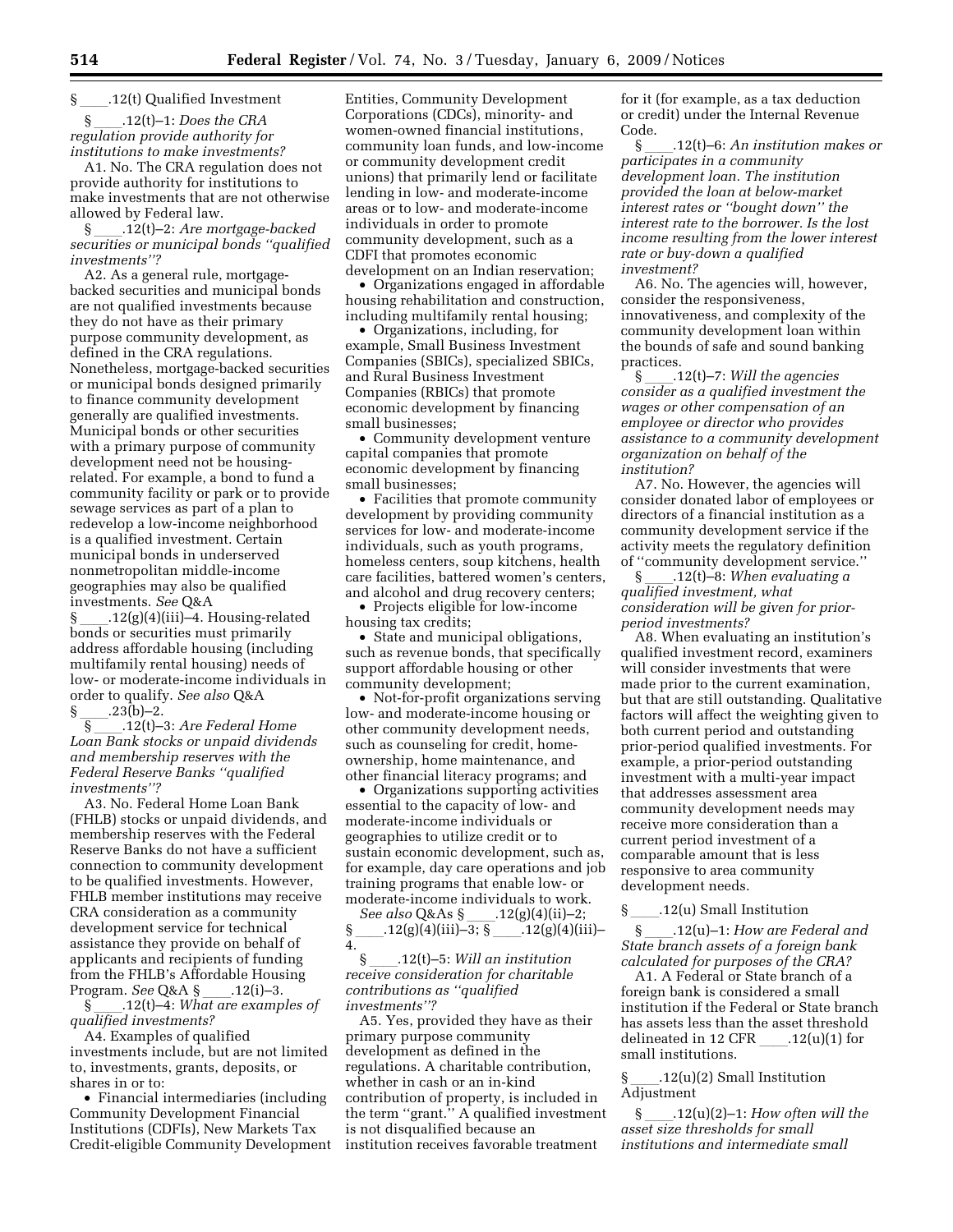§ ____.12(t) Qualified Investment

§ ____.12(t)–1: *Does the CRA regulation provide authority for institutions to make investments?*

A1. No. The CRA regulation does not provide authority for institutions to make investments that are not otherwise allowed by Federal law.

§ ____.12(t)–2: *Are mortgage-backed securities or municipal bonds "qualified investments"?*

A2. As a general rule, mortgage-backed securities and municipal bonds are not qualified investments because they do not have as their primary purpose community development, as defined in the CRA regulations. Nonetheless, mortgage-backed securities or municipal bonds designed primarily to finance community development generally are qualified investments. Municipal bonds or other securities with a primary purpose of community development need not be housing-related. For example, a bond to fund a community facility or park or to provide sewage services as part of a plan to redevelop a low-income neighborhood is a qualified investment. Certain municipal bonds in underserved nonmetropolitan middle-income geographies may also be qualified investments. *See* Q&A § ____.12(g)(4)(iii)–4. Housing-related bonds or securities must primarily address affordable housing (including multifamily rental housing) needs of low- or moderate-income individuals in order to qualify. *See also* Q&A § ____.23(b)–2.

§ ____.12(t)–3: *Are Federal Home Loan Bank stocks or unpaid dividends and membership reserves with the Federal Reserve Banks "qualified investments"?*

A3. No. Federal Home Loan Bank (FHLB) stocks or unpaid dividends, and membership reserves with the Federal Reserve Banks do not have a sufficient connection to community development to be qualified investments. However, FHLB member institutions may receive CRA consideration as a community development service for technical assistance they provide on behalf of applicants and recipients of funding from the FHLB's Affordable Housing Program. *See* Q&A § ____.12(i)–3.

§ ____.12(t)–4: *What are examples of qualified investments?*

A4. Examples of qualified investments include, but are not limited to, investments, grants, deposits, or shares in or to:

- Financial intermediaries (including Community Development Financial Institutions (CDFIs), New Markets Tax Credit-eligible Community Development Entities, Community Development Corporations (CDCs), minority- and women-owned financial institutions, community loan funds, and low-income or community development credit unions) that primarily lend or facilitate lending in low- and moderate-income areas or to low- and moderate-income individuals in order to promote community development, such as a CDFI that promotes economic development on an Indian reservation;
- Organizations engaged in affordable housing rehabilitation and construction, including multifamily rental housing;
- Organizations, including, for example, Small Business Investment Companies (SBICs), specialized SBICs, and Rural Business Investment Companies (RBICs) that promote economic development by financing small businesses;
- Community development venture capital companies that promote economic development by financing small businesses;
- Facilities that promote community development by providing community services for low- and moderate-income individuals, such as youth programs, homeless centers, soup kitchens, health care facilities, battered women's centers, and alcohol and drug recovery centers;
- Projects eligible for low-income housing tax credits;
- State and municipal obligations, such as revenue bonds, that specifically support affordable housing or other community development;
- Not-for-profit organizations serving low- and moderate-income housing or other community development needs, such as counseling for credit, home-ownership, home maintenance, and other financial literacy programs; and
- Organizations supporting activities essential to the capacity of low- and moderate-income individuals or geographies to utilize credit or to sustain economic development, such as, for example, day care operations and job training programs that enable low- or moderate-income individuals to work.

*See also* Q&As § ____.12(g)(4)(ii)–2; § ____.12(g)(4)(iii)–3; § ____.12(g)(4)(iii)–4.

§ ____.12(t)–5: *Will an institution receive consideration for charitable contributions as "qualified investments"?*

A5. Yes, provided they have as their primary purpose community development as defined in the regulations. A charitable contribution, whether in cash or an in-kind contribution of property, is included in the term "grant." A qualified investment is not disqualified because an institution receives favorable treatment for it (for example, as a tax deduction or credit) under the Internal Revenue Code.

§ ____.12(t)–6: *An institution makes or participates in a community development loan. The institution provided the loan at below-market interest rates or "bought down" the interest rate to the borrower. Is the lost income resulting from the lower interest rate or buy-down a qualified investment?*

A6. No. The agencies will, however, consider the responsiveness, innovativeness, and complexity of the community development loan within the bounds of safe and sound banking practices.

§ ____.12(t)–7: *Will the agencies consider as a qualified investment the wages or other compensation of an employee or director who provides assistance to a community development organization on behalf of the institution?*

A7. No. However, the agencies will consider donated labor of employees or directors of a financial institution as a community development service if the activity meets the regulatory definition of "community development service."

§ ____.12(t)–8: *When evaluating a qualified investment, what consideration will be given for prior-period investments?*

A8. When evaluating an institution's qualified investment record, examiners will consider investments that were made prior to the current examination, but that are still outstanding. Qualitative factors will affect the weighting given to both current period and outstanding prior-period qualified investments. For example, a prior-period outstanding investment with a multi-year impact that addresses assessment area community development needs may receive more consideration than a current period investment of a comparable amount that is less responsive to area community development needs.

§ ____.12(u) Small Institution

§ ____.12(u)–1: *How are Federal and State branch assets of a foreign bank calculated for purposes of the CRA?*

A1. A Federal or State branch of a foreign bank is considered a small institution if the Federal or State branch has assets less than the asset threshold delineated in 12 CFR ____.12(u)(1) for small institutions.

§ ____.12(u)(2) Small Institution Adjustment

§ ____.12(u)(2)–1: *How often will the asset size thresholds for small institutions and intermediate small*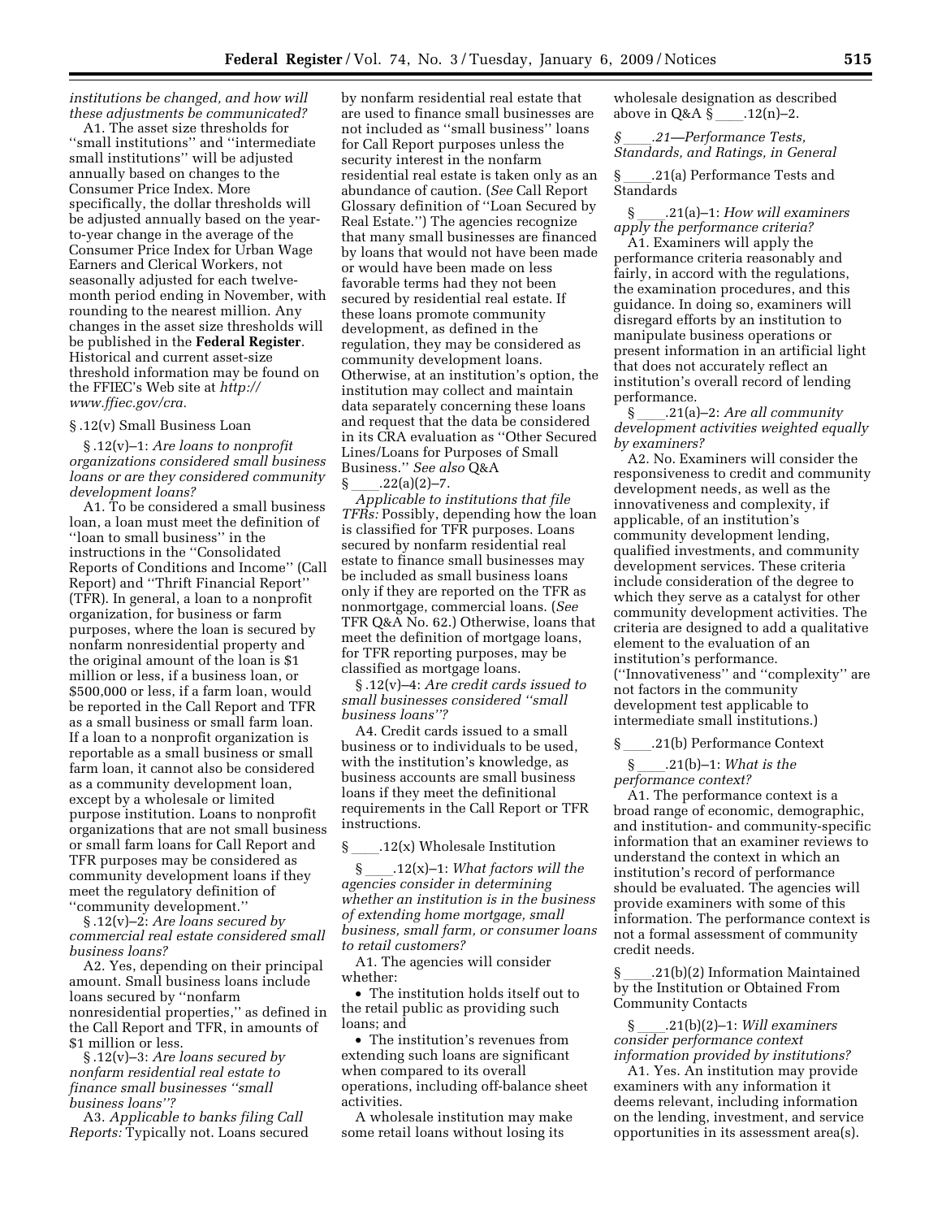*institutions be changed, and how will these adjustments be communicated?*

A1. The asset size thresholds for ''small institutions'' and ''intermediate small institutions'' will be adjusted annually based on changes to the Consumer Price Index. More specifically, the dollar thresholds will be adjusted annually based on the year-to-year change in the average of the Consumer Price Index for Urban Wage Earners and Clerical Workers, not seasonally adjusted for each twelve-month period ending in November, with rounding to the nearest million. Any changes in the asset size thresholds will be published in the **Federal Register**. Historical and current asset-size threshold information may be found on the FFIEC's Web site at *http://www.ffiec.gov/cra.*

§ .12(v) Small Business Loan

§ .12(v)–1: *Are loans to nonprofit organizations considered small business loans or are they considered community development loans?*

A1. To be considered a small business loan, a loan must meet the definition of ''loan to small business'' in the instructions in the ''Consolidated Reports of Conditions and Income'' (Call Report) and ''Thrift Financial Report'' (TFR). In general, a loan to a nonprofit organization, for business or farm purposes, where the loan is secured by nonfarm nonresidential property and the original amount of the loan is $1 million or less, if a business loan, or $500,000 or less, if a farm loan, would be reported in the Call Report and TFR as a small business or small farm loan. If a loan to a nonprofit organization is reportable as a small business or small farm loan, it cannot also be considered as a community development loan, except by a wholesale or limited purpose institution. Loans to nonprofit organizations that are not small business or small farm loans for Call Report and TFR purposes may be considered as community development loans if they meet the regulatory definition of ''community development.''

§ .12(v)–2: *Are loans secured by commercial real estate considered small business loans?*

A2. Yes, depending on their principal amount. Small business loans include loans secured by ''nonfarm nonresidential properties,'' as defined in the Call Report and TFR, in amounts of $1 million or less.

§ .12(v)–3: *Are loans secured by nonfarm residential real estate to finance small businesses ''small business loans''?*

A3. *Applicable to banks filing Call Reports:* Typically not. Loans secured by nonfarm residential real estate that are used to finance small businesses are not included as ''small business'' loans for Call Report purposes unless the security interest in the nonfarm residential real estate is taken only as an abundance of caution. (*See* Call Report Glossary definition of ''Loan Secured by Real Estate.'') The agencies recognize that many small businesses are financed by loans that would not have been made or would have been made on less favorable terms had they not been secured by residential real estate. If these loans promote community development, as defined in the regulation, they may be considered as community development loans. Otherwise, at an institution's option, the institution may collect and maintain data separately concerning these loans and request that the data be considered in its CRA evaluation as ''Other Secured Lines/Loans for Purposes of Small Business.'' *See also* Q&A §\_\_\_\_.22(a)(2)–7.

*Applicable to institutions that file TFRs:* Possibly, depending how the loan is classified for TFR purposes. Loans secured by nonfarm residential real estate to finance small businesses may be included as small business loans only if they are reported on the TFR as nonmortgage, commercial loans. (*See* TFR Q&A No. 62.) Otherwise, loans that meet the definition of mortgage loans, for TFR reporting purposes, may be classified as mortgage loans.

§ .12(v)–4: *Are credit cards issued to small businesses considered ''small business loans''?*

A4. Credit cards issued to a small business or to individuals to be used, with the institution's knowledge, as business accounts are small business loans if they meet the definitional requirements in the Call Report or TFR instructions.

§\_\_\_\_.12(x) Wholesale Institution

§\_\_\_\_.12(x)–1: *What factors will the agencies consider in determining whether an institution is in the business of extending home mortgage, small business, small farm, or consumer loans to retail customers?*

A1. The agencies will consider whether:

- The institution holds itself out to the retail public as providing such loans; and
- The institution's revenues from extending such loans are significant when compared to its overall operations, including off-balance sheet activities.

A wholesale institution may make some retail loans without losing its wholesale designation as described above in Q&A §\_\_\_\_.12(n)–2.

*§\_\_\_\_.21—Performance Tests, Standards, and Ratings, in General*

§\_\_\_\_.21(a) Performance Tests and Standards

§\_\_\_\_.21(a)–1: *How will examiners apply the performance criteria?*

A1. Examiners will apply the performance criteria reasonably and fairly, in accord with the regulations, the examination procedures, and this guidance. In doing so, examiners will disregard efforts by an institution to manipulate business operations or present information in an artificial light that does not accurately reflect an institution's overall record of lending performance.

§\_\_\_\_.21(a)–2: *Are all community development activities weighted equally by examiners?*

A2. No. Examiners will consider the responsiveness to credit and community development needs, as well as the innovativeness and complexity, if applicable, of an institution's community development lending, qualified investments, and community development services. These criteria include consideration of the degree to which they serve as a catalyst for other community development activities. The criteria are designed to add a qualitative element to the evaluation of an institution's performance. (''Innovativeness'' and ''complexity'' are not factors in the community development test applicable to intermediate small institutions.)

§\_\_\_\_.21(b) Performance Context

§\_\_\_\_.21(b)–1: *What is the performance context?*

A1. The performance context is a broad range of economic, demographic, and institution- and community-specific information that an examiner reviews to understand the context in which an institution's record of performance should be evaluated. The agencies will provide examiners with some of this information. The performance context is not a formal assessment of community credit needs.

§\_\_\_\_.21(b)(2) Information Maintained by the Institution or Obtained From Community Contacts

§\_\_\_\_.21(b)(2)–1: *Will examiners consider performance context information provided by institutions?*

A1. Yes. An institution may provide examiners with any information it deems relevant, including information on the lending, investment, and service opportunities in its assessment area(s).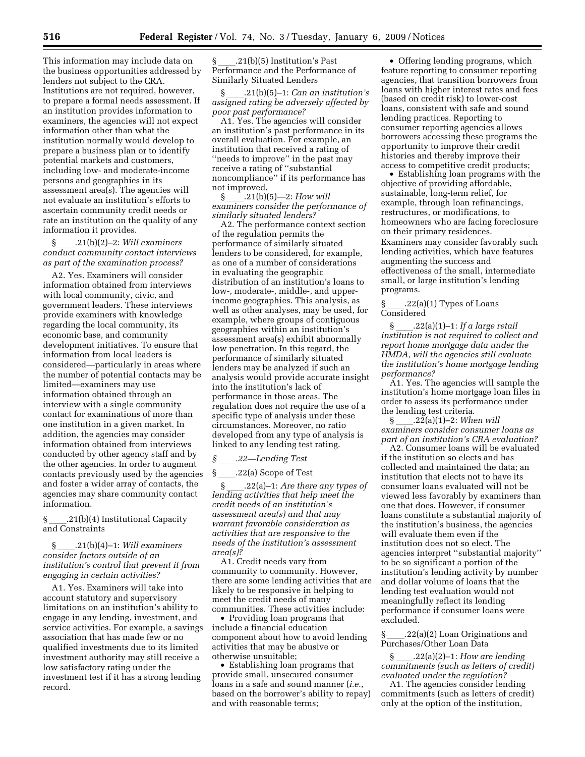This information may include data on the business opportunities addressed by lenders not subject to the CRA. Institutions are not required, however, to prepare a formal needs assessment. If an institution provides information to examiners, the agencies will not expect information other than what the institution normally would develop to prepare a business plan or to identify potential markets and customers, including low- and moderate-income persons and geographies in its assessment area(s). The agencies will not evaluate an institution's efforts to ascertain community credit needs or rate an institution on the quality of any information it provides.

§ ____.21(b)(2)–2: *Will examiners conduct community contact interviews as part of the examination process?*

A2. Yes. Examiners will consider information obtained from interviews with local community, civic, and government leaders. These interviews provide examiners with knowledge regarding the local community, its economic base, and community development initiatives. To ensure that information from local leaders is considered—particularly in areas where the number of potential contacts may be limited—examiners may use information obtained through an interview with a single community contact for examinations of more than one institution in a given market. In addition, the agencies may consider information obtained from interviews conducted by other agency staff and by the other agencies. In order to augment contacts previously used by the agencies and foster a wider array of contacts, the agencies may share community contact information.

§ ____.21(b)(4) Institutional Capacity and Constraints

§ ____.21(b)(4)–1: *Will examiners consider factors outside of an institution's control that prevent it from engaging in certain activities?*

A1. Yes. Examiners will take into account statutory and supervisory limitations on an institution's ability to engage in any lending, investment, and service activities. For example, a savings association that has made few or no qualified investments due to its limited investment authority may still receive a low satisfactory rating under the investment test if it has a strong lending record.

§ ____.21(b)(5) Institution's Past Performance and the Performance of Similarly Situated Lenders

§ ____.21(b)(5)–1: *Can an institution's assigned rating be adversely affected by poor past performance?*

A1. Yes. The agencies will consider an institution's past performance in its overall evaluation. For example, an institution that received a rating of "needs to improve" in the past may receive a rating of "substantial noncompliance" if its performance has not improved.

§ ____.21(b)(5)—2: *How will examiners consider the performance of similarly situated lenders?*

A2. The performance context section of the regulation permits the performance of similarly situated lenders to be considered, for example, as one of a number of considerations in evaluating the geographic distribution of an institution's loans to low-, moderate-, middle-, and upper-income geographies. This analysis, as well as other analyses, may be used, for example, where groups of contiguous geographies within an institution's assessment area(s) exhibit abnormally low penetration. In this regard, the performance of similarly situated lenders may be analyzed if such an analysis would provide accurate insight into the institution's lack of performance in those areas. The regulation does not require the use of a specific type of analysis under these circumstances. Moreover, no ratio developed from any type of analysis is linked to any lending test rating.

*§ ____.22—Lending Test*

§ ____.22(a) Scope of Test

§ ____.22(a)–1: *Are there any types of lending activities that help meet the credit needs of an institution's assessment area(s) and that may warrant favorable consideration as activities that are responsive to the needs of the institution's assessment area(s)?*

A1. Credit needs vary from community to community. However, there are some lending activities that are likely to be responsive in helping to meet the credit needs of many communities. These activities include:

- Providing loan programs that include a financial education component about how to avoid lending activities that may be abusive or otherwise unsuitable;
- Establishing loan programs that provide small, unsecured consumer loans in a safe and sound manner (*i.e.*, based on the borrower's ability to repay) and with reasonable terms;
- Offering lending programs, which feature reporting to consumer reporting agencies, that transition borrowers from loans with higher interest rates and fees (based on credit risk) to lower-cost loans, consistent with safe and sound lending practices. Reporting to consumer reporting agencies allows borrowers accessing these programs the opportunity to improve their credit histories and thereby improve their access to competitive credit products;
- Establishing loan programs with the objective of providing affordable, sustainable, long-term relief, for example, through loan refinancings, restructures, or modifications, to homeowners who are facing foreclosure on their primary residences.

Examiners may consider favorably such lending activities, which have features augmenting the success and effectiveness of the small, intermediate small, or large institution's lending programs.

§ ____.22(a)(1) Types of Loans Considered

§ ____.22(a)(1)–1: *If a large retail institution is not required to collect and report home mortgage data under the HMDA, will the agencies still evaluate the institution's home mortgage lending performance?*

A1. Yes. The agencies will sample the institution's home mortgage loan files in order to assess its performance under the lending test criteria.

§ ____.22(a)(1)–2: *When will examiners consider consumer loans as part of an institution's CRA evaluation?*

A2. Consumer loans will be evaluated if the institution so elects and has collected and maintained the data; an institution that elects not to have its consumer loans evaluated will not be viewed less favorably by examiners than one that does. However, if consumer loans constitute a substantial majority of the institution's business, the agencies will evaluate them even if the institution does not so elect. The agencies interpret "substantial majority" to be so significant a portion of the institution's lending activity by number and dollar volume of loans that the lending test evaluation would not meaningfully reflect its lending performance if consumer loans were excluded.

§ ____.22(a)(2) Loan Originations and Purchases/Other Loan Data

§ ____.22(a)(2)–1: *How are lending commitments (such as letters of credit) evaluated under the regulation?*

A1. The agencies consider lending commitments (such as letters of credit) only at the option of the institution,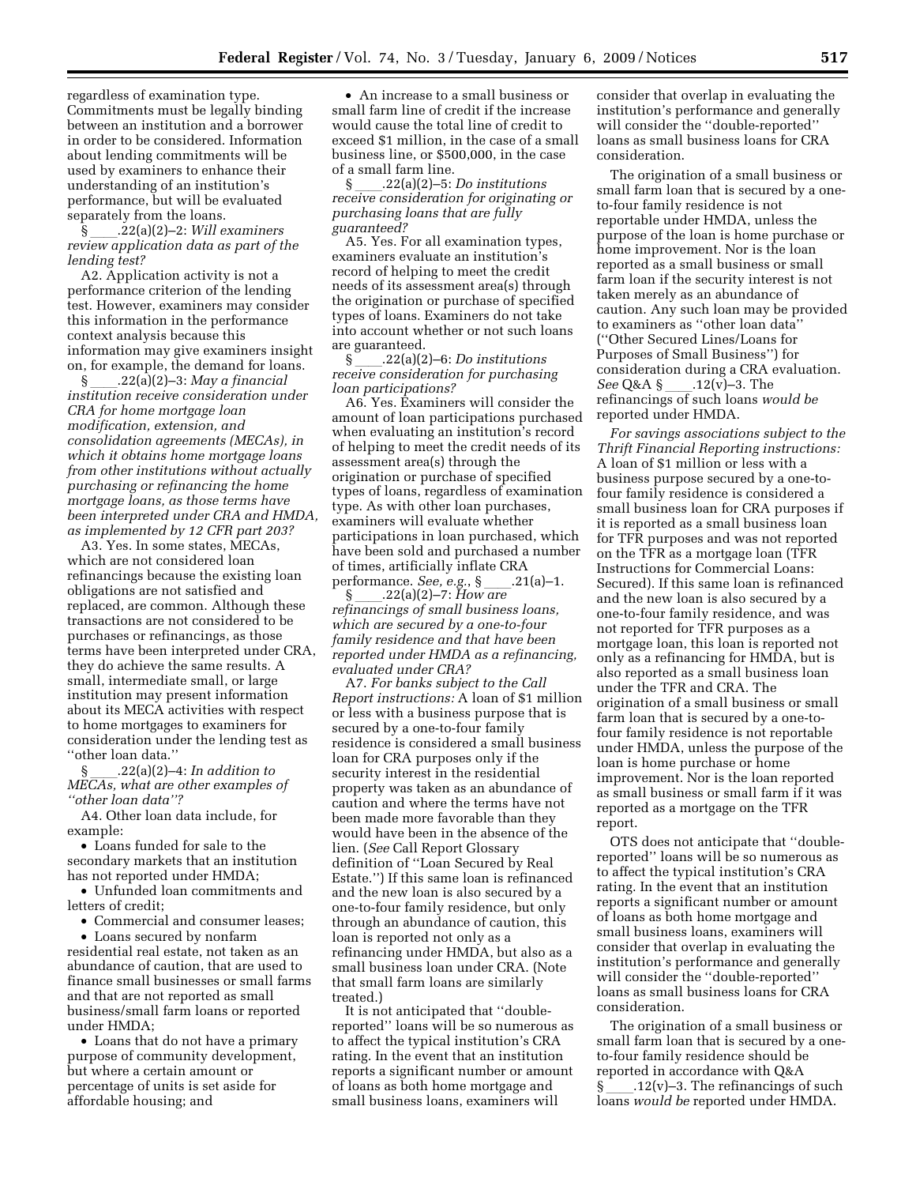regardless of examination type. Commitments must be legally binding between an institution and a borrower in order to be considered. Information about lending commitments will be used by examiners to enhance their understanding of an institution's performance, but will be evaluated separately from the loans.

§ ____.22(a)(2)–2: *Will examiners review application data as part of the lending test?*

A2. Application activity is not a performance criterion of the lending test. However, examiners may consider this information in the performance context analysis because this information may give examiners insight on, for example, the demand for loans.

§ ____.22(a)(2)–3: *May a financial institution receive consideration under CRA for home mortgage loan modification, extension, and consolidation agreements (MECAs), in which it obtains home mortgage loans from other institutions without actually purchasing or refinancing the home mortgage loans, as those terms have been interpreted under CRA and HMDA, as implemented by 12 CFR part 203?*

A3. Yes. In some states, MECAs, which are not considered loan refinancings because the existing loan obligations are not satisfied and replaced, are common. Although these transactions are not considered to be purchases or refinancings, as those terms have been interpreted under CRA, they do achieve the same results. A small, intermediate small, or large institution may present information about its MECA activities with respect to home mortgages to examiners for consideration under the lending test as ''other loan data.''

§ ____.22(a)(2)–4: *In addition to MECAs, what are other examples of ''other loan data''?*

A4. Other loan data include, for example:

- Loans funded for sale to the secondary markets that an institution has not reported under HMDA;
- Unfunded loan commitments and letters of credit;
- Commercial and consumer leases;
- Loans secured by nonfarm residential real estate, not taken as an abundance of caution, that are used to finance small businesses or small farms and that are not reported as small business/small farm loans or reported under HMDA;
- Loans that do not have a primary purpose of community development, but where a certain amount or percentage of units is set aside for affordable housing; and
- An increase to a small business or small farm line of credit if the increase would cause the total line of credit to exceed $1 million, in the case of a small business line, or $500,000, in the case of a small farm line.

§ ____.22(a)(2)–5: *Do institutions receive consideration for originating or purchasing loans that are fully guaranteed?*

A5. Yes. For all examination types, examiners evaluate an institution's record of helping to meet the credit needs of its assessment area(s) through the origination or purchase of specified types of loans. Examiners do not take into account whether or not such loans are guaranteed.

§ ____.22(a)(2)–6: *Do institutions receive consideration for purchasing loan participations?*

A6. Yes. Examiners will consider the amount of loan participations purchased when evaluating an institution's record of helping to meet the credit needs of its assessment area(s) through the origination or purchase of specified types of loans, regardless of examination type. As with other loan purchases, examiners will evaluate whether participations in loan purchased, which have been sold and purchased a number of times, artificially inflate CRA performance. *See, e.g.*, § ____.21(a)–1.

§ ____.22(a)(2)–7: *How are refinancings of small business loans, which are secured by a one-to-four family residence and that have been reported under HMDA as a refinancing, evaluated under CRA?*

A7. *For banks subject to the Call Report instructions:* A loan of $1 million or less with a business purpose that is secured by a one-to-four family residence is considered a small business loan for CRA purposes only if the security interest in the residential property was taken as an abundance of caution and where the terms have not been made more favorable than they would have been in the absence of the lien. (*See* Call Report Glossary definition of ''Loan Secured by Real Estate.'') If this same loan is refinanced and the new loan is also secured by a one-to-four family residence, but only through an abundance of caution, this loan is reported not only as a refinancing under HMDA, but also as a small business loan under CRA. (Note that small farm loans are similarly treated.)

It is not anticipated that ''double-reported'' loans will be so numerous as to affect the typical institution's CRA rating. In the event that an institution reports a significant number or amount of loans as both home mortgage and small business loans, examiners will consider that overlap in evaluating the institution's performance and generally will consider the ''double-reported'' loans as small business loans for CRA consideration.

The origination of a small business or small farm loan that is secured by a one-to-four family residence is not reportable under HMDA, unless the purpose of the loan is home purchase or home improvement. Nor is the loan reported as a small business or small farm loan if the security interest is not taken merely as an abundance of caution. Any such loan may be provided to examiners as ''other loan data'' (''Other Secured Lines/Loans for Purposes of Small Business'') for consideration during a CRA evaluation. *See* Q&A § ____.12(v)–3. The refinancings of such loans *would be* reported under HMDA.

*For savings associations subject to the Thrift Financial Reporting instructions:* A loan of $1 million or less with a business purpose secured by a one-to-four family residence is considered a small business loan for CRA purposes if it is reported as a small business loan for TFR purposes and was not reported on the TFR as a mortgage loan (TFR Instructions for Commercial Loans: Secured). If this same loan is refinanced and the new loan is also secured by a one-to-four family residence, and was not reported for TFR purposes as a mortgage loan, this loan is reported not only as a refinancing for HMDA, but is also reported as a small business loan under the TFR and CRA. The origination of a small business or small farm loan that is secured by a one-to-four family residence is not reportable under HMDA, unless the purpose of the loan is home purchase or home improvement. Nor is the loan reported as small business or small farm if it was reported as a mortgage on the TFR report.

OTS does not anticipate that ''double-reported'' loans will be so numerous as to affect the typical institution's CRA rating. In the event that an institution reports a significant number or amount of loans as both home mortgage and small business loans, examiners will consider that overlap in evaluating the institution's performance and generally will consider the ''double-reported'' loans as small business loans for CRA consideration.

The origination of a small business or small farm loan that is secured by a one-to-four family residence should be reported in accordance with Q&A § ____.12(v)–3. The refinancings of such loans *would be* reported under HMDA.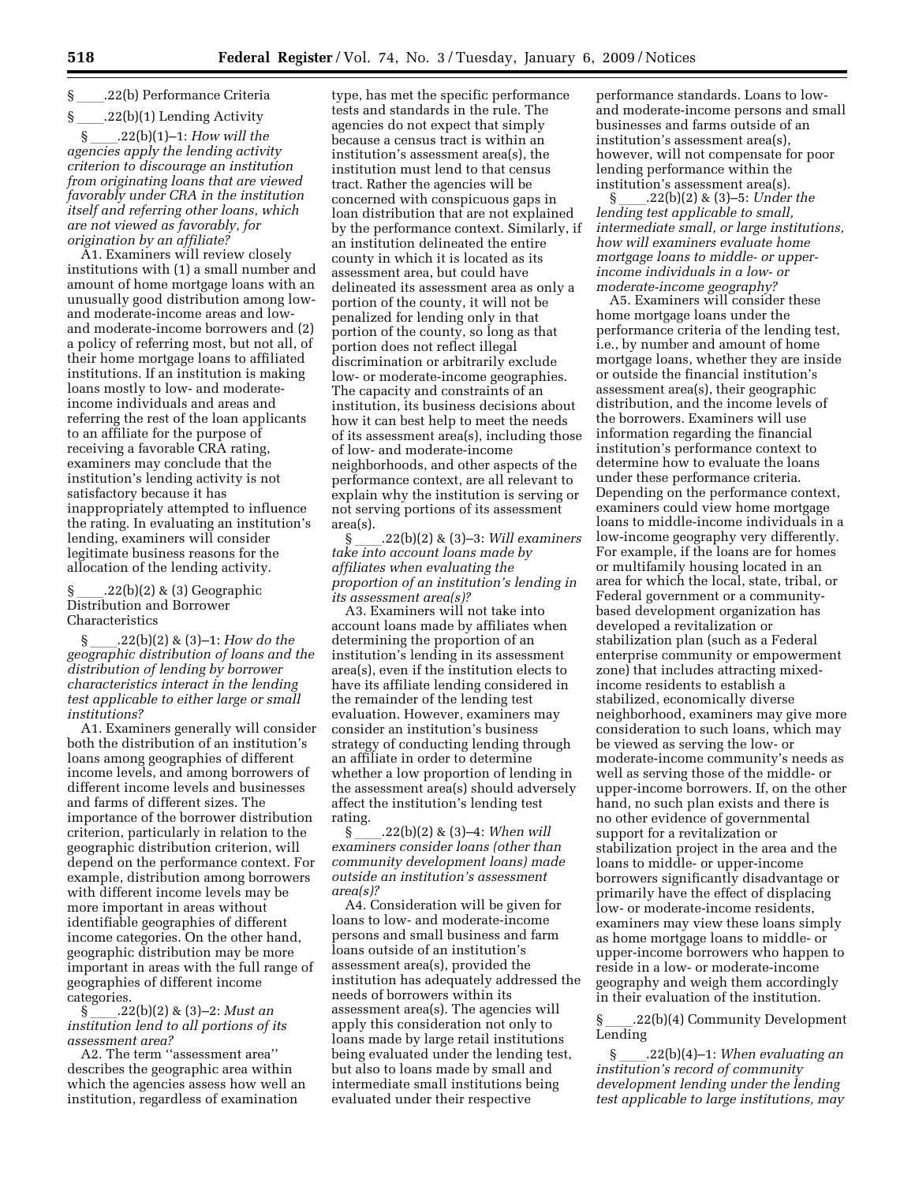§ ____.22(b) Performance Criteria

§ ____.22(b)(1) Lending Activity

§ ____.22(b)(1)–1: *How will the agencies apply the lending activity criterion to discourage an institution from originating loans that are viewed favorably under CRA in the institution itself and referring other loans, which are not viewed as favorably, for origination by an affiliate?*

A1. Examiners will review closely institutions with (1) a small number and amount of home mortgage loans with an unusually good distribution among low- and moderate-income areas and low- and moderate-income borrowers and (2) a policy of referring most, but not all, of their home mortgage loans to affiliated institutions. If an institution is making loans mostly to low- and moderate-income individuals and areas and referring the rest of the loan applicants to an affiliate for the purpose of receiving a favorable CRA rating, examiners may conclude that the institution's lending activity is not satisfactory because it has inappropriately attempted to influence the rating. In evaluating an institution's lending, examiners will consider legitimate business reasons for the allocation of the lending activity.

§ ____.22(b)(2) & (3) Geographic Distribution and Borrower Characteristics

§ ____.22(b)(2) & (3)–1: *How do the geographic distribution of loans and the distribution of lending by borrower characteristics interact in the lending test applicable to either large or small institutions?*

A1. Examiners generally will consider both the distribution of an institution's loans among geographies of different income levels, and among borrowers of different income levels and businesses and farms of different sizes. The importance of the borrower distribution criterion, particularly in relation to the geographic distribution criterion, will depend on the performance context. For example, distribution among borrowers with different income levels may be more important in areas without identifiable geographies of different income categories. On the other hand, geographic distribution may be more important in areas with the full range of geographies of different income categories.

§ ____.22(b)(2) & (3)–2: *Must an institution lend to all portions of its assessment area?*

A2. The term ''assessment area'' describes the geographic area within which the agencies assess how well an institution, regardless of examination type, has met the specific performance tests and standards in the rule. The agencies do not expect that simply because a census tract is within an institution's assessment area(s), the institution must lend to that census tract. Rather the agencies will be concerned with conspicuous gaps in loan distribution that are not explained by the performance context. Similarly, if an institution delineated the entire county in which it is located as its assessment area, but could have delineated its assessment area as only a portion of the county, it will not be penalized for lending only in that portion of the county, so long as that portion does not reflect illegal discrimination or arbitrarily exclude low- or moderate-income geographies. The capacity and constraints of an institution, its business decisions about how it can best help to meet the needs of its assessment area(s), including those of low- and moderate-income neighborhoods, and other aspects of the performance context, are all relevant to explain why the institution is serving or not serving portions of its assessment area(s).

§ ____.22(b)(2) & (3)–3: *Will examiners take into account loans made by affiliates when evaluating the proportion of an institution's lending in its assessment area(s)?*

A3. Examiners will not take into account loans made by affiliates when determining the proportion of an institution's lending in its assessment area(s), even if the institution elects to have its affiliate lending considered in the remainder of the lending test evaluation. However, examiners may consider an institution's business strategy of conducting lending through an affiliate in order to determine whether a low proportion of lending in the assessment area(s) should adversely affect the institution's lending test rating.

§ ____.22(b)(2) & (3)–4: *When will examiners consider loans (other than community development loans) made outside an institution's assessment area(s)?*

A4. Consideration will be given for loans to low- and moderate-income persons and small business and farm loans outside of an institution's assessment area(s), provided the institution has adequately addressed the needs of borrowers within its assessment area(s). The agencies will apply this consideration not only to loans made by large retail institutions being evaluated under the lending test, but also to loans made by small and intermediate small institutions being evaluated under their respective performance standards. Loans to low- and moderate-income persons and small businesses and farms outside of an institution's assessment area(s), however, will not compensate for poor lending performance within the institution's assessment area(s).

§ ____.22(b)(2) & (3)–5: *Under the lending test applicable to small, intermediate small, or large institutions, how will examiners evaluate home mortgage loans to middle- or upper-income individuals in a low- or moderate-income geography?*

A5. Examiners will consider these home mortgage loans under the performance criteria of the lending test, i.e., by number and amount of home mortgage loans, whether they are inside or outside the financial institution's assessment area(s), their geographic distribution, and the income levels of the borrowers. Examiners will use information regarding the financial institution's performance context to determine how to evaluate the loans under these performance criteria. Depending on the performance context, examiners could view home mortgage loans to middle-income individuals in a low-income geography very differently. For example, if the loans are for homes or multifamily housing located in an area for which the local, state, tribal, or Federal government or a community-based development organization has developed a revitalization or stabilization plan (such as a Federal enterprise community or empowerment zone) that includes attracting mixed-income residents to establish a stabilized, economically diverse neighborhood, examiners may give more consideration to such loans, which may be viewed as serving the low- or moderate-income community's needs as well as serving those of the middle- or upper-income borrowers. If, on the other hand, no such plan exists and there is no other evidence of governmental support for a revitalization or stabilization project in the area and the loans to middle- or upper-income borrowers significantly disadvantage or primarily have the effect of displacing low- or moderate-income residents, examiners may view these loans simply as home mortgage loans to middle- or upper-income borrowers who happen to reside in a low- or moderate-income geography and weigh them accordingly in their evaluation of the institution.

§ ____.22(b)(4) Community Development Lending

§ ____.22(b)(4)–1: *When evaluating an institution's record of community development lending under the lending test applicable to large institutions, may*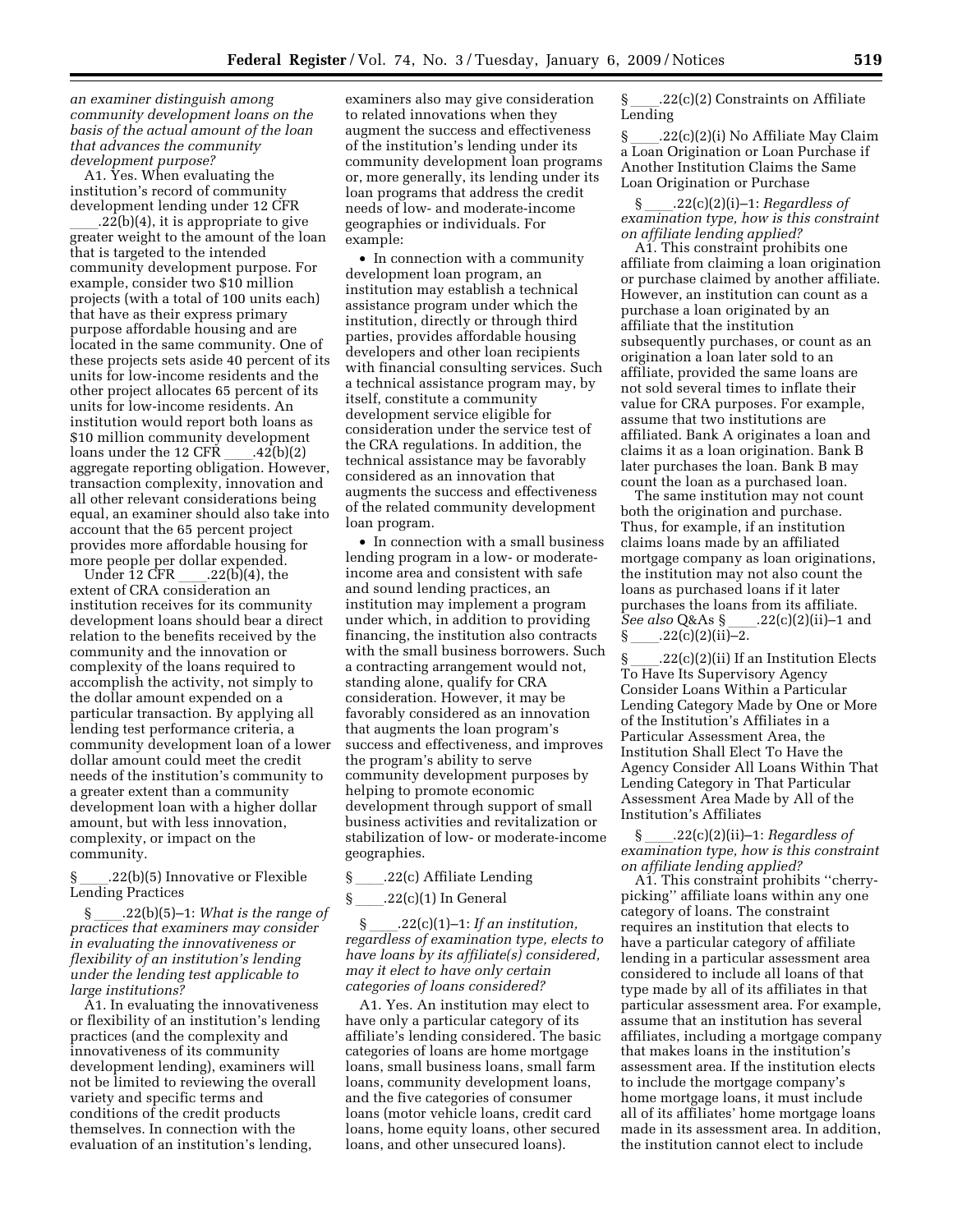*an examiner distinguish among community development loans on the basis of the actual amount of the loan that advances the community development purpose?*

A1. Yes. When evaluating the institution's record of community development lending under 12 CFR ____.22(b)(4), it is appropriate to give greater weight to the amount of the loan that is targeted to the intended community development purpose. For example, consider two $10 million projects (with a total of 100 units each) that have as their express primary purpose affordable housing and are located in the same community. One of these projects sets aside 40 percent of its units for low-income residents and the other project allocates 65 percent of its units for low-income residents. An institution would report both loans as $10 million community development loans under the 12 CFR ____.42(b)(2) aggregate reporting obligation. However, transaction complexity, innovation and all other relevant considerations being equal, an examiner should also take into account that the 65 percent project provides more affordable housing for more people per dollar expended.

Under 12 CFR ____.22(b)(4), the extent of CRA consideration an institution receives for its community development loans should bear a direct relation to the benefits received by the community and the innovation or complexity of the loans required to accomplish the activity, not simply to the dollar amount expended on a particular transaction. By applying all lending test performance criteria, a community development loan of a lower dollar amount could meet the credit needs of the institution's community to a greater extent than a community development loan with a higher dollar amount, but with less innovation, complexity, or impact on the community.

§ ____.22(b)(5) Innovative or Flexible Lending Practices

§ ____.22(b)(5)–1: *What is the range of practices that examiners may consider in evaluating the innovativeness or flexibility of an institution's lending under the lending test applicable to large institutions?*

A1. In evaluating the innovativeness or flexibility of an institution's lending practices (and the complexity and innovativeness of its community development lending), examiners will not be limited to reviewing the overall variety and specific terms and conditions of the credit products themselves. In connection with the evaluation of an institution's lending, examiners also may give consideration to related innovations when they augment the success and effectiveness of the institution's lending under its community development loan programs or, more generally, its lending under its loan programs that address the credit needs of low- and moderate-income geographies or individuals. For example:

- In connection with a community development loan program, an institution may establish a technical assistance program under which the institution, directly or through third parties, provides affordable housing developers and other loan recipients with financial consulting services. Such a technical assistance program may, by itself, constitute a community development service eligible for consideration under the service test of the CRA regulations. In addition, the technical assistance may be favorably considered as an innovation that augments the success and effectiveness of the related community development loan program.
- In connection with a small business lending program in a low- or moderate-income area and consistent with safe and sound lending practices, an institution may implement a program under which, in addition to providing financing, the institution also contracts with the small business borrowers. Such a contracting arrangement would not, standing alone, qualify for CRA consideration. However, it may be favorably considered as an innovation that augments the loan program's success and effectiveness, and improves the program's ability to serve community development purposes by helping to promote economic development through support of small business activities and revitalization or stabilization of low- or moderate-income geographies.

§ ____.22(c) Affiliate Lending

§ ____.22(c)(1) In General

§ ____.22(c)(1)–1: *If an institution, regardless of examination type, elects to have loans by its affiliate(s) considered, may it elect to have only certain categories of loans considered?*

A1. Yes. An institution may elect to have only a particular category of its affiliate's lending considered. The basic categories of loans are home mortgage loans, small business loans, small farm loans, community development loans, and the five categories of consumer loans (motor vehicle loans, credit card loans, home equity loans, other secured loans, and other unsecured loans).

§ ____.22(c)(2) Constraints on Affiliate Lending

§ ____.22(c)(2)(i) No Affiliate May Claim a Loan Origination or Loan Purchase if Another Institution Claims the Same Loan Origination or Purchase

§ ____.22(c)(2)(i)–1: *Regardless of examination type, how is this constraint on affiliate lending applied?*

A1. This constraint prohibits one affiliate from claiming a loan origination or purchase claimed by another affiliate. However, an institution can count as a purchase a loan originated by an affiliate that the institution subsequently purchases, or count as an origination a loan later sold to an affiliate, provided the same loans are not sold several times to inflate their value for CRA purposes. For example, assume that two institutions are affiliated. Bank A originates a loan and claims it as a loan origination. Bank B later purchases the loan. Bank B may count the loan as a purchased loan.

The same institution may not count both the origination and purchase. Thus, for example, if an institution claims loans made by an affiliated mortgage company as loan originations, the institution may not also count the loans as purchased loans if it later purchases the loans from its affiliate. *See also* Q&As § ____.22(c)(2)(ii)–1 and § ____.22(c)(2)(ii)–2.

§ ____.22(c)(2)(ii) If an Institution Elects To Have Its Supervisory Agency Consider Loans Within a Particular Lending Category Made by One or More of the Institution's Affiliates in a Particular Assessment Area, the Institution Shall Elect To Have the Agency Consider All Loans Within That Lending Category in That Particular Assessment Area Made by All of the Institution's Affiliates

§ ____.22(c)(2)(ii)–1: *Regardless of examination type, how is this constraint on affiliate lending applied?*

A1. This constraint prohibits "cherry-picking" affiliate loans within any one category of loans. The constraint requires an institution that elects to have a particular category of affiliate lending in a particular assessment area considered to include all loans of that type made by all of its affiliates in that particular assessment area. For example, assume that an institution has several affiliates, including a mortgage company that makes loans in the institution's assessment area. If the institution elects to include the mortgage company's home mortgage loans, it must include all of its affiliates' home mortgage loans made in its assessment area. In addition, the institution cannot elect to include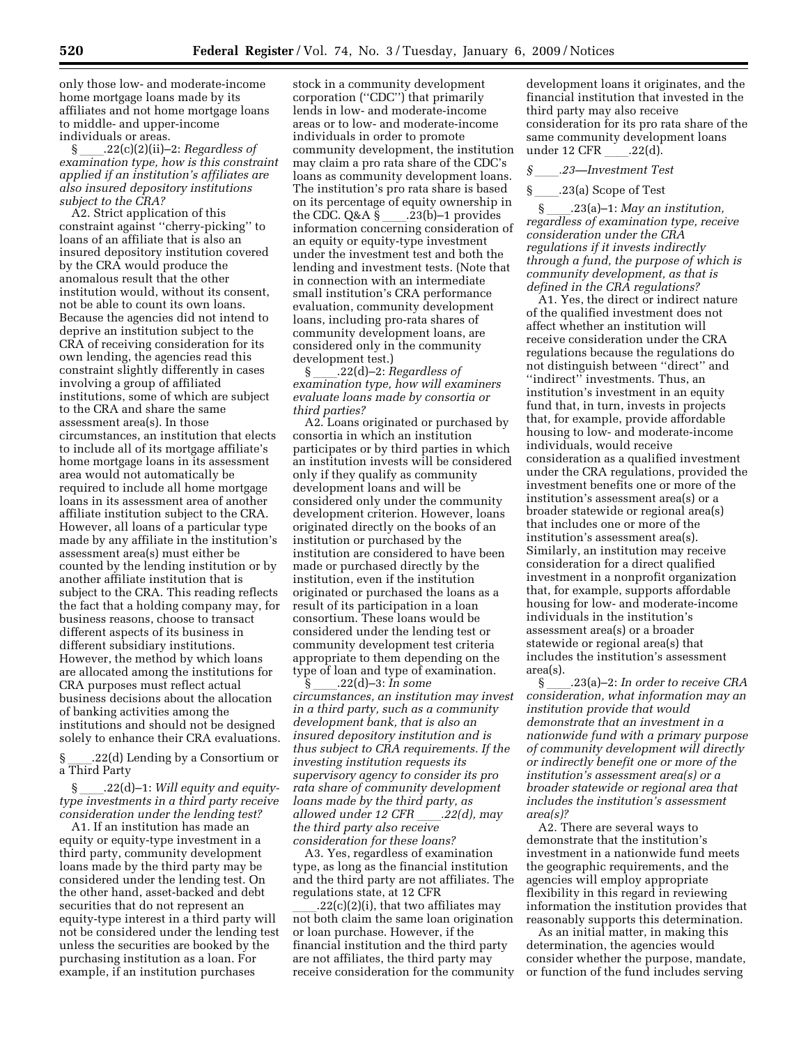only those low- and moderate-income home mortgage loans made by its affiliates and not home mortgage loans to middle- and upper-income individuals or areas.

§ ____.22(c)(2)(ii)–2: *Regardless of examination type, how is this constraint applied if an institution's affiliates are also insured depository institutions subject to the CRA?*

A2. Strict application of this constraint against ''cherry-picking'' to loans of an affiliate that is also an insured depository institution covered by the CRA would produce the anomalous result that the other institution would, without its consent, not be able to count its own loans. Because the agencies did not intend to deprive an institution subject to the CRA of receiving consideration for its own lending, the agencies read this constraint slightly differently in cases involving a group of affiliated institutions, some of which are subject to the CRA and share the same assessment area(s). In those circumstances, an institution that elects to include all of its mortgage affiliate's home mortgage loans in its assessment area would not automatically be required to include all home mortgage loans in its assessment area of another affiliate institution subject to the CRA. However, all loans of a particular type made by any affiliate in the institution's assessment area(s) must either be counted by the lending institution or by another affiliate institution that is subject to the CRA. This reading reflects the fact that a holding company may, for business reasons, choose to transact different aspects of its business in different subsidiary institutions. However, the method by which loans are allocated among the institutions for CRA purposes must reflect actual business decisions about the allocation of banking activities among the institutions and should not be designed solely to enhance their CRA evaluations.

§ ____.22(d) Lending by a Consortium or a Third Party

§ ____.22(d)–1: *Will equity and equity-type investments in a third party receive consideration under the lending test?*

A1. If an institution has made an equity or equity-type investment in a third party, community development loans made by the third party may be considered under the lending test. On the other hand, asset-backed and debt securities that do not represent an equity-type interest in a third party will not be considered under the lending test unless the securities are booked by the purchasing institution as a loan. For example, if an institution purchases stock in a community development corporation (''CDC'') that primarily lends in low- and moderate-income areas or to low- and moderate-income individuals in order to promote community development, the institution may claim a pro rata share of the CDC's loans as community development loans. The institution's pro rata share is based on its percentage of equity ownership in the CDC. Q&A § ____.23(b)–1 provides information concerning consideration of an equity or equity-type investment under the investment test and both the lending and investment tests. (Note that in connection with an intermediate small institution's CRA performance evaluation, community development loans, including pro-rata shares of community development loans, are considered only in the community development test.)

§ ____.22(d)–2: *Regardless of examination type, how will examiners evaluate loans made by consortia or third parties?*

A2. Loans originated or purchased by consortia in which an institution participates or by third parties in which an institution invests will be considered only if they qualify as community development loans and will be considered only under the community development criterion. However, loans originated directly on the books of an institution or purchased by the institution are considered to have been made or purchased directly by the institution, even if the institution originated or purchased the loans as a result of its participation in a loan consortium. These loans would be considered under the lending test or community development test criteria appropriate to them depending on the type of loan and type of examination.

§ ____.22(d)–3: *In some circumstances, an institution may invest in a third party, such as a community development bank, that is also an insured depository institution and is thus subject to CRA requirements. If the investing institution requests its supervisory agency to consider its pro rata share of community development loans made by the third party, as allowed under 12 CFR ____.22(d), may the third party also receive consideration for these loans?*

A3. Yes, regardless of examination type, as long as the financial institution and the third party are not affiliates. The regulations state, at 12 CFR ____.22(c)(2)(i), that two affiliates may not both claim the same loan origination or loan purchase. However, if the financial institution and the third party are not affiliates, the third party may receive consideration for the community development loans it originates, and the financial institution that invested in the third party may also receive consideration for its pro rata share of the same community development loans under 12 CFR ____.22(d).

*§ ____.23—Investment Test*

§ ____.23(a) Scope of Test

§ ____.23(a)–1: *May an institution, regardless of examination type, receive consideration under the CRA regulations if it invests indirectly through a fund, the purpose of which is community development, as that is defined in the CRA regulations?*

A1. Yes, the direct or indirect nature of the qualified investment does not affect whether an institution will receive consideration under the CRA regulations because the regulations do not distinguish between ''direct'' and ''indirect'' investments. Thus, an institution's investment in an equity fund that, in turn, invests in projects that, for example, provide affordable housing to low- and moderate-income individuals, would receive consideration as a qualified investment under the CRA regulations, provided the investment benefits one or more of the institution's assessment area(s) or a broader statewide or regional area(s) that includes one or more of the institution's assessment area(s). Similarly, an institution may receive consideration for a direct qualified investment in a nonprofit organization that, for example, supports affordable housing for low- and moderate-income individuals in the institution's assessment area(s) or a broader statewide or regional area(s) that includes the institution's assessment area(s).

§ ____.23(a)–2: *In order to receive CRA consideration, what information may an institution provide that would demonstrate that an investment in a nationwide fund with a primary purpose of community development will directly or indirectly benefit one or more of the institution's assessment area(s) or a broader statewide or regional area that includes the institution's assessment area(s)?*

A2. There are several ways to demonstrate that the institution's investment in a nationwide fund meets the geographic requirements, and the agencies will employ appropriate flexibility in this regard in reviewing information the institution provides that reasonably supports this determination.

As an initial matter, in making this determination, the agencies would consider whether the purpose, mandate, or function of the fund includes serving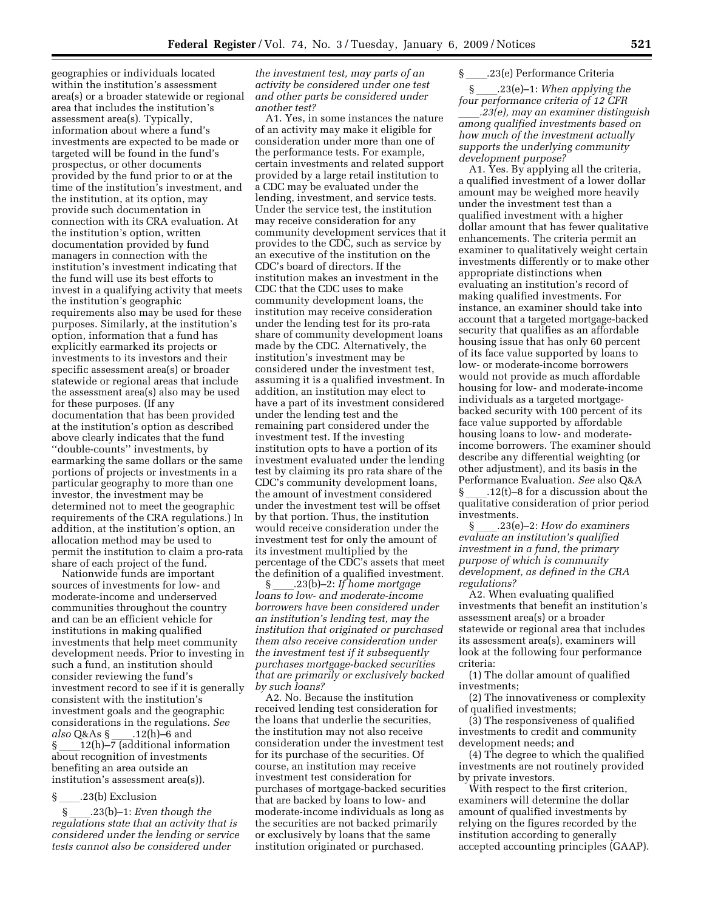geographies or individuals located within the institution's assessment area(s) or a broader statewide or regional area that includes the institution's assessment area(s). Typically, information about where a fund's investments are expected to be made or targeted will be found in the fund's prospectus, or other documents provided by the fund prior to or at the time of the institution's investment, and the institution, at its option, may provide such documentation in connection with its CRA evaluation. At the institution's option, written documentation provided by fund managers in connection with the institution's investment indicating that the fund will use its best efforts to invest in a qualifying activity that meets the institution's geographic requirements also may be used for these purposes. Similarly, at the institution's option, information that a fund has explicitly earmarked its projects or investments to its investors and their specific assessment area(s) or broader statewide or regional areas that include the assessment area(s) also may be used for these purposes. (If any documentation that has been provided at the institution's option as described above clearly indicates that the fund ''double-counts'' investments, by earmarking the same dollars or the same portions of projects or investments in a particular geography to more than one investor, the investment may be determined not to meet the geographic requirements of the CRA regulations.) In addition, at the institution's option, an allocation method may be used to permit the institution to claim a pro-rata share of each project of the fund.

Nationwide funds are important sources of investments for low- and moderate-income and underserved communities throughout the country and can be an efficient vehicle for institutions in making qualified investments that help meet community development needs. Prior to investing in such a fund, an institution should consider reviewing the fund's investment record to see if it is generally consistent with the institution's investment goals and the geographic considerations in the regulations. *See also* Q&As § ____.12(h)–6 and § ____12(h)–7 (additional information about recognition of investments benefiting an area outside an institution's assessment area(s)).

§ ____.23(b) Exclusion

§ ____.23(b)–1: *Even though the regulations state that an activity that is considered under the lending or service tests cannot also be considered under the investment test, may parts of an activity be considered under one test and other parts be considered under another test?*

A1. Yes, in some instances the nature of an activity may make it eligible for consideration under more than one of the performance tests. For example, certain investments and related support provided by a large retail institution to a CDC may be evaluated under the lending, investment, and service tests. Under the service test, the institution may receive consideration for any community development services that it provides to the CDC, such as service by an executive of the institution on the CDC's board of directors. If the institution makes an investment in the CDC that the CDC uses to make community development loans, the institution may receive consideration under the lending test for its pro-rata share of community development loans made by the CDC. Alternatively, the institution's investment may be considered under the investment test, assuming it is a qualified investment. In addition, an institution may elect to have a part of its investment considered under the lending test and the remaining part considered under the investment test. If the investing institution opts to have a portion of its investment evaluated under the lending test by claiming its pro rata share of the CDC's community development loans, the amount of investment considered under the investment test will be offset by that portion. Thus, the institution would receive consideration under the investment test for only the amount of its investment multiplied by the percentage of the CDC's assets that meet the definition of a qualified investment.

§ ____.23(b)–2: *If home mortgage loans to low- and moderate-income borrowers have been considered under an institution's lending test, may the institution that originated or purchased them also receive consideration under the investment test if it subsequently purchases mortgage-backed securities that are primarily or exclusively backed by such loans?*

A2. No. Because the institution received lending test consideration for the loans that underlie the securities, the institution may not also receive consideration under the investment test for its purchase of the securities. Of course, an institution may receive investment test consideration for purchases of mortgage-backed securities that are backed by loans to low- and moderate-income individuals as long as the securities are not backed primarily or exclusively by loans that the same institution originated or purchased.

§ ____.23(e) Performance Criteria

§ ____.23(e)–1: *When applying the four performance criteria of 12 CFR ____.23(e), may an examiner distinguish among qualified investments based on how much of the investment actually supports the underlying community development purpose?*

A1. Yes. By applying all the criteria, a qualified investment of a lower dollar amount may be weighed more heavily under the investment test than a qualified investment with a higher dollar amount that has fewer qualitative enhancements. The criteria permit an examiner to qualitatively weight certain investments differently or to make other appropriate distinctions when evaluating an institution's record of making qualified investments. For instance, an examiner should take into account that a targeted mortgage-backed security that qualifies as an affordable housing issue that has only 60 percent of its face value supported by loans to low- or moderate-income borrowers would not provide as much affordable housing for low- and moderate-income individuals as a targeted mortgage-backed security with 100 percent of its face value supported by affordable housing loans to low- and moderate-income borrowers. The examiner should describe any differential weighting (or other adjustment), and its basis in the Performance Evaluation. *See* also Q&A § ____.12(t)–8 for a discussion about the qualitative consideration of prior period investments.

§ ____.23(e)–2: *How do examiners evaluate an institution's qualified investment in a fund, the primary purpose of which is community development, as defined in the CRA regulations?*

A2. When evaluating qualified investments that benefit an institution's assessment area(s) or a broader statewide or regional area that includes its assessment area(s), examiners will look at the following four performance criteria:

(1) The dollar amount of qualified investments;

(2) The innovativeness or complexity of qualified investments;

(3) The responsiveness of qualified investments to credit and community development needs; and

(4) The degree to which the qualified investments are not routinely provided by private investors.

With respect to the first criterion, examiners will determine the dollar amount of qualified investments by relying on the figures recorded by the institution according to generally accepted accounting principles (GAAP).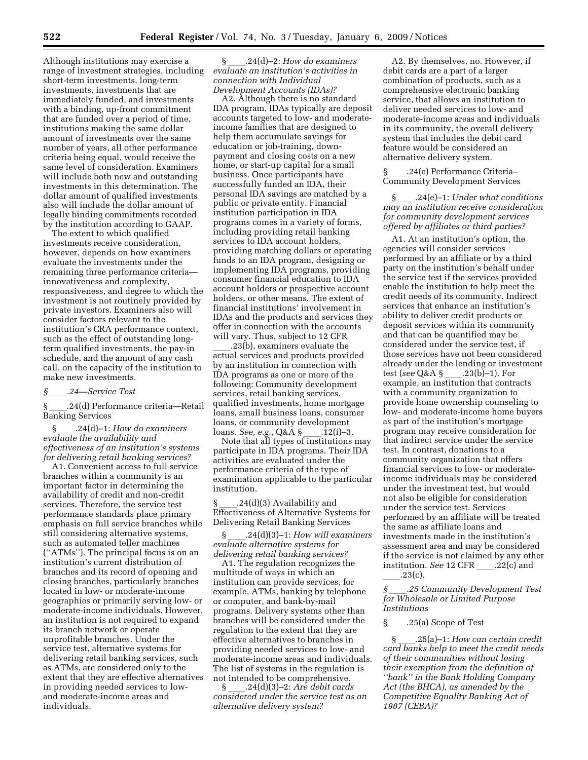Although institutions may exercise a range of investment strategies, including short-term investments, long-term investments, investments that are immediately funded, and investments with a binding, up-front commitment that are funded over a period of time, institutions making the same dollar amount of investments over the same number of years, all other performance criteria being equal, would receive the same level of consideration. Examiners will include both new and outstanding investments in this determination. The dollar amount of qualified investments also will include the dollar amount of legally binding commitments recorded by the institution according to GAAP.

The extent to which qualified investments receive consideration, however, depends on how examiners evaluate the investments under the remaining three performance criteria—innovativeness and complexity, responsiveness, and degree to which the investment is not routinely provided by private investors. Examiners also will consider factors relevant to the institution's CRA performance context, such as the effect of outstanding long-term qualified investments, the pay-in schedule, and the amount of any cash call, on the capacity of the institution to make new investments.

*§ ____.24—Service Test*

§ ____.24(d) Performance criteria—Retail Banking Services

§ ____.24(d)–1: *How do examiners evaluate the availability and effectiveness of an institution's systems for delivering retail banking services?*

A1. Convenient access to full service branches within a community is an important factor in determining the availability of credit and non-credit services. Therefore, the service test performance standards place primary emphasis on full service branches while still considering alternative systems, such as automated teller machines (''ATMs''). The principal focus is on an institution's current distribution of branches and its record of opening and closing branches, particularly branches located in low- or moderate-income geographies or primarily serving low- or moderate-income individuals. However, an institution is not required to expand its branch network or operate unprofitable branches. Under the service test, alternative systems for delivering retail banking services, such as ATMs, are considered only to the extent that they are effective alternatives in providing needed services to low- and moderate-income areas and individuals.

§ ____.24(d)–2: *How do examiners evaluate an institution's activities in connection with Individual Development Accounts (IDAs)?*

A2. Although there is no standard IDA program, IDAs typically are deposit accounts targeted to low- and moderate-income families that are designed to help them accumulate savings for education or job-training, down-payment and closing costs on a new home, or start-up capital for a small business. Once participants have successfully funded an IDA, their personal IDA savings are matched by a public or private entity. Financial institution participation in IDA programs comes in a variety of forms, including providing retail banking services to IDA account holders, providing matching dollars or operating funds to an IDA program, designing or implementing IDA programs, providing consumer financial education to IDA account holders or prospective account holders, or other means. The extent of financial institutions' involvement in IDAs and the products and services they offer in connection with the accounts will vary. Thus, subject to 12 CFR ____.23(b), examiners evaluate the actual services and products provided by an institution in connection with IDA programs as one or more of the following: Community development services, retail banking services, qualified investments, home mortgage loans, small business loans, consumer loans, or community development loans. *See, e.g.*, Q&A § ____.12(i)–3.

Note that all types of institutions may participate in IDA programs. Their IDA activities are evaluated under the performance criteria of the type of examination applicable to the particular institution.

§ ____.24(d)(3) Availability and Effectiveness of Alternative Systems for Delivering Retail Banking Services

§ ____.24(d)(3)–1: *How will examiners evaluate alternative systems for delivering retail banking services?*

A1. The regulation recognizes the multitude of ways in which an institution can provide services, for example, ATMs, banking by telephone or computer, and bank-by-mail programs. Delivery systems other than branches will be considered under the regulation to the extent that they are effective alternatives to branches in providing needed services to low- and moderate-income areas and individuals. The list of systems in the regulation is not intended to be comprehensive.

§ ____.24(d)(3)–2: *Are debit cards considered under the service test as an alternative delivery system?*

A2. By themselves, no. However, if debit cards are a part of a larger combination of products, such as a comprehensive electronic banking service, that allows an institution to deliver needed services to low- and moderate-income areas and individuals in its community, the overall delivery system that includes the debit card feature would be considered an alternative delivery system.

§ ____.24(e) Performance Criteria—Community Development Services

§ ____.24(e)–1: *Under what conditions may an institution receive consideration for community development services offered by affiliates or third parties?*

A1. At an institution's option, the agencies will consider services performed by an affiliate or by a third party on the institution's behalf under the service test if the services provided enable the institution to help meet the credit needs of its community. Indirect services that enhance an institution's ability to deliver credit products or deposit services within its community and that can be quantified may be considered under the service test, if those services have not been considered already under the lending or investment test (*see* Q&A § ____.23(b)–1). For example, an institution that contracts with a community organization to provide home ownership counseling to low- and moderate-income home buyers as part of the institution's mortgage program may receive consideration for that indirect service under the service test. In contrast, donations to a community organization that offers financial services to low- or moderate-income individuals may be considered under the investment test, but would not also be eligible for consideration under the service test. Services performed by an affiliate will be treated the same as affiliate loans and investments made in the institution's assessment area and may be considered if the service is not claimed by any other institution. *See* 12 CFR ____.22(c) and ____.23(c).

*§ ____.25 Community Development Test for Wholesale or Limited Purpose Institutions*

§ ____.25(a) Scope of Test

§ ____.25(a)–1: *How can certain credit card banks help to meet the credit needs of their communities without losing their exemption from the definition of ''bank'' in the Bank Holding Company Act (the BHCA), as amended by the Competitive Equality Banking Act of 1987 (CEBA)?*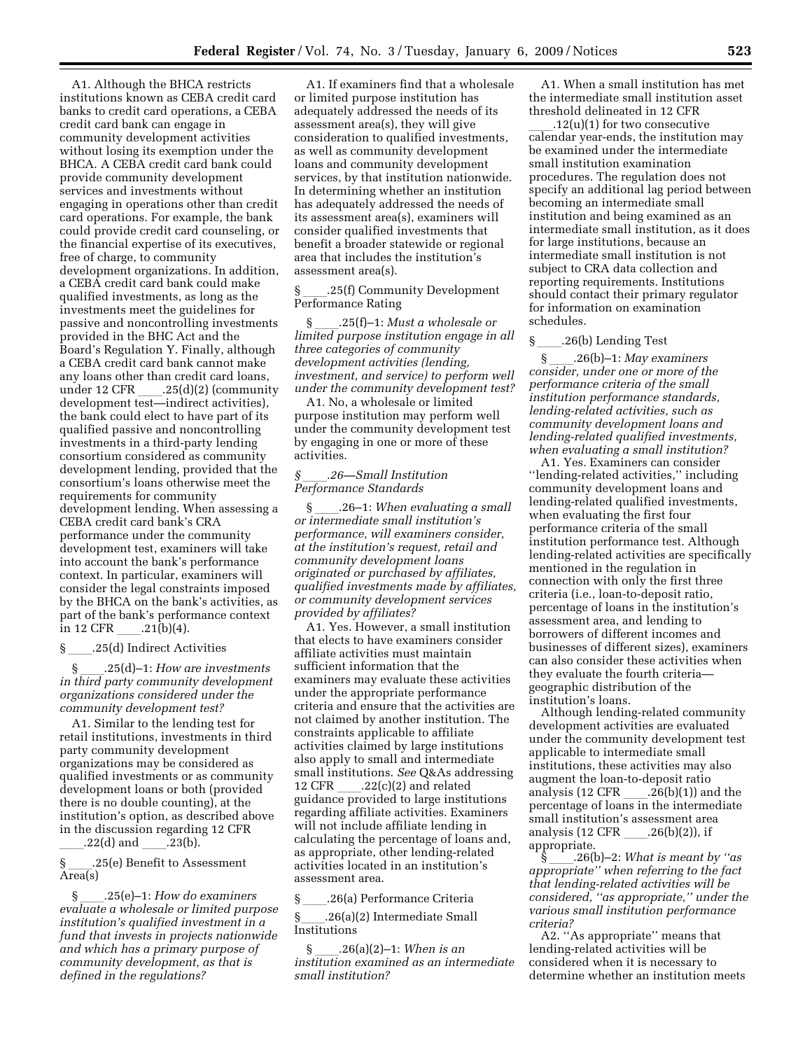A1. Although the BHCA restricts institutions known as CEBA credit card banks to credit card operations, a CEBA credit card bank can engage in community development activities without losing its exemption under the BHCA. A CEBA credit card bank could provide community development services and investments without engaging in operations other than credit card operations. For example, the bank could provide credit card counseling, or the financial expertise of its executives, free of charge, to community development organizations. In addition, a CEBA credit card bank could make qualified investments, as long as the investments meet the guidelines for passive and noncontrolling investments provided in the BHC Act and the Board's Regulation Y. Finally, although a CEBA credit card bank cannot make any loans other than credit card loans, under 12 CFR ____.25(d)(2) (community development test—indirect activities), the bank could elect to have part of its qualified passive and noncontrolling investments in a third-party lending consortium considered as community development lending, provided that the consortium's loans otherwise meet the requirements for community development lending. When assessing a CEBA credit card bank's CRA performance under the community development test, examiners will take into account the bank's performance context. In particular, examiners will consider the legal constraints imposed by the BHCA on the bank's activities, as part of the bank's performance context in 12 CFR ____.21(b)(4).

§ ____.25(d) Indirect Activities

§ ____.25(d)–1: *How are investments in third party community development organizations considered under the community development test?*

A1. Similar to the lending test for retail institutions, investments in third party community development organizations may be considered as qualified investments or as community development loans or both (provided there is no double counting), at the institution's option, as described above in the discussion regarding 12 CFR ____.22(d) and ____.23(b).

§ ____.25(e) Benefit to Assessment Area(s)

§ ____.25(e)–1: *How do examiners evaluate a wholesale or limited purpose institution's qualified investment in a fund that invests in projects nationwide and which has a primary purpose of community development, as that is defined in the regulations?*

A1. If examiners find that a wholesale or limited purpose institution has adequately addressed the needs of its assessment area(s), they will give consideration to qualified investments, as well as community development loans and community development services, by that institution nationwide. In determining whether an institution has adequately addressed the needs of its assessment area(s), examiners will consider qualified investments that benefit a broader statewide or regional area that includes the institution's assessment area(s).

§ ____.25(f) Community Development Performance Rating

§ ____.25(f)–1: *Must a wholesale or limited purpose institution engage in all three categories of community development activities (lending, investment, and service) to perform well under the community development test?*

A1. No, a wholesale or limited purpose institution may perform well under the community development test by engaging in one or more of these activities.

*§ ____.26—Small Institution Performance Standards*

§ ____.26–1: *When evaluating a small or intermediate small institution's performance, will examiners consider, at the institution's request, retail and community development loans originated or purchased by affiliates, qualified investments made by affiliates, or community development services provided by affiliates?*

A1. Yes. However, a small institution that elects to have examiners consider affiliate activities must maintain sufficient information that the examiners may evaluate these activities under the appropriate performance criteria and ensure that the activities are not claimed by another institution. The constraints applicable to affiliate activities claimed by large institutions also apply to small and intermediate small institutions. *See* Q&As addressing 12 CFR ____.22(c)(2) and related guidance provided to large institutions regarding affiliate activities. Examiners will not include affiliate lending in calculating the percentage of loans and, as appropriate, other lending-related activities located in an institution's assessment area.

§ ____.26(a) Performance Criteria

§ ____.26(a)(2) Intermediate Small Institutions

§ ____.26(a)(2)–1: *When is an institution examined as an intermediate small institution?*

A1. When a small institution has met the intermediate small institution asset threshold delineated in 12 CFR ____.12(u)(1) for two consecutive calendar year-ends, the institution may be examined under the intermediate small institution examination procedures. The regulation does not specify an additional lag period between becoming an intermediate small institution and being examined as an intermediate small institution, as it does for large institutions, because an intermediate small institution is not subject to CRA data collection and reporting requirements. Institutions should contact their primary regulator for information on examination schedules.

§ ____.26(b) Lending Test

§ ____.26(b)–1: *May examiners consider, under one or more of the performance criteria of the small institution performance standards, lending-related activities, such as community development loans and lending-related qualified investments, when evaluating a small institution?*

A1. Yes. Examiners can consider "lending-related activities," including community development loans and lending-related qualified investments, when evaluating the first four performance criteria of the small institution performance test. Although lending-related activities are specifically mentioned in the regulation in connection with only the first three criteria (i.e., loan-to-deposit ratio, percentage of loans in the institution's assessment area, and lending to borrowers of different incomes and businesses of different sizes), examiners can also consider these activities when they evaluate the fourth criteria—geographic distribution of the institution's loans.

Although lending-related community development activities are evaluated under the community development test applicable to intermediate small institutions, these activities may also augment the loan-to-deposit ratio analysis (12 CFR ____.26(b)(1)) and the percentage of loans in the intermediate small institution's assessment area analysis (12 CFR ____.26(b)(2)), if appropriate.

§ ____.26(b)–2: *What is meant by "as appropriate" when referring to the fact that lending-related activities will be considered, "as appropriate," under the various small institution performance criteria?*

A2. "As appropriate" means that lending-related activities will be considered when it is necessary to determine whether an institution meets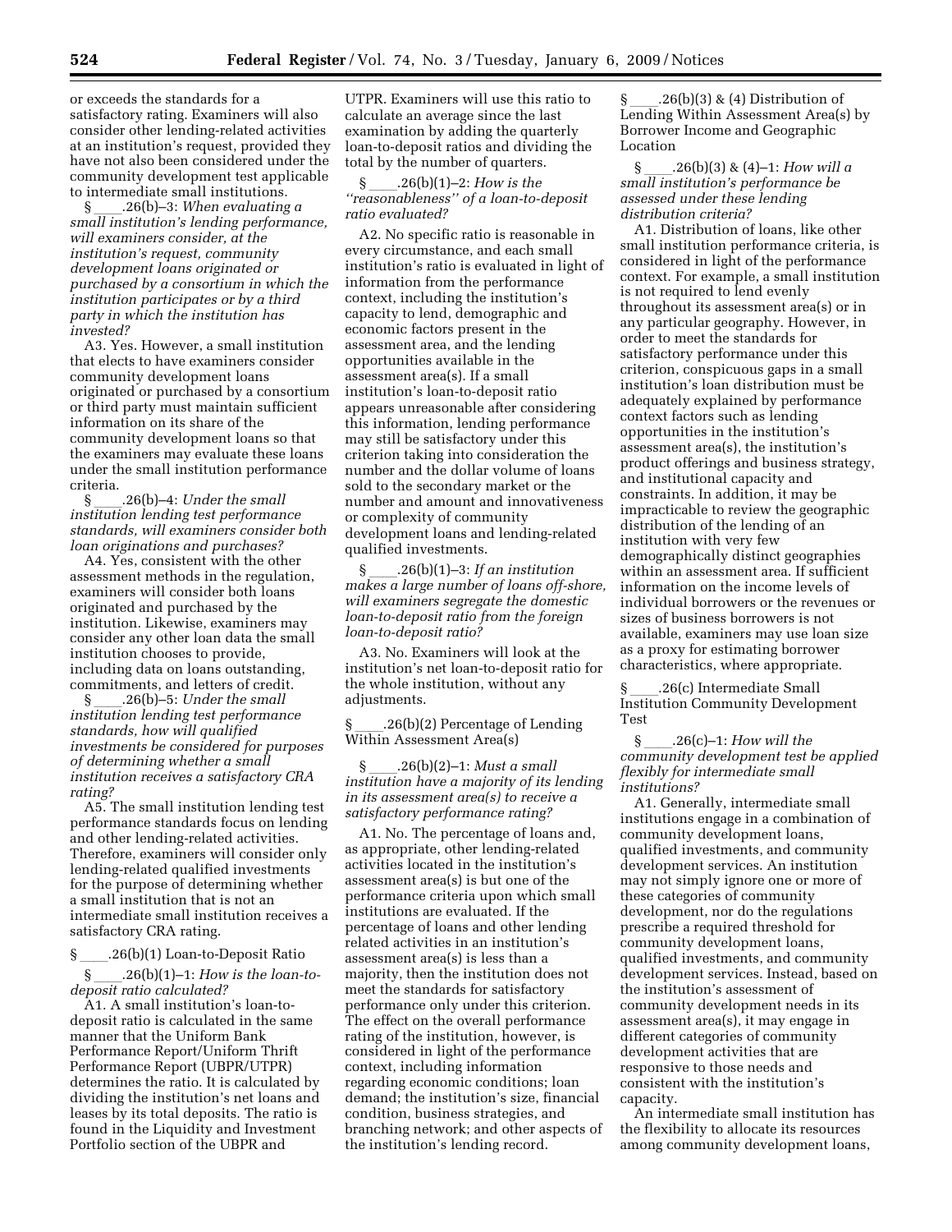or exceeds the standards for a satisfactory rating. Examiners will also consider other lending-related activities at an institution's request, provided they have not also been considered under the community development test applicable to intermediate small institutions.

§ ____.26(b)–3: *When evaluating a small institution's lending performance, will examiners consider, at the institution's request, community development loans originated or purchased by a consortium in which the institution participates or by a third party in which the institution has invested?*

A3. Yes. However, a small institution that elects to have examiners consider community development loans originated or purchased by a consortium or third party must maintain sufficient information on its share of the community development loans so that the examiners may evaluate these loans under the small institution performance criteria.

§ ____.26(b)–4: *Under the small institution lending test performance standards, will examiners consider both loan originations and purchases?*

A4. Yes, consistent with the other assessment methods in the regulation, examiners will consider both loans originated and purchased by the institution. Likewise, examiners may consider any other loan data the small institution chooses to provide, including data on loans outstanding, commitments, and letters of credit.

§ ____.26(b)–5: *Under the small institution lending test performance standards, how will qualified investments be considered for purposes of determining whether a small institution receives a satisfactory CRA rating?*

A5. The small institution lending test performance standards focus on lending and other lending-related activities. Therefore, examiners will consider only lending-related qualified investments for the purpose of determining whether a small institution that is not an intermediate small institution receives a satisfactory CRA rating.

§ ____.26(b)(1) Loan-to-Deposit Ratio

§ ____.26(b)(1)–1: *How is the loan-to-deposit ratio calculated?*

A1. A small institution's loan-to-deposit ratio is calculated in the same manner that the Uniform Bank Performance Report/Uniform Thrift Performance Report (UBPR/UTPR) determines the ratio. It is calculated by dividing the institution's net loans and leases by its total deposits. The ratio is found in the Liquidity and Investment Portfolio section of the UBPR and UTPR. Examiners will use this ratio to calculate an average since the last examination by adding the quarterly loan-to-deposit ratios and dividing the total by the number of quarters.

§ ____.26(b)(1)–2: *How is the "reasonableness" of a loan-to-deposit ratio evaluated?*

A2. No specific ratio is reasonable in every circumstance, and each small institution's ratio is evaluated in light of information from the performance context, including the institution's capacity to lend, demographic and economic factors present in the assessment area, and the lending opportunities available in the assessment area(s). If a small institution's loan-to-deposit ratio appears unreasonable after considering this information, lending performance may still be satisfactory under this criterion taking into consideration the number and the dollar volume of loans sold to the secondary market or the number and amount and innovativeness or complexity of community development loans and lending-related qualified investments.

§ ____.26(b)(1)–3: *If an institution makes a large number of loans off-shore, will examiners segregate the domestic loan-to-deposit ratio from the foreign loan-to-deposit ratio?*

A3. No. Examiners will look at the institution's net loan-to-deposit ratio for the whole institution, without any adjustments.

§ ____.26(b)(2) Percentage of Lending Within Assessment Area(s)

§ ____.26(b)(2)–1: *Must a small institution have a majority of its lending in its assessment area(s) to receive a satisfactory performance rating?*

A1. No. The percentage of loans and, as appropriate, other lending-related activities located in the institution's assessment area(s) is but one of the performance criteria upon which small institutions are evaluated. If the percentage of loans and other lending related activities in an institution's assessment area(s) is less than a majority, then the institution does not meet the standards for satisfactory performance only under this criterion. The effect on the overall performance rating of the institution, however, is considered in light of the performance context, including information regarding economic conditions; loan demand; the institution's size, financial condition, business strategies, and branching network; and other aspects of the institution's lending record.

§ ____.26(b)(3) & (4) Distribution of Lending Within Assessment Area(s) by Borrower Income and Geographic Location

§ ____.26(b)(3) & (4)–1: *How will a small institution's performance be assessed under these lending distribution criteria?*

A1. Distribution of loans, like other small institution performance criteria, is considered in light of the performance context. For example, a small institution is not required to lend evenly throughout its assessment area(s) or in any particular geography. However, in order to meet the standards for satisfactory performance under this criterion, conspicuous gaps in a small institution's loan distribution must be adequately explained by performance context factors such as lending opportunities in the institution's assessment area(s), the institution's product offerings and business strategy, and institutional capacity and constraints. In addition, it may be impracticable to review the geographic distribution of the lending of an institution with very few demographically distinct geographies within an assessment area. If sufficient information on the income levels of individual borrowers or the revenues or sizes of business borrowers is not available, examiners may use loan size as a proxy for estimating borrower characteristics, where appropriate.

§ ____.26(c) Intermediate Small Institution Community Development Test

§ ____.26(c)–1: *How will the community development test be applied flexibly for intermediate small institutions?*

A1. Generally, intermediate small institutions engage in a combination of community development loans, qualified investments, and community development services. An institution may not simply ignore one or more of these categories of community development, nor do the regulations prescribe a required threshold for community development loans, qualified investments, and community development services. Instead, based on the institution's assessment of community development needs in its assessment area(s), it may engage in different categories of community development activities that are responsive to those needs and consistent with the institution's capacity.

An intermediate small institution has the flexibility to allocate its resources among community development loans,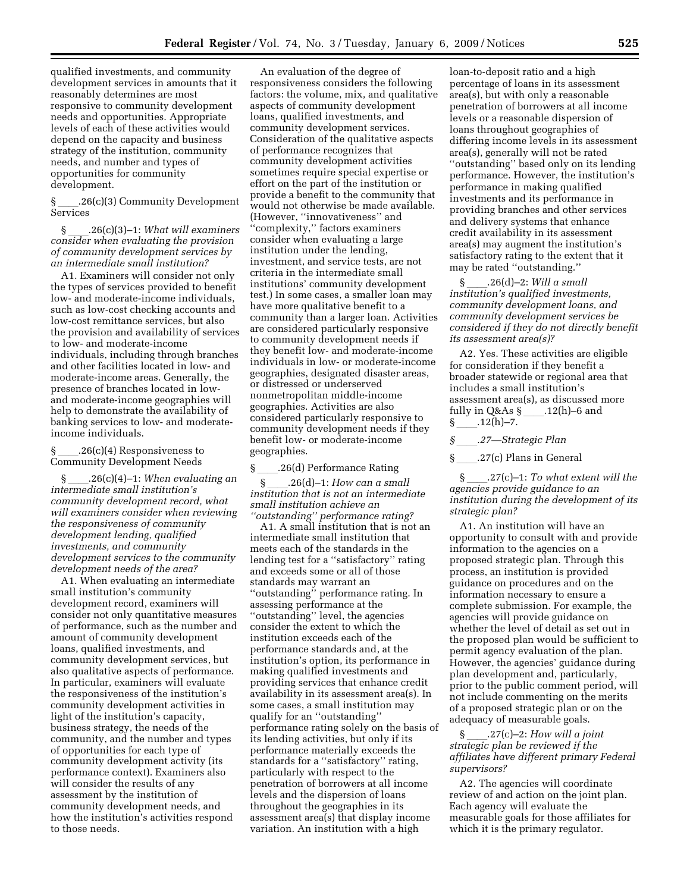qualified investments, and community development services in amounts that it reasonably determines are most responsive to community development needs and opportunities. Appropriate levels of each of these activities would depend on the capacity and business strategy of the institution, community needs, and number and types of opportunities for community development.

§ ____.26(c)(3) Community Development Services

§ ____.26(c)(3)–1: *What will examiners consider when evaluating the provision of community development services by an intermediate small institution?*

A1. Examiners will consider not only the types of services provided to benefit low- and moderate-income individuals, such as low-cost checking accounts and low-cost remittance services, but also the provision and availability of services to low- and moderate-income individuals, including through branches and other facilities located in low- and moderate-income areas. Generally, the presence of branches located in low- and moderate-income geographies will help to demonstrate the availability of banking services to low- and moderate-income individuals.

§ ____.26(c)(4) Responsiveness to Community Development Needs

§ ____.26(c)(4)–1: *When evaluating an intermediate small institution's community development record, what will examiners consider when reviewing the responsiveness of community development lending, qualified investments, and community development services to the community development needs of the area?*

A1. When evaluating an intermediate small institution's community development record, examiners will consider not only quantitative measures of performance, such as the number and amount of community development loans, qualified investments, and community development services, but also qualitative aspects of performance. In particular, examiners will evaluate the responsiveness of the institution's community development activities in light of the institution's capacity, business strategy, the needs of the community, and the number and types of opportunities for each type of community development activity (its performance context). Examiners also will consider the results of any assessment by the institution of community development needs, and how the institution's activities respond to those needs.

An evaluation of the degree of responsiveness considers the following factors: the volume, mix, and qualitative aspects of community development loans, qualified investments, and community development services. Consideration of the qualitative aspects of performance recognizes that community development activities sometimes require special expertise or effort on the part of the institution or provide a benefit to the community that would not otherwise be made available. (However, "innovativeness" and "complexity," factors examiners consider when evaluating a large institution under the lending, investment, and service tests, are not criteria in the intermediate small institutions' community development test.) In some cases, a smaller loan may have more qualitative benefit to a community than a larger loan. Activities are considered particularly responsive to community development needs if they benefit low- and moderate-income individuals in low- or moderate-income geographies, designated disaster areas, or distressed or underserved nonmetropolitan middle-income geographies. Activities are also considered particularly responsive to community development needs if they benefit low- or moderate-income geographies.

§ ____.26(d) Performance Rating

§ ____.26(d)–1: *How can a small institution that is not an intermediate small institution achieve an "outstanding" performance rating?*

A1. A small institution that is not an intermediate small institution that meets each of the standards in the lending test for a "satisfactory" rating and exceeds some or all of those standards may warrant an "outstanding" performance rating. In assessing performance at the "outstanding" level, the agencies consider the extent to which the institution exceeds each of the performance standards and, at the institution's option, its performance in making qualified investments and providing services that enhance credit availability in its assessment area(s). In some cases, a small institution may qualify for an "outstanding" performance rating solely on the basis of its lending activities, but only if its performance materially exceeds the standards for a "satisfactory" rating, particularly with respect to the penetration of borrowers at all income levels and the dispersion of loans throughout the geographies in its assessment area(s) that display income variation. An institution with a high loan-to-deposit ratio and a high percentage of loans in its assessment area(s), but with only a reasonable penetration of borrowers at all income levels or a reasonable dispersion of loans throughout geographies of differing income levels in its assessment area(s), generally will not be rated "outstanding" based only on its lending performance. However, the institution's performance in making qualified investments and its performance in providing branches and other services and delivery systems that enhance credit availability in its assessment area(s) may augment the institution's satisfactory rating to the extent that it may be rated "outstanding."

§ ____.26(d)–2: *Will a small institution's qualified investments, community development loans, and community development services be considered if they do not directly benefit its assessment area(s)?*

A2. Yes. These activities are eligible for consideration if they benefit a broader statewide or regional area that includes a small institution's assessment area(s), as discussed more fully in Q&As § ____.12(h)–6 and § ____.12(h)–7.

*§ ____.27—Strategic Plan*

§ ____.27(c) Plans in General

§ ____.27(c)–1: *To what extent will the agencies provide guidance to an institution during the development of its strategic plan?*

A1. An institution will have an opportunity to consult with and provide information to the agencies on a proposed strategic plan. Through this process, an institution is provided guidance on procedures and on the information necessary to ensure a complete submission. For example, the agencies will provide guidance on whether the level of detail as set out in the proposed plan would be sufficient to permit agency evaluation of the plan. However, the agencies' guidance during plan development and, particularly, prior to the public comment period, will not include commenting on the merits of a proposed strategic plan or on the adequacy of measurable goals.

§ ____.27(c)–2: *How will a joint strategic plan be reviewed if the affiliates have different primary Federal supervisors?*

A2. The agencies will coordinate review of and action on the joint plan. Each agency will evaluate the measurable goals for those affiliates for which it is the primary regulator.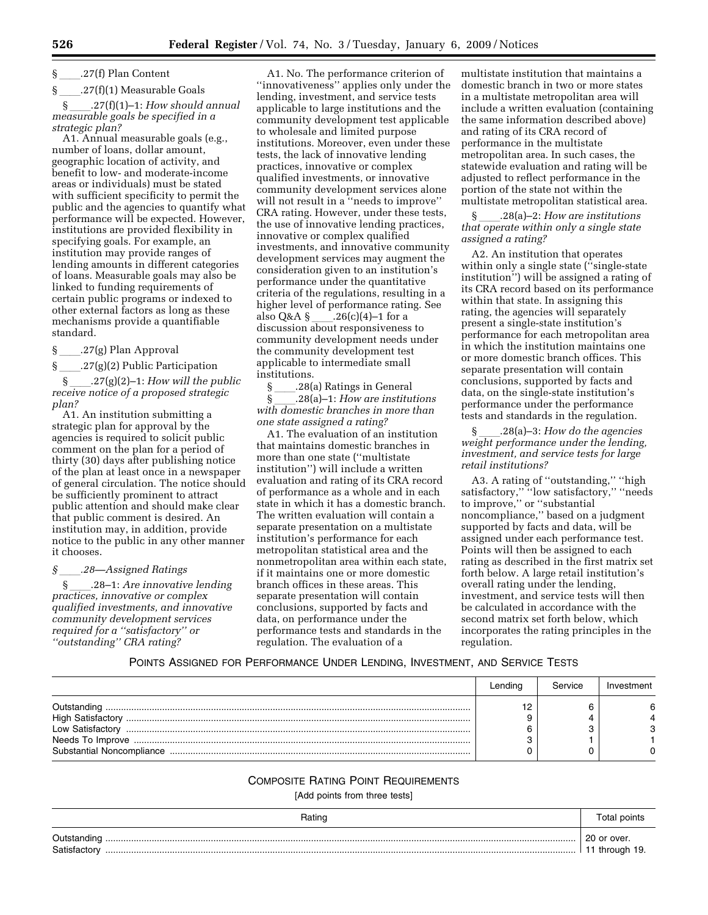§ ____.27(f) Plan Content

§ ____.27(f)(1) Measurable Goals

§ ____.27(f)(1)–1: *How should annual measurable goals be specified in a strategic plan?*

A1. Annual measurable goals (e.g., number of loans, dollar amount, geographic location of activity, and benefit to low- and moderate-income areas or individuals) must be stated with sufficient specificity to permit the public and the agencies to quantify what performance will be expected. However, institutions are provided flexibility in specifying goals. For example, an institution may provide ranges of lending amounts in different categories of loans. Measurable goals may also be linked to funding requirements of certain public programs or indexed to other external factors as long as these mechanisms provide a quantifiable standard.

§ ____.27(g) Plan Approval

§ ____.27(g)(2) Public Participation

§ ____.27(g)(2)–1: *How will the public receive notice of a proposed strategic plan?*

A1. An institution submitting a strategic plan for approval by the agencies is required to solicit public comment on the plan for a period of thirty (30) days after publishing notice of the plan at least once in a newspaper of general circulation. The notice should be sufficiently prominent to attract public attention and should make clear that public comment is desired. An institution may, in addition, provide notice to the public in any other manner it chooses.

*§ ____.28—Assigned Ratings*

§ ____.28–1: *Are innovative lending practices, innovative or complex qualified investments, and innovative community development services required for a ''satisfactory'' or ''outstanding'' CRA rating?*

A1. No. The performance criterion of ''innovativeness'' applies only under the lending, investment, and service tests applicable to large institutions and the community development test applicable to wholesale and limited purpose institutions. Moreover, even under these tests, the lack of innovative lending practices, innovative or complex qualified investments, or innovative community development services alone will not result in a ''needs to improve'' CRA rating. However, under these tests, the use of innovative lending practices, innovative or complex qualified investments, and innovative community development services may augment the consideration given to an institution's performance under the quantitative criteria of the regulations, resulting in a higher level of performance rating. See also Q&A § ____.26(c)(4)–1 for a discussion about responsiveness to community development needs under the community development test applicable to intermediate small institutions.

§ ____.28(a) Ratings in General

§ ____.28(a)–1: *How are institutions with domestic branches in more than one state assigned a rating?*

A1. The evaluation of an institution that maintains domestic branches in more than one state (''multistate institution'') will include a written evaluation and rating of its CRA record of performance as a whole and in each state in which it has a domestic branch. The written evaluation will contain a separate presentation on a multistate institution's performance for each metropolitan statistical area and the nonmetropolitan area within each state, if it maintains one or more domestic branch offices in these areas. This separate presentation will contain conclusions, supported by facts and data, on performance under the performance tests and standards in the regulation. The evaluation of a multistate institution that maintains a domestic branch in two or more states in a multistate metropolitan area will include a written evaluation (containing the same information described above) and rating of its CRA record of performance in the multistate metropolitan area. In such cases, the statewide evaluation and rating will be adjusted to reflect performance in the portion of the state not within the multistate metropolitan statistical area.

§ ____.28(a)–2: *How are institutions that operate within only a single state assigned a rating?*

A2. An institution that operates within only a single state (''single-state institution'') will be assigned a rating of its CRA record based on its performance within that state. In assigning this rating, the agencies will separately present a single-state institution's performance for each metropolitan area in which the institution maintains one or more domestic branch offices. This separate presentation will contain conclusions, supported by facts and data, on the single-state institution's performance under the performance tests and standards in the regulation.

§ ____.28(a)–3: *How do the agencies weight performance under the lending, investment, and service tests for large retail institutions?*

A3. A rating of ''outstanding,'' ''high satisfactory,'' ''low satisfactory,'' ''needs to improve,'' or ''substantial noncompliance,'' based on a judgment supported by facts and data, will be assigned under each performance test. Points will then be assigned to each rating as described in the first matrix set forth below. A large retail institution's overall rating under the lending, investment, and service tests will then be calculated in accordance with the second matrix set forth below, which incorporates the rating principles in the regulation.

POINTS ASSIGNED FOR PERFORMANCE UNDER LENDING, INVESTMENT, AND SERVICE TESTS

| | Lending | Service | Investment |
|---|---|---|---|
| Outstanding | 12 | 6 | 6 |
| High Satisfactory | 9 | 4 | 4 |
| Low Satisfactory | 6 | 3 | 3 |
| Needs To Improve | 3 | 1 | 1 |
| Substantial Noncompliance | 0 | 0 | 0 |

COMPOSITE RATING POINT REQUIREMENTS

[Add points from three tests]

| Rating | Total points |
|---|---|
| Outstanding | 20 or over. |
| Satisfactory | 11 through 19. |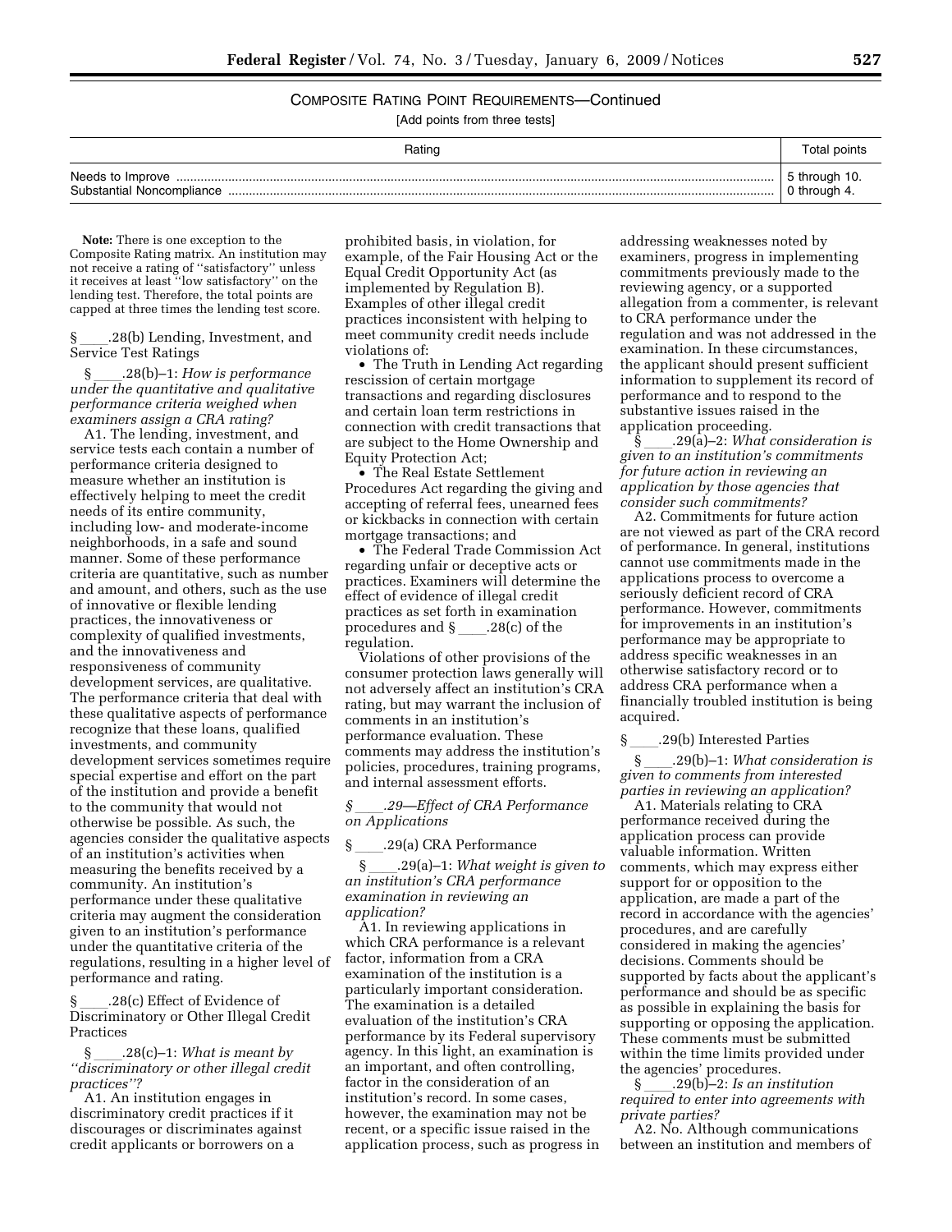COMPOSITE RATING POINT REQUIREMENTS—Continued

[Add points from three tests]

| Rating | Total points |
| --- | --- |
| Needs to Improve | 5 through 10. |
| Substantial Noncompliance | 0 through 4. |

**Note:** There is one exception to the Composite Rating matrix. An institution may not receive a rating of ''satisfactory'' unless it receives at least ''low satisfactory'' on the lending test. Therefore, the total points are capped at three times the lending test score.

§ ____.28(b) Lending, Investment, and Service Test Ratings

§ ____.28(b)–1: *How is performance under the quantitative and qualitative performance criteria weighed when examiners assign a CRA rating?*

A1. The lending, investment, and service tests each contain a number of performance criteria designed to measure whether an institution is effectively helping to meet the credit needs of its entire community, including low- and moderate-income neighborhoods, in a safe and sound manner. Some of these performance criteria are quantitative, such as number and amount, and others, such as the use of innovative or flexible lending practices, the innovativeness or complexity of qualified investments, and the innovativeness and responsiveness of community development services, are qualitative. The performance criteria that deal with these qualitative aspects of performance recognize that these loans, qualified investments, and community development services sometimes require special expertise and effort on the part of the institution and provide a benefit to the community that would not otherwise be possible. As such, the agencies consider the qualitative aspects of an institution's activities when measuring the benefits received by a community. An institution's performance under these qualitative criteria may augment the consideration given to an institution's performance under the quantitative criteria of the regulations, resulting in a higher level of performance and rating.

§ ____.28(c) Effect of Evidence of Discriminatory or Other Illegal Credit Practices

§ ____.28(c)–1: *What is meant by ''discriminatory or other illegal credit practices''?*

A1. An institution engages in discriminatory credit practices if it discourages or discriminates against credit applicants or borrowers on a prohibited basis, in violation, for example, of the Fair Housing Act or the Equal Credit Opportunity Act (as implemented by Regulation B). Examples of other illegal credit practices inconsistent with helping to meet community credit needs include violations of:

- The Truth in Lending Act regarding rescission of certain mortgage transactions and regarding disclosures and certain loan term restrictions in connection with credit transactions that are subject to the Home Ownership and Equity Protection Act;
- The Real Estate Settlement Procedures Act regarding the giving and accepting of referral fees, unearned fees or kickbacks in connection with certain mortgage transactions; and
- The Federal Trade Commission Act regarding unfair or deceptive acts or practices. Examiners will determine the effect of evidence of illegal credit practices as set forth in examination procedures and § ____.28(c) of the regulation.

Violations of other provisions of the consumer protection laws generally will not adversely affect an institution's CRA rating, but may warrant the inclusion of comments in an institution's performance evaluation. These comments may address the institution's policies, procedures, training programs, and internal assessment efforts.

*§ ____.29—Effect of CRA Performance on Applications*

§ ____.29(a) CRA Performance

§ ____.29(a)–1: *What weight is given to an institution's CRA performance examination in reviewing an application?*

A1. In reviewing applications in which CRA performance is a relevant factor, information from a CRA examination of the institution is a particularly important consideration. The examination is a detailed evaluation of the institution's CRA performance by its Federal supervisory agency. In this light, an examination is an important, and often controlling, factor in the consideration of an institution's record. In some cases, however, the examination may not be recent, or a specific issue raised in the application process, such as progress in addressing weaknesses noted by examiners, progress in implementing commitments previously made to the reviewing agency, or a supported allegation from a commenter, is relevant to CRA performance under the regulation and was not addressed in the examination. In these circumstances, the applicant should present sufficient information to supplement its record of performance and to respond to the substantive issues raised in the application proceeding.

§ ____.29(a)–2: *What consideration is given to an institution's commitments for future action in reviewing an application by those agencies that consider such commitments?*

A2. Commitments for future action are not viewed as part of the CRA record of performance. In general, institutions cannot use commitments made in the applications process to overcome a seriously deficient record of CRA performance. However, commitments for improvements in an institution's performance may be appropriate to address specific weaknesses in an otherwise satisfactory record or to address CRA performance when a financially troubled institution is being acquired.

§ ____.29(b) Interested Parties

§ ____.29(b)–1: *What consideration is given to comments from interested parties in reviewing an application?*

A1. Materials relating to CRA performance received during the application process can provide valuable information. Written comments, which may express either support for or opposition to the application, are made a part of the record in accordance with the agencies' procedures, and are carefully considered in making the agencies' decisions. Comments should be supported by facts about the applicant's performance and should be as specific as possible in explaining the basis for supporting or opposing the application. These comments must be submitted within the time limits provided under the agencies' procedures.

§ ____.29(b)–2: *Is an institution required to enter into agreements with private parties?*

A2. No. Although communications between an institution and members of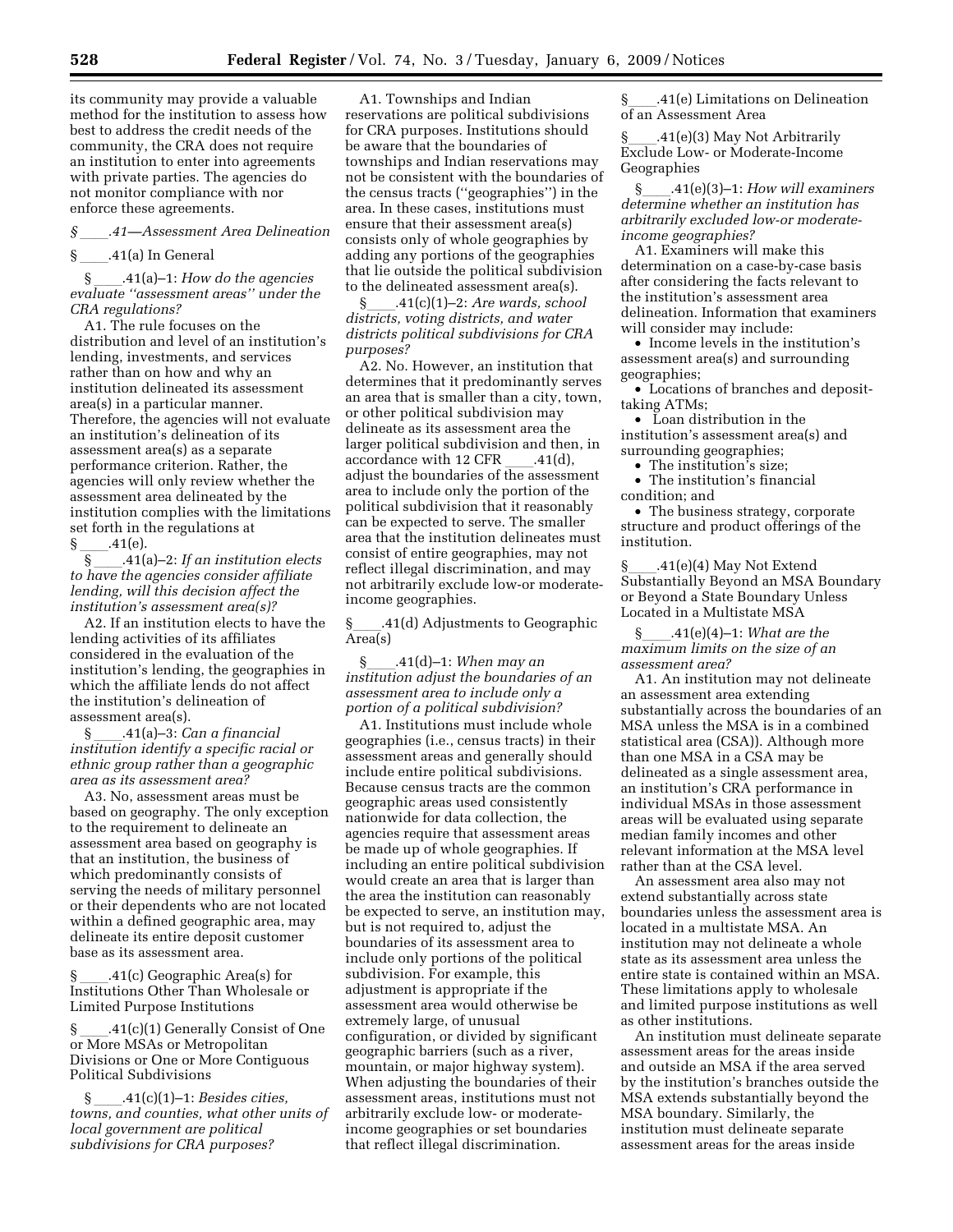its community may provide a valuable method for the institution to assess how best to address the credit needs of the community, the CRA does not require an institution to enter into agreements with private parties. The agencies do not monitor compliance with nor enforce these agreements.

*§ ____.41—Assessment Area Delineation*

§ ____.41(a) In General

§ ____.41(a)–1: *How do the agencies evaluate ''assessment areas'' under the CRA regulations?*

A1. The rule focuses on the distribution and level of an institution's lending, investments, and services rather than on how and why an institution delineated its assessment area(s) in a particular manner. Therefore, the agencies will not evaluate an institution's delineation of its assessment area(s) as a separate performance criterion. Rather, the agencies will only review whether the assessment area delineated by the institution complies with the limitations set forth in the regulations at § ____.41(e).

§ ____.41(a)–2: *If an institution elects to have the agencies consider affiliate lending, will this decision affect the institution's assessment area(s)?*

A2. If an institution elects to have the lending activities of its affiliates considered in the evaluation of the institution's lending, the geographies in which the affiliate lends do not affect the institution's delineation of assessment area(s).

§ ____.41(a)–3: *Can a financial institution identify a specific racial or ethnic group rather than a geographic area as its assessment area?*

A3. No, assessment areas must be based on geography. The only exception to the requirement to delineate an assessment area based on geography is that an institution, the business of which predominantly consists of serving the needs of military personnel or their dependents who are not located within a defined geographic area, may delineate its entire deposit customer base as its assessment area.

§ ____.41(c) Geographic Area(s) for Institutions Other Than Wholesale or Limited Purpose Institutions

§ ____.41(c)(1) Generally Consist of One or More MSAs or Metropolitan Divisions or One or More Contiguous Political Subdivisions

§ ____.41(c)(1)–1: *Besides cities, towns, and counties, what other units of local government are political subdivisions for CRA purposes?*

A1. Townships and Indian reservations are political subdivisions for CRA purposes. Institutions should be aware that the boundaries of townships and Indian reservations may not be consistent with the boundaries of the census tracts (''geographies'') in the area. In these cases, institutions must ensure that their assessment area(s) consists only of whole geographies by adding any portions of the geographies that lie outside the political subdivision to the delineated assessment area(s).

§ ____.41(c)(1)–2: *Are wards, school districts, voting districts, and water districts political subdivisions for CRA purposes?*

A2. No. However, an institution that determines that it predominantly serves an area that is smaller than a city, town, or other political subdivision may delineate as its assessment area the larger political subdivision and then, in accordance with 12 CFR ____.41(d), adjust the boundaries of the assessment area to include only the portion of the political subdivision that it reasonably can be expected to serve. The smaller area that the institution delineates must consist of entire geographies, may not reflect illegal discrimination, and may not arbitrarily exclude low-or moderate-income geographies.

§ ____.41(d) Adjustments to Geographic Area(s)

§ ____.41(d)–1: *When may an institution adjust the boundaries of an assessment area to include only a portion of a political subdivision?*

A1. Institutions must include whole geographies (i.e., census tracts) in their assessment areas and generally should include entire political subdivisions. Because census tracts are the common geographic areas used consistently nationwide for data collection, the agencies require that assessment areas be made up of whole geographies. If including an entire political subdivision would create an area that is larger than the area the institution can reasonably be expected to serve, an institution may, but is not required to, adjust the boundaries of its assessment area to include only portions of the political subdivision. For example, this adjustment is appropriate if the assessment area would otherwise be extremely large, of unusual configuration, or divided by significant geographic barriers (such as a river, mountain, or major highway system). When adjusting the boundaries of their assessment areas, institutions must not arbitrarily exclude low- or moderate-income geographies or set boundaries that reflect illegal discrimination.

§ ____.41(e) Limitations on Delineation of an Assessment Area

§ ____.41(e)(3) May Not Arbitrarily Exclude Low- or Moderate-Income Geographies

§ ____.41(e)(3)–1: *How will examiners determine whether an institution has arbitrarily excluded low-or moderate-income geographies?*

A1. Examiners will make this determination on a case-by-case basis after considering the facts relevant to the institution's assessment area delineation. Information that examiners will consider may include:

- Income levels in the institution's assessment area(s) and surrounding geographies;
- Locations of branches and deposit-taking ATMs;
- Loan distribution in the institution's assessment area(s) and surrounding geographies;
- The institution's size;
- The institution's financial condition; and
- The business strategy, corporate structure and product offerings of the institution.

§ ____.41(e)(4) May Not Extend Substantially Beyond an MSA Boundary or Beyond a State Boundary Unless Located in a Multistate MSA

§ ____.41(e)(4)–1: *What are the maximum limits on the size of an assessment area?*

A1. An institution may not delineate an assessment area extending substantially across the boundaries of an MSA unless the MSA is in a combined statistical area (CSA)). Although more than one MSA in a CSA may be delineated as a single assessment area, an institution's CRA performance in individual MSAs in those assessment areas will be evaluated using separate median family incomes and other relevant information at the MSA level rather than at the CSA level.

An assessment area also may not extend substantially across state boundaries unless the assessment area is located in a multistate MSA. An institution may not delineate a whole state as its assessment area unless the entire state is contained within an MSA. These limitations apply to wholesale and limited purpose institutions as well as other institutions.

An institution must delineate separate assessment areas for the areas inside and outside an MSA if the area served by the institution's branches outside the MSA extends substantially beyond the MSA boundary. Similarly, the institution must delineate separate assessment areas for the areas inside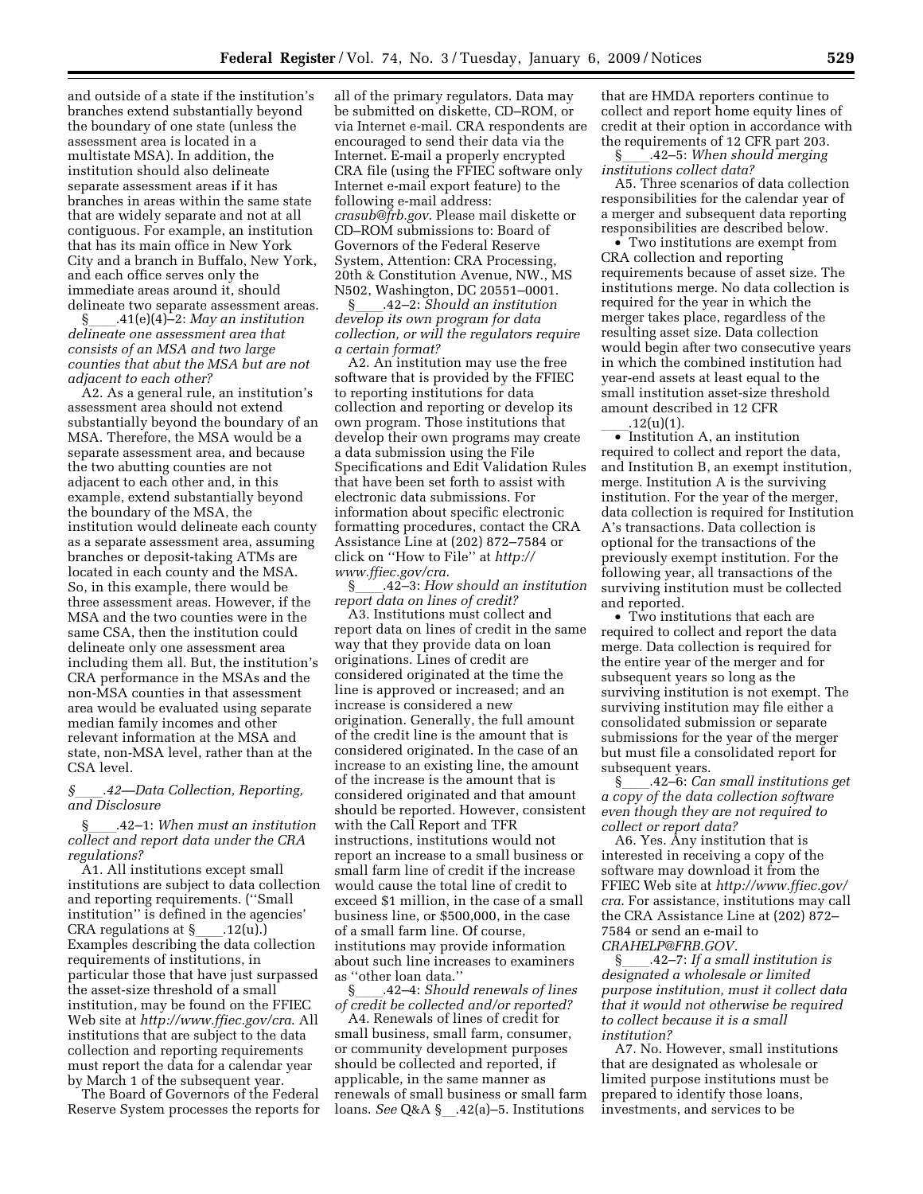and outside of a state if the institution's branches extend substantially beyond the boundary of one state (unless the assessment area is located in a multistate MSA). In addition, the institution should also delineate separate assessment areas if it has branches in areas within the same state that are widely separate and not at all contiguous. For example, an institution that has its main office in New York City and a branch in Buffalo, New York, and each office serves only the immediate areas around it, should delineate two separate assessment areas.

§____.41(e)(4)–2: *May an institution delineate one assessment area that consists of an MSA and two large counties that abut the MSA but are not adjacent to each other?*

A2. As a general rule, an institution's assessment area should not extend substantially beyond the boundary of an MSA. Therefore, the MSA would be a separate assessment area, and because the two abutting counties are not adjacent to each other and, in this example, extend substantially beyond the boundary of the MSA, the institution would delineate each county as a separate assessment area, assuming branches or deposit-taking ATMs are located in each county and the MSA. So, in this example, there would be three assessment areas. However, if the MSA and the two counties were in the same CSA, then the institution could delineate only one assessment area including them all. But, the institution's CRA performance in the MSAs and the non-MSA counties in that assessment area would be evaluated using separate median family incomes and other relevant information at the MSA and state, non-MSA level, rather than at the CSA level.

## *§____.42—Data Collection, Reporting, and Disclosure*

§____.42–1: *When must an institution collect and report data under the CRA regulations?*

A1. All institutions except small institutions are subject to data collection and reporting requirements. (''Small institution'' is defined in the agencies' CRA regulations at §____.12(u).) Examples describing the data collection requirements of institutions, in particular those that have just surpassed the asset-size threshold of a small institution, may be found on the FFIEC Web site at *http://www.ffiec.gov/cra*. All institutions that are subject to the data collection and reporting requirements must report the data for a calendar year by March 1 of the subsequent year.

The Board of Governors of the Federal Reserve System processes the reports for all of the primary regulators. Data may be submitted on diskette, CD–ROM, or via Internet e-mail. CRA respondents are encouraged to send their data via the Internet. E-mail a properly encrypted CRA file (using the FFIEC software only Internet e-mail export feature) to the following e-mail address: *crasub@frb.gov*. Please mail diskette or CD–ROM submissions to: Board of Governors of the Federal Reserve System, Attention: CRA Processing, 20th & Constitution Avenue, NW., MS N502, Washington, DC 20551–0001.

§____.42–2: *Should an institution develop its own program for data collection, or will the regulators require a certain format?*

A2. An institution may use the free software that is provided by the FFIEC to reporting institutions for data collection and reporting or develop its own program. Those institutions that develop their own programs may create a data submission using the File Specifications and Edit Validation Rules that have been set forth to assist with electronic data submissions. For information about specific electronic formatting procedures, contact the CRA Assistance Line at (202) 872–7584 or click on ''How to File'' at *http://www.ffiec.gov/cra*.

§____.42–3: *How should an institution report data on lines of credit?*

A3. Institutions must collect and report data on lines of credit in the same way that they provide data on loan originations. Lines of credit are considered originated at the time the line is approved or increased; and an increase is considered a new origination. Generally, the full amount of the credit line is the amount that is considered originated. In the case of an increase to an existing line, the amount of the increase is the amount that is considered originated and that amount should be reported. However, consistent with the Call Report and TFR instructions, institutions would not report an increase to a small business or small farm line of credit if the increase would cause the total line of credit to exceed $1 million, in the case of a small business line, or $500,000, in the case of a small farm line. Of course, institutions may provide information about such line increases to examiners as ''other loan data.''

§____.42–4: *Should renewals of lines of credit be collected and/or reported?*

A4. Renewals of lines of credit for small business, small farm, consumer, or community development purposes should be collected and reported, if applicable, in the same manner as renewals of small business or small farm loans. *See* Q&A §__.42(a)–5. Institutions that are HMDA reporters continue to collect and report home equity lines of credit at their option in accordance with the requirements of 12 CFR part 203.

§____.42–5: *When should merging institutions collect data?*

A5. Three scenarios of data collection responsibilities for the calendar year of a merger and subsequent data reporting responsibilities are described below.

- Two institutions are exempt from CRA collection and reporting requirements because of asset size. The institutions merge. No data collection is required for the year in which the merger takes place, regardless of the resulting asset size. Data collection would begin after two consecutive years in which the combined institution had year-end assets at least equal to the small institution asset-size threshold amount described in 12 CFR ____.12(u)(1).
- Institution A, an institution required to collect and report the data, and Institution B, an exempt institution, merge. Institution A is the surviving institution. For the year of the merger, data collection is required for Institution A's transactions. Data collection is optional for the transactions of the previously exempt institution. For the following year, all transactions of the surviving institution must be collected and reported.
- Two institutions that each are required to collect and report the data merge. Data collection is required for the entire year of the merger and for subsequent years so long as the surviving institution is not exempt. The surviving institution may file either a consolidated submission or separate submissions for the year of the merger but must file a consolidated report for subsequent years.

§____.42–6: *Can small institutions get a copy of the data collection software even though they are not required to collect or report data?*

A6. Yes. Any institution that is interested in receiving a copy of the software may download it from the FFIEC Web site at *http://www.ffiec.gov/cra*. For assistance, institutions may call the CRA Assistance Line at (202) 872–7584 or send an e-mail to *CRAHELP@FRB.GOV*.

§____.42–7: *If a small institution is designated a wholesale or limited purpose institution, must it collect data that it would not otherwise be required to collect because it is a small institution?*

A7. No. However, small institutions that are designated as wholesale or limited purpose institutions must be prepared to identify those loans, investments, and services to be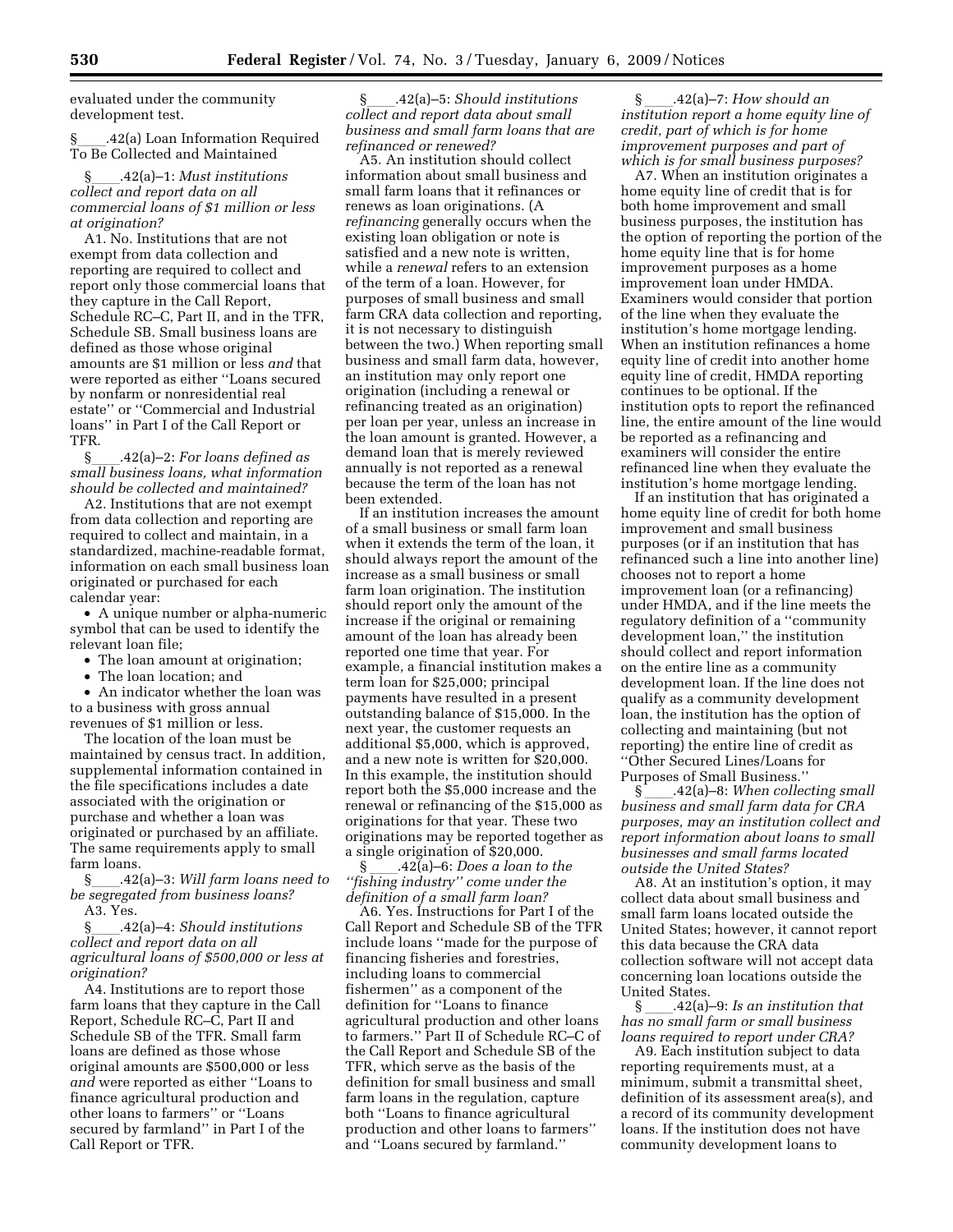evaluated under the community development test.

§ ____.42(a) Loan Information Required To Be Collected and Maintained

§ ____.42(a)–1: *Must institutions collect and report data on all commercial loans of $1 million or less at origination?*

A1. No. Institutions that are not exempt from data collection and reporting are required to collect and report only those commercial loans that they capture in the Call Report, Schedule RC–C, Part II, and in the TFR, Schedule SB. Small business loans are defined as those whose original amounts are $1 million or less *and* that were reported as either ''Loans secured by nonfarm or nonresidential real estate'' or ''Commercial and Industrial loans'' in Part I of the Call Report or TFR.

§ ____.42(a)–2: *For loans defined as small business loans, what information should be collected and maintained?*

A2. Institutions that are not exempt from data collection and reporting are required to collect and maintain, in a standardized, machine-readable format, information on each small business loan originated or purchased for each calendar year:

- A unique number or alpha-numeric symbol that can be used to identify the relevant loan file;
- The loan amount at origination;
- The loan location; and
- An indicator whether the loan was to a business with gross annual revenues of $1 million or less.

The location of the loan must be maintained by census tract. In addition, supplemental information contained in the file specifications includes a date associated with the origination or purchase and whether a loan was originated or purchased by an affiliate. The same requirements apply to small farm loans.

§ ____.42(a)–3: *Will farm loans need to be segregated from business loans?*

A3. Yes.

§ ____.42(a)–4: *Should institutions collect and report data on all agricultural loans of $500,000 or less at origination?*

A4. Institutions are to report those farm loans that they capture in the Call Report, Schedule RC–C, Part II and Schedule SB of the TFR. Small farm loans are defined as those whose original amounts are $500,000 or less *and* were reported as either ''Loans to finance agricultural production and other loans to farmers'' or ''Loans secured by farmland'' in Part I of the Call Report or TFR.

§ ____.42(a)–5: *Should institutions collect and report data about small business and small farm loans that are refinanced or renewed?*

A5. An institution should collect information about small business and small farm loans that it refinances or renews as loan originations. (A *refinancing* generally occurs when the existing loan obligation or note is satisfied and a new note is written, while a *renewal* refers to an extension of the term of a loan. However, for purposes of small business and small farm CRA data collection and reporting, it is not necessary to distinguish between the two.) When reporting small business and small farm data, however, an institution may only report one origination (including a renewal or refinancing treated as an origination) per loan per year, unless an increase in the loan amount is granted. However, a demand loan that is merely reviewed annually is not reported as a renewal because the term of the loan has not been extended.

If an institution increases the amount of a small business or small farm loan when it extends the term of the loan, it should always report the amount of the increase as a small business or small farm loan origination. The institution should report only the amount of the increase if the original or remaining amount of the loan has already been reported one time that year. For example, a financial institution makes a term loan for $25,000; principal payments have resulted in a present outstanding balance of $15,000. In the next year, the customer requests an additional $5,000, which is approved, and a new note is written for $20,000. In this example, the institution should report both the $5,000 increase and the renewal or refinancing of the $15,000 as originations for that year. These two originations may be reported together as a single origination of $20,000.

§ ____.42(a)–6: *Does a loan to the ''fishing industry'' come under the definition of a small farm loan?*

A6. Yes. Instructions for Part I of the Call Report and Schedule SB of the TFR include loans ''made for the purpose of financing fisheries and forestries, including loans to commercial fishermen'' as a component of the definition for ''Loans to finance agricultural production and other loans to farmers.'' Part II of Schedule RC–C of the Call Report and Schedule SB of the TFR, which serve as the basis of the definition for small business and small farm loans in the regulation, capture both ''Loans to finance agricultural production and other loans to farmers'' and ''Loans secured by farmland.''

§ ____.42(a)–7: *How should an institution report a home equity line of credit, part of which is for home improvement purposes and part of which is for small business purposes?*

A7. When an institution originates a home equity line of credit that is for both home improvement and small business purposes, the institution has the option of reporting the portion of the home equity line that is for home improvement purposes as a home improvement loan under HMDA. Examiners would consider that portion of the line when they evaluate the institution's home mortgage lending. When an institution refinances a home equity line of credit into another home equity line of credit, HMDA reporting continues to be optional. If the institution opts to report the refinanced line, the entire amount of the line would be reported as a refinancing and examiners will consider the entire refinanced line when they evaluate the institution's home mortgage lending.

If an institution that has originated a home equity line of credit for both home improvement and small business purposes (or if an institution that has refinanced such a line into another line) chooses not to report a home improvement loan (or a refinancing) under HMDA, and if the line meets the regulatory definition of a ''community development loan,'' the institution should collect and report information on the entire line as a community development loan. If the line does not qualify as a community development loan, the institution has the option of collecting and maintaining (but not reporting) the entire line of credit as ''Other Secured Lines/Loans for Purposes of Small Business.''

§ ____.42(a)–8: *When collecting small business and small farm data for CRA purposes, may an institution collect and report information about loans to small businesses and small farms located outside the United States?*

A8. At an institution's option, it may collect data about small business and small farm loans located outside the United States; however, it cannot report this data because the CRA data collection software will not accept data concerning loan locations outside the United States.

§ ____.42(a)–9: *Is an institution that has no small farm or small business loans required to report under CRA?*

A9. Each institution subject to data reporting requirements must, at a minimum, submit a transmittal sheet, definition of its assessment area(s), and a record of its community development loans. If the institution does not have community development loans to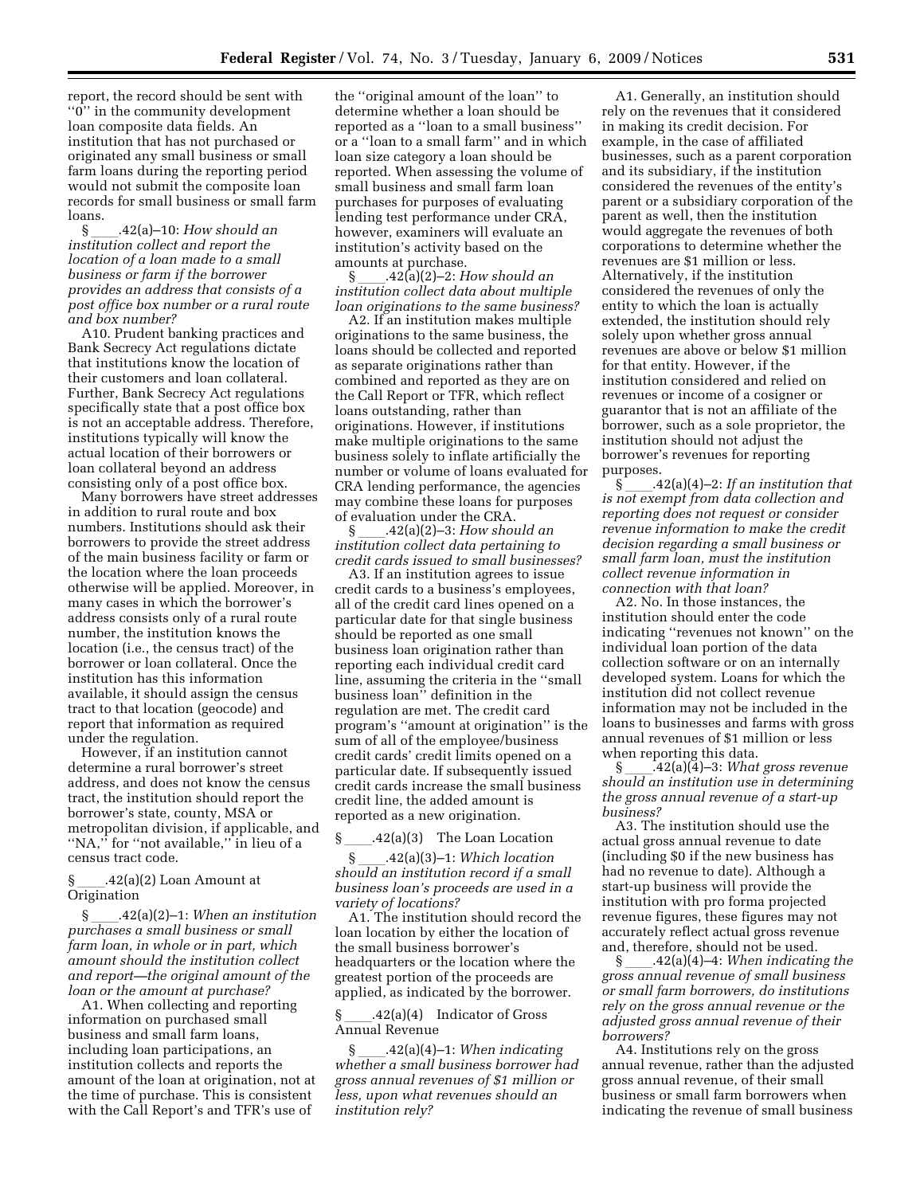report, the record should be sent with ''0'' in the community development loan composite data fields. An institution that has not purchased or originated any small business or small farm loans during the reporting period would not submit the composite loan records for small business or small farm loans.

§ ____.42(a)–10: *How should an institution collect and report the location of a loan made to a small business or farm if the borrower provides an address that consists of a post office box number or a rural route and box number?*

A10. Prudent banking practices and Bank Secrecy Act regulations dictate that institutions know the location of their customers and loan collateral. Further, Bank Secrecy Act regulations specifically state that a post office box is not an acceptable address. Therefore, institutions typically will know the actual location of their borrowers or loan collateral beyond an address consisting only of a post office box.

Many borrowers have street addresses in addition to rural route and box numbers. Institutions should ask their borrowers to provide the street address of the main business facility or farm or the location where the loan proceeds otherwise will be applied. Moreover, in many cases in which the borrower's address consists only of a rural route number, the institution knows the location (i.e., the census tract) of the borrower or loan collateral. Once the institution has this information available, it should assign the census tract to that location (geocode) and report that information as required under the regulation.

However, if an institution cannot determine a rural borrower's street address, and does not know the census tract, the institution should report the borrower's state, county, MSA or metropolitan division, if applicable, and ''NA,'' for ''not available,'' in lieu of a census tract code.

§ ____.42(a)(2) Loan Amount at Origination

§ ____.42(a)(2)–1: *When an institution purchases a small business or small farm loan, in whole or in part, which amount should the institution collect and report—the original amount of the loan or the amount at purchase?*

A1. When collecting and reporting information on purchased small business and small farm loans, including loan participations, an institution collects and reports the amount of the loan at origination, not at the time of purchase. This is consistent with the Call Report's and TFR's use of the ''original amount of the loan'' to determine whether a loan should be reported as a ''loan to a small business'' or a ''loan to a small farm'' and in which loan size category a loan should be reported. When assessing the volume of small business and small farm loan purchases for purposes of evaluating lending test performance under CRA, however, examiners will evaluate an institution's activity based on the amounts at purchase.

§ ____.42(a)(2)–2: *How should an institution collect data about multiple loan originations to the same business?*

A2. If an institution makes multiple originations to the same business, the loans should be collected and reported as separate originations rather than combined and reported as they are on the Call Report or TFR, which reflect loans outstanding, rather than originations. However, if institutions make multiple originations to the same business solely to inflate artificially the number or volume of loans evaluated for CRA lending performance, the agencies may combine these loans for purposes of evaluation under the CRA.

§ ____.42(a)(2)–3: *How should an institution collect data pertaining to credit cards issued to small businesses?*

A3. If an institution agrees to issue credit cards to a business's employees, all of the credit card lines opened on a particular date for that single business should be reported as one small business loan origination rather than reporting each individual credit card line, assuming the criteria in the ''small business loan'' definition in the regulation are met. The credit card program's ''amount at origination'' is the sum of all of the employee/business credit cards' credit limits opened on a particular date. If subsequently issued credit cards increase the small business credit line, the added amount is reported as a new origination.

§ ____.42(a)(3) The Loan Location

§ ____.42(a)(3)–1: *Which location should an institution record if a small business loan's proceeds are used in a variety of locations?*

A1. The institution should record the loan location by either the location of the small business borrower's headquarters or the location where the greatest portion of the proceeds are applied, as indicated by the borrower.

§ ____.42(a)(4) Indicator of Gross Annual Revenue

§ ____.42(a)(4)–1: *When indicating whether a small business borrower had gross annual revenues of $1 million or less, upon what revenues should an institution rely?*

A1. Generally, an institution should rely on the revenues that it considered in making its credit decision. For example, in the case of affiliated businesses, such as a parent corporation and its subsidiary, if the institution considered the revenues of the entity's parent or a subsidiary corporation of the parent as well, then the institution would aggregate the revenues of both corporations to determine whether the revenues are $1 million or less. Alternatively, if the institution considered the revenues of only the entity to which the loan is actually extended, the institution should rely solely upon whether gross annual revenues are above or below $1 million for that entity. However, if the institution considered and relied on revenues or income of a cosigner or guarantor that is not an affiliate of the borrower, such as a sole proprietor, the institution should not adjust the borrower's revenues for reporting purposes.

§ ____.42(a)(4)–2: *If an institution that is not exempt from data collection and reporting does not request or consider revenue information to make the credit decision regarding a small business or small farm loan, must the institution collect revenue information in connection with that loan?*

A2. No. In those instances, the institution should enter the code indicating ''revenues not known'' on the individual loan portion of the data collection software or on an internally developed system. Loans for which the institution did not collect revenue information may not be included in the loans to businesses and farms with gross annual revenues of $1 million or less when reporting this data.

§ ____.42(a)(4)–3: *What gross revenue should an institution use in determining the gross annual revenue of a start-up business?*

A3. The institution should use the actual gross annual revenue to date (including $0 if the new business has had no revenue to date). Although a start-up business will provide the institution with pro forma projected revenue figures, these figures may not accurately reflect actual gross revenue and, therefore, should not be used.

§ ____.42(a)(4)–4: *When indicating the gross annual revenue of small business or small farm borrowers, do institutions rely on the gross annual revenue or the adjusted gross annual revenue of their borrowers?*

A4. Institutions rely on the gross annual revenue, rather than the adjusted gross annual revenue, of their small business or small farm borrowers when indicating the revenue of small business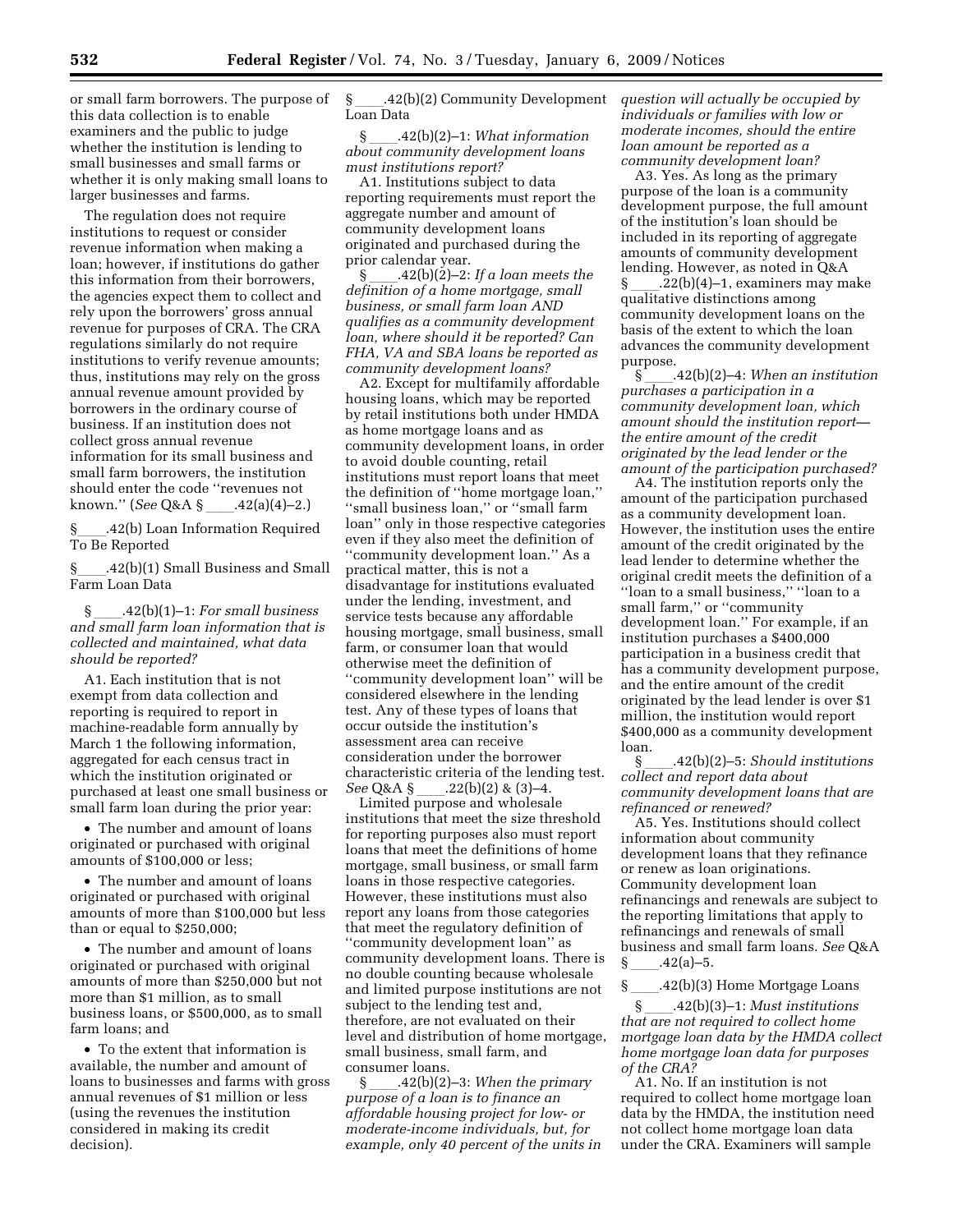or small farm borrowers. The purpose of this data collection is to enable examiners and the public to judge whether the institution is lending to small businesses and small farms or whether it is only making small loans to larger businesses and farms.

The regulation does not require institutions to request or consider revenue information when making a loan; however, if institutions do gather this information from their borrowers, the agencies expect them to collect and rely upon the borrowers' gross annual revenue for purposes of CRA. The CRA regulations similarly do not require institutions to verify revenue amounts; thus, institutions may rely on the gross annual revenue amount provided by borrowers in the ordinary course of business. If an institution does not collect gross annual revenue information for its small business and small farm borrowers, the institution should enter the code "revenues not known." (*See* Q&A § ____.42(a)(4)–2.)

§ ____.42(b) Loan Information Required To Be Reported

§ ____.42(b)(1) Small Business and Small Farm Loan Data

§ ____.42(b)(1)–1: *For small business and small farm loan information that is collected and maintained, what data should be reported?*

A1. Each institution that is not exempt from data collection and reporting is required to report in machine-readable form annually by March 1 the following information, aggregated for each census tract in which the institution originated or purchased at least one small business or small farm loan during the prior year:

- The number and amount of loans originated or purchased with original amounts of $100,000 or less;
- The number and amount of loans originated or purchased with original amounts of more than $100,000 but less than or equal to $250,000;
- The number and amount of loans originated or purchased with original amounts of more than $250,000 but not more than $1 million, as to small business loans, or $500,000, as to small farm loans; and
- To the extent that information is available, the number and amount of loans to businesses and farms with gross annual revenues of $1 million or less (using the revenues the institution considered in making its credit decision).

§ ____.42(b)(2) Community Development Loan Data

§ ____.42(b)(2)–1: *What information about community development loans must institutions report?*

A1. Institutions subject to data reporting requirements must report the aggregate number and amount of community development loans originated and purchased during the prior calendar year.

§ ____.42(b)(2)–2: *If a loan meets the definition of a home mortgage, small business, or small farm loan AND qualifies as a community development loan, where should it be reported? Can FHA, VA and SBA loans be reported as community development loans?*

A2. Except for multifamily affordable housing loans, which may be reported by retail institutions both under HMDA as home mortgage loans and as community development loans, in order to avoid double counting, retail institutions must report loans that meet the definition of "home mortgage loan," "small business loan," or "small farm loan" only in those respective categories even if they also meet the definition of "community development loan." As a practical matter, this is not a disadvantage for institutions evaluated under the lending, investment, and service tests because any affordable housing mortgage, small business, small farm, or consumer loan that would otherwise meet the definition of "community development loan" will be considered elsewhere in the lending test. Any of these types of loans that occur outside the institution's assessment area can receive consideration under the borrower characteristic criteria of the lending test. *See* Q&A § ____.22(b)(2) & (3)–4.

Limited purpose and wholesale institutions that meet the size threshold for reporting purposes also must report loans that meet the definitions of home mortgage, small business, or small farm loans in those respective categories. However, these institutions must also report any loans from those categories that meet the regulatory definition of "community development loan" as community development loans. There is no double counting because wholesale and limited purpose institutions are not subject to the lending test and, therefore, are not evaluated on their level and distribution of home mortgage, small business, small farm, and consumer loans.

§ ____.42(b)(2)–3: *When the primary purpose of a loan is to finance an affordable housing project for low- or moderate-income individuals, but, for example, only 40 percent of the units in question will actually be occupied by individuals or families with low or moderate incomes, should the entire loan amount be reported as a community development loan?*

A3. Yes. As long as the primary purpose of the loan is a community development purpose, the full amount of the institution's loan should be included in its reporting of aggregate amounts of community development lending. However, as noted in Q&A § ____.22(b)(4)–1, examiners may make qualitative distinctions among community development loans on the basis of the extent to which the loan advances the community development purpose.

§ ____.42(b)(2)–4: *When an institution purchases a participation in a community development loan, which amount should the institution report—the entire amount of the credit originated by the lead lender or the amount of the participation purchased?*

A4. The institution reports only the amount of the participation purchased as a community development loan. However, the institution uses the entire amount of the credit originated by the lead lender to determine whether the original credit meets the definition of a "loan to a small business," "loan to a small farm," or "community development loan." For example, if an institution purchases a $400,000 participation in a business credit that has a community development purpose, and the entire amount of the credit originated by the lead lender is over $1 million, the institution would report $400,000 as a community development loan.

§ ____.42(b)(2)–5: *Should institutions collect and report data about community development loans that are refinanced or renewed?*

A5. Yes. Institutions should collect information about community development loans that they refinance or renew as loan originations. Community development loan refinancings and renewals are subject to the reporting limitations that apply to refinancings and renewals of small business and small farm loans. *See* Q&A § ____.42(a)–5.

§ ____.42(b)(3) Home Mortgage Loans

§ ____.42(b)(3)–1: *Must institutions that are not required to collect home mortgage loan data by the HMDA collect home mortgage loan data for purposes of the CRA?*

A1. No. If an institution is not required to collect home mortgage loan data by the HMDA, the institution need not collect home mortgage loan data under the CRA. Examiners will sample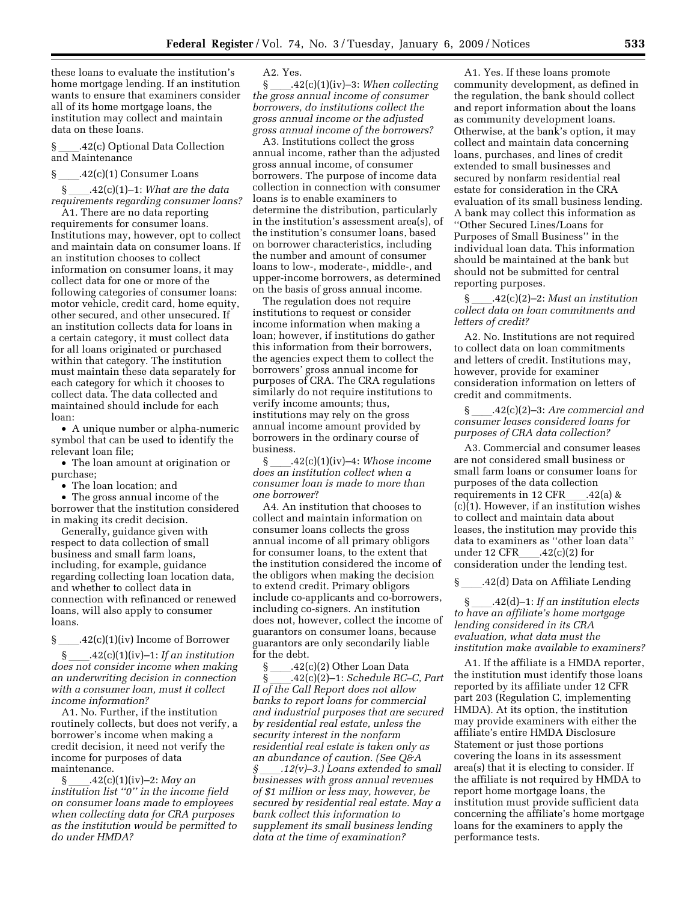these loans to evaluate the institution's home mortgage lending. If an institution wants to ensure that examiners consider all of its home mortgage loans, the institution may collect and maintain data on these loans.

§ ____.42(c) Optional Data Collection and Maintenance

§ ____.42(c)(1) Consumer Loans

§ ____.42(c)(1)–1: *What are the data requirements regarding consumer loans?*

A1. There are no data reporting requirements for consumer loans. Institutions may, however, opt to collect and maintain data on consumer loans. If an institution chooses to collect information on consumer loans, it may collect data for one or more of the following categories of consumer loans: motor vehicle, credit card, home equity, other secured, and other unsecured. If an institution collects data for loans in a certain category, it must collect data for all loans originated or purchased within that category. The institution must maintain these data separately for each category for which it chooses to collect data. The data collected and maintained should include for each loan:

- A unique number or alpha-numeric symbol that can be used to identify the relevant loan file;
- The loan amount at origination or purchase;
- The loan location; and
- The gross annual income of the borrower that the institution considered in making its credit decision.

Generally, guidance given with respect to data collection of small business and small farm loans, including, for example, guidance regarding collecting loan location data, and whether to collect data in connection with refinanced or renewed loans, will also apply to consumer loans.

§ ____.42(c)(1)(iv) Income of Borrower

§ ____.42(c)(1)(iv)–1: *If an institution does not consider income when making an underwriting decision in connection with a consumer loan, must it collect income information?*

A1. No. Further, if the institution routinely collects, but does not verify, a borrower's income when making a credit decision, it need not verify the income for purposes of data maintenance.

§ ____.42(c)(1)(iv)–2: *May an institution list "0" in the income field on consumer loans made to employees when collecting data for CRA purposes as the institution would be permitted to do under HMDA?*

A2. Yes.

§ ____.42(c)(1)(iv)–3: *When collecting the gross annual income of consumer borrowers, do institutions collect the gross annual income or the adjusted gross annual income of the borrowers?*

A3. Institutions collect the gross annual income, rather than the adjusted gross annual income, of consumer borrowers. The purpose of income data collection in connection with consumer loans is to enable examiners to determine the distribution, particularly in the institution's assessment area(s), of the institution's consumer loans, based on borrower characteristics, including the number and amount of consumer loans to low-, moderate-, middle-, and upper-income borrowers, as determined on the basis of gross annual income.

The regulation does not require institutions to request or consider income information when making a loan; however, if institutions do gather this information from their borrowers, the agencies expect them to collect the borrowers' gross annual income for purposes of CRA. The CRA regulations similarly do not require institutions to verify income amounts; thus, institutions may rely on the gross annual income amount provided by borrowers in the ordinary course of business.

§ ____.42(c)(1)(iv)–4: *Whose income does an institution collect when a consumer loan is made to more than one borrower*?

A4. An institution that chooses to collect and maintain information on consumer loans collects the gross annual income of all primary obligors for consumer loans, to the extent that the institution considered the income of the obligors when making the decision to extend credit. Primary obligors include co-applicants and co-borrowers, including co-signers. An institution does not, however, collect the income of guarantors on consumer loans, because guarantors are only secondarily liable for the debt.

§ ____.42(c)(2) Other Loan Data

§ ____.42(c)(2)–1: *Schedule RC–C, Part II of the Call Report does not allow banks to report loans for commercial and industrial purposes that are secured by residential real estate, unless the security interest in the nonfarm residential real estate is taken only as an abundance of caution. (See Q&A § ____.12(v)–3.) Loans extended to small businesses with gross annual revenues of $1 million or less may, however, be secured by residential real estate. May a bank collect this information to supplement its small business lending data at the time of examination?*

A1. Yes. If these loans promote community development, as defined in the regulation, the bank should collect and report information about the loans as community development loans. Otherwise, at the bank's option, it may collect and maintain data concerning loans, purchases, and lines of credit extended to small businesses and secured by nonfarm residential real estate for consideration in the CRA evaluation of its small business lending. A bank may collect this information as "Other Secured Lines/Loans for Purposes of Small Business" in the individual loan data. This information should be maintained at the bank but should not be submitted for central reporting purposes.

§ ____.42(c)(2)–2: *Must an institution collect data on loan commitments and letters of credit?*

A2. No. Institutions are not required to collect data on loan commitments and letters of credit. Institutions may, however, provide for examiner consideration information on letters of credit and commitments.

§ ____.42(c)(2)–3: *Are commercial and consumer leases considered loans for purposes of CRA data collection?*

A3. Commercial and consumer leases are not considered small business or small farm loans or consumer loans for purposes of the data collection requirements in 12 CFR____.42(a) & (c)(1). However, if an institution wishes to collect and maintain data about leases, the institution may provide this data to examiners as "other loan data" under 12 CFR____.42(c)(2) for consideration under the lending test.

§ ____.42(d) Data on Affiliate Lending

§ ____.42(d)–1: *If an institution elects to have an affiliate's home mortgage lending considered in its CRA evaluation, what data must the institution make available to examiners?*

A1. If the affiliate is a HMDA reporter, the institution must identify those loans reported by its affiliate under 12 CFR part 203 (Regulation C, implementing HMDA). At its option, the institution may provide examiners with either the affiliate's entire HMDA Disclosure Statement or just those portions covering the loans in its assessment area(s) that it is electing to consider. If the affiliate is not required by HMDA to report home mortgage loans, the institution must provide sufficient data concerning the affiliate's home mortgage loans for the examiners to apply the performance tests.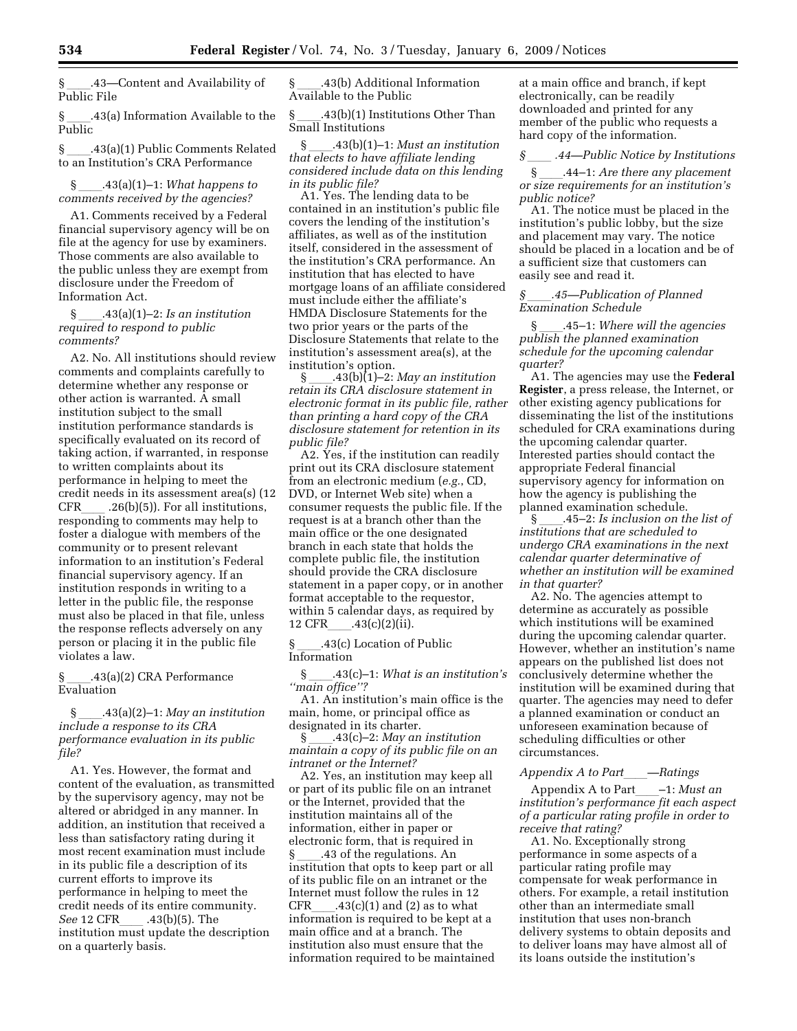§ ____.43—Content and Availability of Public File

§ ____.43(a) Information Available to the Public

§ ____.43(a)(1) Public Comments Related to an Institution's CRA Performance

§ ____.43(a)(1)–1: *What happens to comments received by the agencies?*

A1. Comments received by a Federal financial supervisory agency will be on file at the agency for use by examiners. Those comments are also available to the public unless they are exempt from disclosure under the Freedom of Information Act.

§ ____.43(a)(1)–2: *Is an institution required to respond to public comments?*

A2. No. All institutions should review comments and complaints carefully to determine whether any response or other action is warranted. A small institution subject to the small institution performance standards is specifically evaluated on its record of taking action, if warranted, in response to written complaints about its performance in helping to meet the credit needs in its assessment area(s) (12 CFR____ .26(b)(5)). For all institutions, responding to comments may help to foster a dialogue with members of the community or to present relevant information to an institution's Federal financial supervisory agency. If an institution responds in writing to a letter in the public file, the response must also be placed in that file, unless the response reflects adversely on any person or placing it in the public file violates a law.

§ ____.43(a)(2) CRA Performance Evaluation

§ ____.43(a)(2)–1: *May an institution include a response to its CRA performance evaluation in its public file?*

A1. Yes. However, the format and content of the evaluation, as transmitted by the supervisory agency, may not be altered or abridged in any manner. In addition, an institution that received a less than satisfactory rating during it most recent examination must include in its public file a description of its current efforts to improve its performance in helping to meet the credit needs of its entire community. *See* 12 CFR____ .43(b)(5). The institution must update the description on a quarterly basis.

§ ____.43(b) Additional Information Available to the Public

§ ____.43(b)(1) Institutions Other Than Small Institutions

§ ____.43(b)(1)–1: *Must an institution that elects to have affiliate lending considered include data on this lending in its public file?*

A1. Yes. The lending data to be contained in an institution's public file covers the lending of the institution's affiliates, as well as of the institution itself, considered in the assessment of the institution's CRA performance. An institution that has elected to have mortgage loans of an affiliate considered must include either the affiliate's HMDA Disclosure Statements for the two prior years or the parts of the Disclosure Statements that relate to the institution's assessment area(s), at the institution's option.

§ ____.43(b)(1)–2: *May an institution retain its CRA disclosure statement in electronic format in its public file, rather than printing a hard copy of the CRA disclosure statement for retention in its public file?*

A2. Yes, if the institution can readily print out its CRA disclosure statement from an electronic medium (*e.g.*, CD, DVD, or Internet Web site) when a consumer requests the public file. If the request is at a branch other than the main office or the one designated branch in each state that holds the complete public file, the institution should provide the CRA disclosure statement in a paper copy, or in another format acceptable to the requestor, within 5 calendar days, as required by 12 CFR____.43(c)(2)(ii).

§ ____.43(c) Location of Public Information

§ ____.43(c)–1: *What is an institution's "main office"?*

A1. An institution's main office is the main, home, or principal office as designated in its charter.

§ ____.43(c)–2: *May an institution maintain a copy of its public file on an intranet or the Internet?*

A2. Yes, an institution may keep all or part of its public file on an intranet or the Internet, provided that the institution maintains all of the information, either in paper or electronic form, that is required in § ____.43 of the regulations. An institution that opts to keep part or all of its public file on an intranet or the Internet must follow the rules in 12 CFR____.43(c)(1) and (2) as to what information is required to be kept at a main office and at a branch. The institution also must ensure that the information required to be maintained at a main office and branch, if kept electronically, can be readily downloaded and printed for any member of the public who requests a hard copy of the information.

*§ ____ .44—Public Notice by Institutions*

§ ____.44–1: *Are there any placement or size requirements for an institution's public notice?*

A1. The notice must be placed in the institution's public lobby, but the size and placement may vary. The notice should be placed in a location and be of a sufficient size that customers can easily see and read it.

*§ ____.45—Publication of Planned Examination Schedule*

§ ____.45–1: *Where will the agencies publish the planned examination schedule for the upcoming calendar quarter?*

A1. The agencies may use the **Federal Register**, a press release, the Internet, or other existing agency publications for disseminating the list of the institutions scheduled for CRA examinations during the upcoming calendar quarter. Interested parties should contact the appropriate Federal financial supervisory agency for information on how the agency is publishing the planned examination schedule.

§ ____.45–2: *Is inclusion on the list of institutions that are scheduled to undergo CRA examinations in the next calendar quarter determinative of whether an institution will be examined in that quarter?*

A2. No. The agencies attempt to determine as accurately as possible which institutions will be examined during the upcoming calendar quarter. However, whether an institution's name appears on the published list does not conclusively determine whether the institution will be examined during that quarter. The agencies may need to defer a planned examination or conduct an unforeseen examination because of scheduling difficulties or other circumstances.

*Appendix A to Part____—Ratings*

Appendix A to Part____–1: *Must an institution's performance fit each aspect of a particular rating profile in order to receive that rating?*

A1. No. Exceptionally strong performance in some aspects of a particular rating profile may compensate for weak performance in others. For example, a retail institution other than an intermediate small institution that uses non-branch delivery systems to obtain deposits and to deliver loans may have almost all of its loans outside the institution's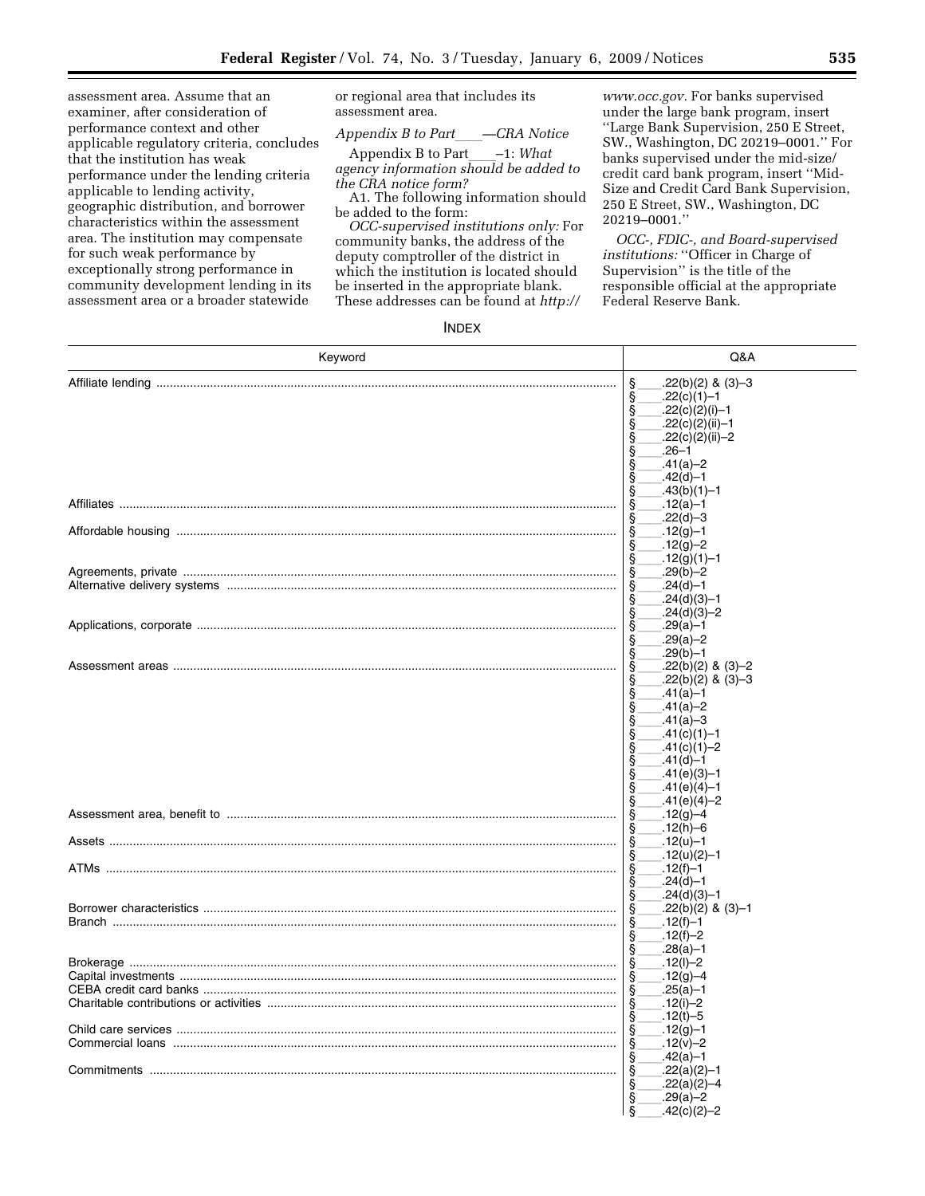assessment area. Assume that an examiner, after consideration of performance context and other applicable regulatory criteria, concludes that the institution has weak performance under the lending criteria applicable to lending activity, geographic distribution, and borrower characteristics within the assessment area. The institution may compensate for such weak performance by exceptionally strong performance in community development lending in its assessment area or a broader statewide or regional area that includes its assessment area.

*Appendix B to Part ___—CRA Notice*

Appendix B to Part ___–1: *What agency information should be added to the CRA notice form?*

A1. The following information should be added to the form:

*OCC-supervised institutions only:* For community banks, the address of the deputy comptroller of the district in which the institution is located should be inserted in the appropriate blank. These addresses can be found at *http://www.occ.gov.* For banks supervised under the large bank program, insert ''Large Bank Supervision, 250 E Street, SW., Washington, DC 20219–0001.'' For banks supervised under the mid-size/credit card bank program, insert ''Mid-Size and Credit Card Bank Supervision, 250 E Street, SW., Washington, DC 20219–0001.''

*OCC-, FDIC-, and Board-supervised institutions:* ''Officer in Charge of Supervision'' is the title of the responsible official at the appropriate Federal Reserve Bank.

INDEX

| Keyword | Q&A |
|---|---|
| Affiliate lending | § ___.22(b)(2) & (3)–3 |
| | § ___.22(c)(1)–1 |
| | § ___.22(c)(2)(i)–1 |
| | § ___.22(c)(2)(ii)–1 |
| | § ___.22(c)(2)(ii)–2 |
| | § ___.26–1 |
| | § ___.41(a)–2 |
| | § ___.42(d)–1 |
| | § ___.43(b)(1)–1 |
| Affiliates | § ___.12(a)–1 |
| | § ___.22(d)–3 |
| Affordable housing | § ___.12(g)–1 |
| | § ___.12(g)–2 |
| | § ___.12(g)(1)–1 |
| Agreements, private | § ___.29(b)–2 |
| Alternative delivery systems | § ___.24(d)–1 |
| | § ___.24(d)(3)–1 |
| | § ___.24(d)(3)–2 |
| Applications, corporate | § ___.29(a)–1 |
| | § ___.29(a)–2 |
| | § ___.29(b)–1 |
| Assessment areas | § ___.22(b)(2) & (3)–2 |
| | § ___.22(b)(2) & (3)–3 |
| | § ___.41(a)–1 |
| | § ___.41(a)–2 |
| | § ___.41(a)–3 |
| | § ___.41(c)(1)–1 |
| | § ___.41(c)(1)–2 |
| | § ___.41(d)–1 |
| | § ___.41(e)(3)–1 |
| | § ___.41(e)(4)–1 |
| | § ___.41(e)(4)–2 |
| Assessment area, benefit to | § ___.12(g)–4 |
| | § ___.12(h)–6 |
| Assets | § ___.12(u)–1 |
| | § ___.12(u)(2)–1 |
| ATMs | § ___.12(f)–1 |
| | § ___.24(d)–1 |
| | § ___.24(d)(3)–1 |
| Borrower characteristics | § ___.22(b)(2) & (3)–1 |
| Branch | § ___.12(f)–1 |
| | § ___.12(f)–2 |
| | § ___.28(a)–1 |
| Brokerage | § ___.12(l)–2 |
| Capital investments | § ___.12(g)–4 |
| CEBA credit card banks | § ___.25(a)–1 |
| Charitable contributions or activities | § ___.12(i)–2 |
| | § ___.12(t)–5 |
| Child care services | § ___.12(g)–1 |
| Commercial loans | § ___.12(v)–2 |
| | § ___.42(a)–1 |
| Commitments | § ___.22(a)(2)–1 |
| | § ___.22(a)(2)–4 |
| | § ___.29(a)–2 |
| | § ___.42(c)(2)–2 |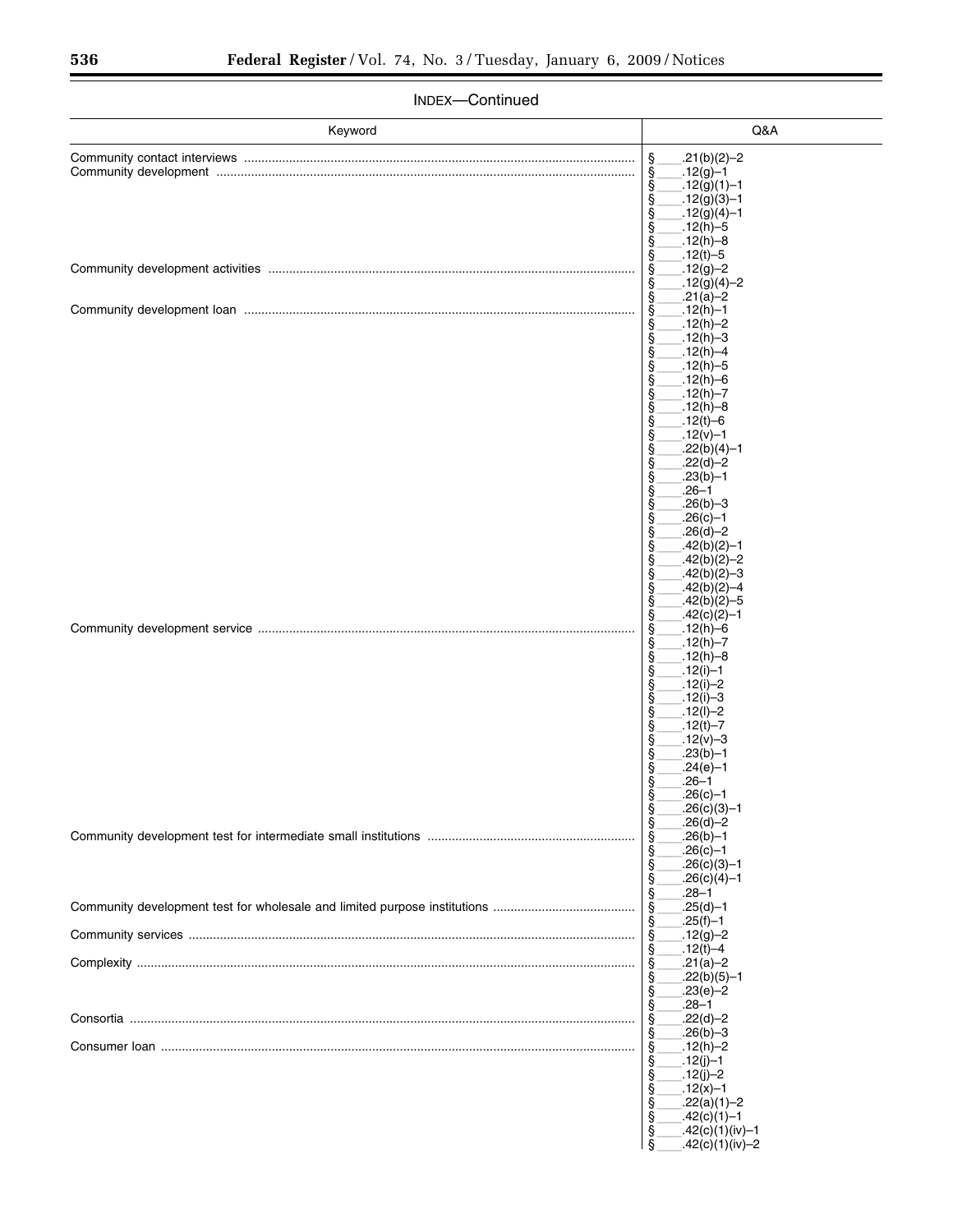INDEX—Continued

| Keyword | Q&A |
| --- | --- |
| Community contact interviews | § ___.21(b)(2)–2 |
| Community development | § ___.12(g)–1 |
| | § ___.12(g)(1)–1 |
| | § ___.12(g)(3)–1 |
| | § ___.12(g)(4)–1 |
| | § ___.12(h)–5 |
| | § ___.12(h)–8 |
| | § ___.12(t)–5 |
| Community development activities | § ___.12(g)–2 |
| | § ___.12(g)(4)–2 |
| | § ___.21(a)–2 |
| Community development loan | § ___.12(h)–1 |
| | § ___.12(h)–2 |
| | § ___.12(h)–3 |
| | § ___.12(h)–4 |
| | § ___.12(h)–5 |
| | § ___.12(h)–6 |
| | § ___.12(h)–7 |
| | § ___.12(h)–8 |
| | § ___.12(t)–6 |
| | § ___.12(v)–1 |
| | § ___.22(b)(4)–1 |
| | § ___.22(d)–2 |
| | § ___.23(b)–1 |
| | § ___.26–1 |
| | § ___.26(b)–3 |
| | § ___.26(c)–1 |
| | § ___.26(d)–2 |
| | § ___.42(b)(2)–1 |
| | § ___.42(b)(2)–2 |
| | § ___.42(b)(2)–3 |
| | § ___.42(b)(2)–4 |
| | § ___.42(b)(2)–5 |
| | § ___.42(c)(2)–1 |
| Community development service | § ___.12(h)–6 |
| | § ___.12(h)–7 |
| | § ___.12(h)–8 |
| | § ___.12(i)–1 |
| | § ___.12(i)–2 |
| | § ___.12(i)–3 |
| | § ___.12(l)–2 |
| | § ___.12(t)–7 |
| | § ___.12(v)–3 |
| | § ___.23(b)–1 |
| | § ___.24(e)–1 |
| | § ___.26–1 |
| | § ___.26(c)–1 |
| | § ___.26(c)(3)–1 |
| | § ___.26(d)–2 |
| Community development test for intermediate small institutions | § ___.26(b)–1 |
| | § ___.26(c)–1 |
| | § ___.26(c)(3)–1 |
| | § ___.26(c)(4)–1 |
| | § ___.28–1 |
| Community development test for wholesale and limited purpose institutions | § ___.25(d)–1 |
| | § ___.25(f)–1 |
| Community services | § ___.12(g)–2 |
| | § ___.12(t)–4 |
| Complexity | § ___.21(a)–2 |
| | § ___.22(b)(5)–1 |
| | § ___.23(e)–2 |
| | § ___.28–1 |
| Consortia | § ___.22(d)–2 |
| | § ___.26(b)–3 |
| Consumer loan | § ___.12(h)–2 |
| | § ___.12(j)–1 |
| | § ___.12(j)–2 |
| | § ___.12(x)–1 |
| | § ___.22(a)(1)–2 |
| | § ___.42(c)(1)–1 |
| | § ___.42(c)(1)(iv)–1 |
| | § ___.42(c)(1)(iv)–2 |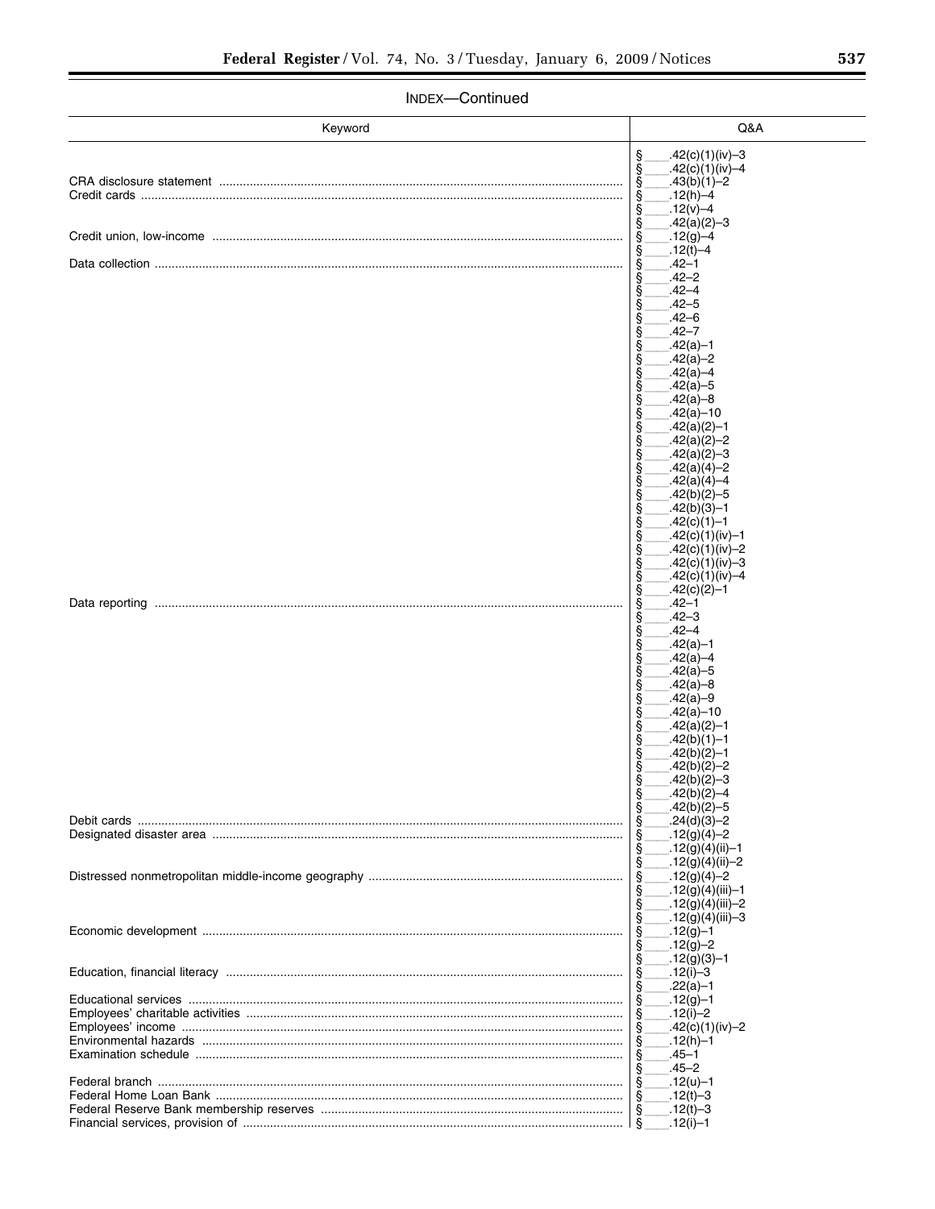INDEX—Continued

| Keyword | Q&A |
| --- | --- |
| | § ___.42(c)(1)(iv)–3 |
| | § ___.42(c)(1)(iv)–4 |
| CRA disclosure statement | § ___.43(b)(1)–2 |
| Credit cards | § ___.12(h)–4 |
| | § ___.12(v)–4 |
| | § ___.42(a)(2)–3 |
| Credit union, low-income | § ___.12(g)–4 |
| | § ___.12(t)–4 |
| Data collection | § ___.42–1 |
| | § ___.42–2 |
| | § ___.42–4 |
| | § ___.42–5 |
| | § ___.42–6 |
| | § ___.42–7 |
| | § ___.42(a)–1 |
| | § ___.42(a)–2 |
| | § ___.42(a)–4 |
| | § ___.42(a)–5 |
| | § ___.42(a)–8 |
| | § ___.42(a)–10 |
| | § ___.42(a)(2)–1 |
| | § ___.42(a)(2)–2 |
| | § ___.42(a)(2)–3 |
| | § ___.42(a)(4)–2 |
| | § ___.42(a)(4)–4 |
| | § ___.42(b)(2)–5 |
| | § ___.42(b)(3)–1 |
| | § ___.42(c)(1)–1 |
| | § ___.42(c)(1)(iv)–1 |
| | § ___.42(c)(1)(iv)–2 |
| | § ___.42(c)(1)(iv)–3 |
| | § ___.42(c)(1)(iv)–4 |
| | § ___.42(c)(2)–1 |
| Data reporting | § ___.42–1 |
| | § ___.42–3 |
| | § ___.42–4 |
| | § ___.42(a)–1 |
| | § ___.42(a)–4 |
| | § ___.42(a)–5 |
| | § ___.42(a)–8 |
| | § ___.42(a)–9 |
| | § ___.42(a)–10 |
| | § ___.42(a)(2)–1 |
| | § ___.42(b)(1)–1 |
| | § ___.42(b)(2)–1 |
| | § ___.42(b)(2)–2 |
| | § ___.42(b)(2)–3 |
| | § ___.42(b)(2)–4 |
| | § ___.42(b)(2)–5 |
| Debit cards | § ___.24(d)(3)–2 |
| Designated disaster area | § ___.12(g)(4)–2 |
| | § ___.12(g)(4)(ii)–1 |
| | § ___.12(g)(4)(ii)–2 |
| Distressed nonmetropolitan middle-income geography | § ___.12(g)(4)–2 |
| | § ___.12(g)(4)(iii)–1 |
| | § ___.12(g)(4)(iii)–2 |
| | § ___.12(g)(4)(iii)–3 |
| Economic development | § ___.12(g)–1 |
| | § ___.12(g)–2 |
| | § ___.12(g)(3)–1 |
| Education, financial literacy | § ___.12(i)–3 |
| | § ___.22(a)–1 |
| Educational services | § ___.12(g)–1 |
| Employees' charitable activities | § ___.12(i)–2 |
| Employees' income | § ___.42(c)(1)(iv)–2 |
| Environmental hazards | § ___.12(h)–1 |
| Examination schedule | § ___.45–1 |
| | § ___.45–2 |
| Federal branch | § ___.12(u)–1 |
| Federal Home Loan Bank | § ___.12(t)–3 |
| Federal Reserve Bank membership reserves | § ___.12(t)–3 |
| Financial services, provision of | § ___.12(i)–1 |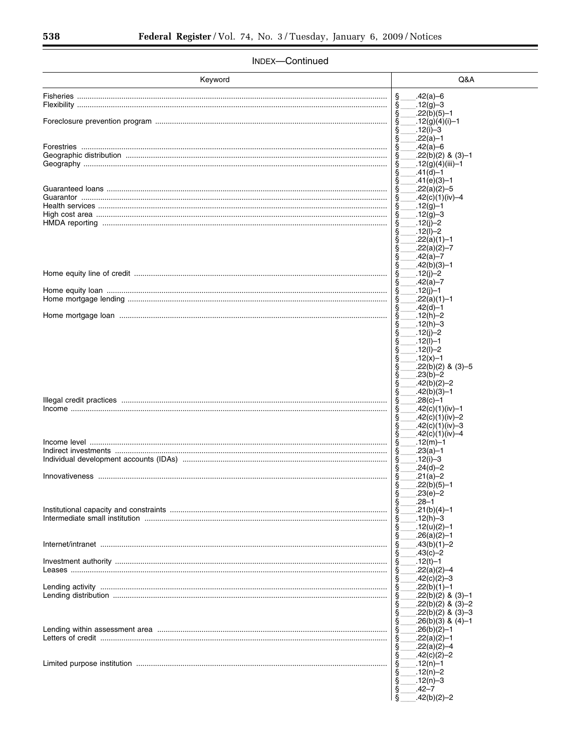INDEX—Continued

| Keyword | Q&A |
|---|---|
| Fisheries | § ___.42(a)–6 |
| Flexibility | § ___.12(g)–3 |
| | § ___.22(b)(5)–1 |
| Foreclosure prevention program | § ___.12(g)(4)(i)–1 |
| | § ___.12(i)–3 |
| | § ___.22(a)–1 |
| Forestries | § ___.42(a)–6 |
| Geographic distribution | § ___.22(b)(2) & (3)–1 |
| Geography | § ___.12(g)(4)(iii)–1 |
| | § ___.41(d)–1 |
| | § ___.41(e)(3)–1 |
| Guaranteed loans | § ___.22(a)(2)–5 |
| Guarantor | § ___.42(c)(1)(iv)–4 |
| Health services | § ___.12(g)–1 |
| High cost area | § ___.12(g)–3 |
| HMDA reporting | § ___.12(j)–2 |
| | § ___.12(l)–2 |
| | § ___.22(a)(1)–1 |
| | § ___.22(a)(2)–7 |
| | § ___.42(a)–7 |
| | § ___.42(b)(3)–1 |
| Home equity line of credit | § ___.12(j)–2 |
| | § ___.42(a)–7 |
| Home equity loan | § ___.12(j)–1 |
| Home mortgage lending | § ___.22(a)(1)–1 |
| | § ___.42(d)–1 |
| Home mortgage loan | § ___.12(h)–2 |
| | § ___.12(h)–3 |
| | § ___.12(j)–2 |
| | § ___.12(l)–1 |
| | § ___.12(l)–2 |
| | § ___.12(x)–1 |
| | § ___.22(b)(2) & (3)–5 |
| | § ___.23(b)–2 |
| | § ___.42(b)(2)–2 |
| | § ___.42(b)(3)–1 |
| Illegal credit practices | § ___.28(c)–1 |
| Income | § ___.42(c)(1)(iv)–1 |
| | § ___.42(c)(1)(iv)–2 |
| | § ___.42(c)(1)(iv)–3 |
| | § ___.42(c)(1)(iv)–4 |
| Income level | § ___.12(m)–1 |
| Indirect investments | § ___.23(a)–1 |
| Individual development accounts (IDAs) | § ___.12(i)–3 |
| | § ___.24(d)–2 |
| Innovativeness | § ___.21(a)–2 |
| | § ___.22(b)(5)–1 |
| | § ___.23(e)–2 |
| | § ___.28–1 |
| Institutional capacity and constraints | § ___.21(b)(4)–1 |
| Intermediate small institution | § ___.12(h)–3 |
| | § ___.12(u)(2)–1 |
| | § ___.26(a)(2)–1 |
| Internet/intranet | § ___.43(b)(1)–2 |
| | § ___.43(c)–2 |
| Investment authority | § ___.12(t)–1 |
| Leases | § ___.22(a)(2)–4 |
| | § ___.42(c)(2)–3 |
| Lending activity | § ___.22(b)(1)–1 |
| Lending distribution | § ___.22(b)(2) & (3)–1 |
| | § ___.22(b)(2) & (3)–2 |
| | § ___.22(b)(2) & (3)–3 |
| | § ___.26(b)(3) & (4)–1 |
| Lending within assessment area | § ___.26(b)(2)–1 |
| Letters of credit | § ___.22(a)(2)–1 |
| | § ___.22(a)(2)–4 |
| | § ___.42(c)(2)–2 |
| Limited purpose institution | § ___.12(n)–1 |
| | § ___.12(n)–2 |
| | § ___.12(n)–3 |
| | § ___.42–7 |
| | § ___.42(b)(2)–2 |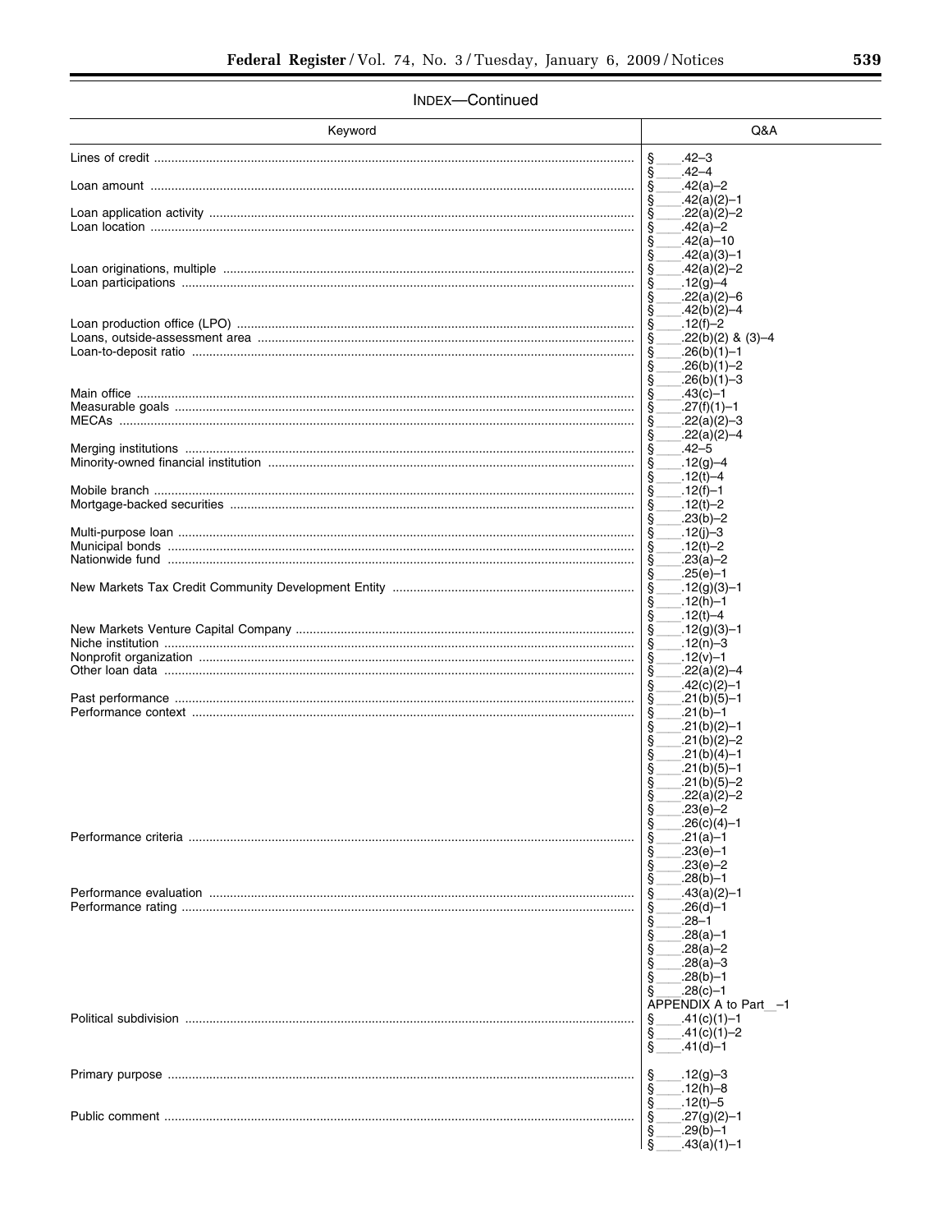INDEX—Continued

| Keyword | Q&A |
| --- | --- |
| Lines of credit | § ___.42–3<br>§ ___.42–4 |
| Loan amount | § ___.42(a)–2<br>§ ___.42(a)(2)–1 |
| Loan application activity | § ___.22(a)(2)–2 |
| Loan location | § ___.42(a)–2<br>§ ___.42(a)–10<br>§ ___.42(a)(3)–1 |
| Loan originations, multiple | § ___.42(a)(2)–2 |
| Loan participations | § ___.12(g)–4<br>§ ___.22(a)(2)–6<br>§ ___.42(b)(2)–4 |
| Loan production office (LPO) | § ___.12(f)–2 |
| Loans, outside-assessment area | § ___.22(b)(2) & (3)–4 |
| Loan-to-deposit ratio | § ___.26(b)(1)–1<br>§ ___.26(b)(1)–2<br>§ ___.26(b)(1)–3 |
| Main office | § ___.43(c)–1 |
| Measurable goals | § ___.27(f)(1)–1 |
| MECAs | § ___.22(a)(2)–3<br>§ ___.22(a)(2)–4 |
| Merging institutions | § ___.42–5 |
| Minority-owned financial institution | § ___.12(g)–4<br>§ ___.12(t)–4 |
| Mobile branch | § ___.12(f)–1 |
| Mortgage-backed securities | § ___.12(t)–2<br>§ ___.23(b)–2 |
| Multi-purpose loan | § ___.12(j)–3 |
| Municipal bonds | § ___.12(t)–2 |
| Nationwide fund | § ___.23(a)–2<br>§ ___.25(e)–1 |
| New Markets Tax Credit Community Development Entity | § ___.12(g)(3)–1<br>§ ___.12(h)–1<br>§ ___.12(t)–4 |
| New Markets Venture Capital Company | § ___.12(g)(3)–1 |
| Niche institution | § ___.12(n)–3 |
| Nonprofit organization | § ___.12(v)–1 |
| Other loan data | § ___.22(a)(2)–4<br>§ ___.42(c)(2)–1 |
| Past performance | § ___.21(b)(5)–1 |
| Performance context | § ___.21(b)–1<br>§ ___.21(b)(2)–1<br>§ ___.21(b)(2)–2<br>§ ___.21(b)(4)–1<br>§ ___.21(b)(5)–1<br>§ ___.21(b)(5)–2<br>§ ___.22(a)(2)–2<br>§ ___.23(e)–2<br>§ ___.26(c)(4)–1 |
| Performance criteria | § ___.21(a)–1<br>§ ___.23(e)–1<br>§ ___.23(e)–2<br>§ ___.28(b)–1 |
| Performance evaluation | § ___.43(a)(2)–1 |
| Performance rating | § ___.26(d)–1<br>§ ___.28–1<br>§ ___.28(a)–1<br>§ ___.28(a)–2<br>§ ___.28(a)–3<br>§ ___.28(b)–1<br>§ ___.28(c)–1<br>APPENDIX A to Part __–1 |
| Political subdivision | § ___.41(c)(1)–1<br>§ ___.41(c)(1)–2<br>§ ___.41(d)–1 |
| Primary purpose | § ___.12(g)–3<br>§ ___.12(h)–8<br>§ ___.12(t)–5 |
| Public comment | § ___.27(g)(2)–1<br>§ ___.29(b)–1<br>§ ___.43(a)(1)–1 |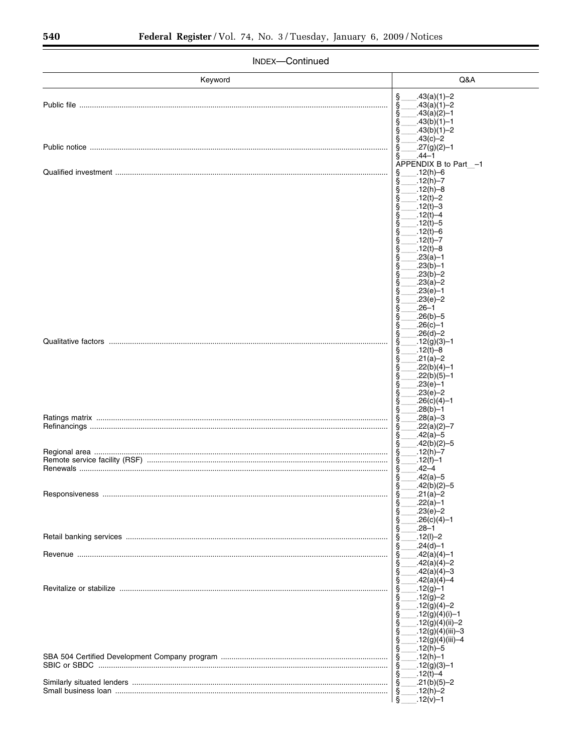INDEX—Continued

| Keyword | Q&A |
| --- | --- |
| | § ____.43(a)(1)–2 |
| Public file | § ____.43(a)(1)–2 |
| | § ____.43(a)(2)–1 |
| | § ____.43(b)(1)–1 |
| | § ____.43(b)(1)–2 |
| | § ____.43(c)–2 |
| Public notice | § ____.27(g)(2)–1 |
| | § ____.44–1 |
| | APPENDIX B to Part __–1 |
| Qualified investment | § ____.12(h)–6 |
| | § ____.12(h)–7 |
| | § ____.12(h)–8 |
| | § ____.12(t)–2 |
| | § ____.12(t)–3 |
| | § ____.12(t)–4 |
| | § ____.12(t)–5 |
| | § ____.12(t)–6 |
| | § ____.12(t)–7 |
| | § ____.12(t)–8 |
| | § ____.23(a)–1 |
| | § ____.23(b)–1 |
| | § ____.23(b)–2 |
| | § ____.23(a)–2 |
| | § ____.23(e)–1 |
| | § ____.23(e)–2 |
| | § ____.26–1 |
| | § ____.26(b)–5 |
| | § ____.26(c)–1 |
| | § ____.26(d)–2 |
| Qualitative factors | § ____.12(g)(3)–1 |
| | § ____.12(t)–8 |
| | § ____.21(a)–2 |
| | § ____.22(b)(4)–1 |
| | § ____.22(b)(5)–1 |
| | § ____.23(e)–1 |
| | § ____.23(e)–2 |
| | § ____.26(c)(4)–1 |
| | § ____.28(b)–1 |
| Ratings matrix | § ____.28(a)–3 |
| Refinancings | § ____.22(a)(2)–7 |
| | § ____.42(a)–5 |
| | § ____.42(b)(2)–5 |
| Regional area | § ____.12(h)–7 |
| Remote service facility (RSF) | § ____.12(f)–1 |
| Renewals | § ____.42–4 |
| | § ____.42(a)–5 |
| | § ____.42(b)(2)–5 |
| Responsiveness | § ____.21(a)–2 |
| | § ____.22(a)–1 |
| | § ____.23(e)–2 |
| | § ____.26(c)(4)–1 |
| | § ____.28–1 |
| Retail banking services | § ____.12(l)–2 |
| | § ____.24(d)–1 |
| Revenue | § ____.42(a)(4)–1 |
| | § ____.42(a)(4)–2 |
| | § ____.42(a)(4)–3 |
| | § ____.42(a)(4)–4 |
| Revitalize or stabilize | § ____.12(g)–1 |
| | § ____.12(g)–2 |
| | § ____.12(g)(4)–2 |
| | § ____.12(g)(4)(i)–1 |
| | § ____.12(g)(4)(ii)–2 |
| | § ____.12(g)(4)(iii)–3 |
| | § ____.12(g)(4)(iii)–4 |
| | § ____.12(h)–5 |
| SBA 504 Certified Development Company program | § ____.12(h)–1 |
| SBIC or SBDC | § ____.12(g)(3)–1 |
| | § ____.12(t)–4 |
| Similarly situated lenders | § ____.21(b)(5)–2 |
| Small business loan | § ____.12(h)–2 |
| | § ____.12(v)–1 |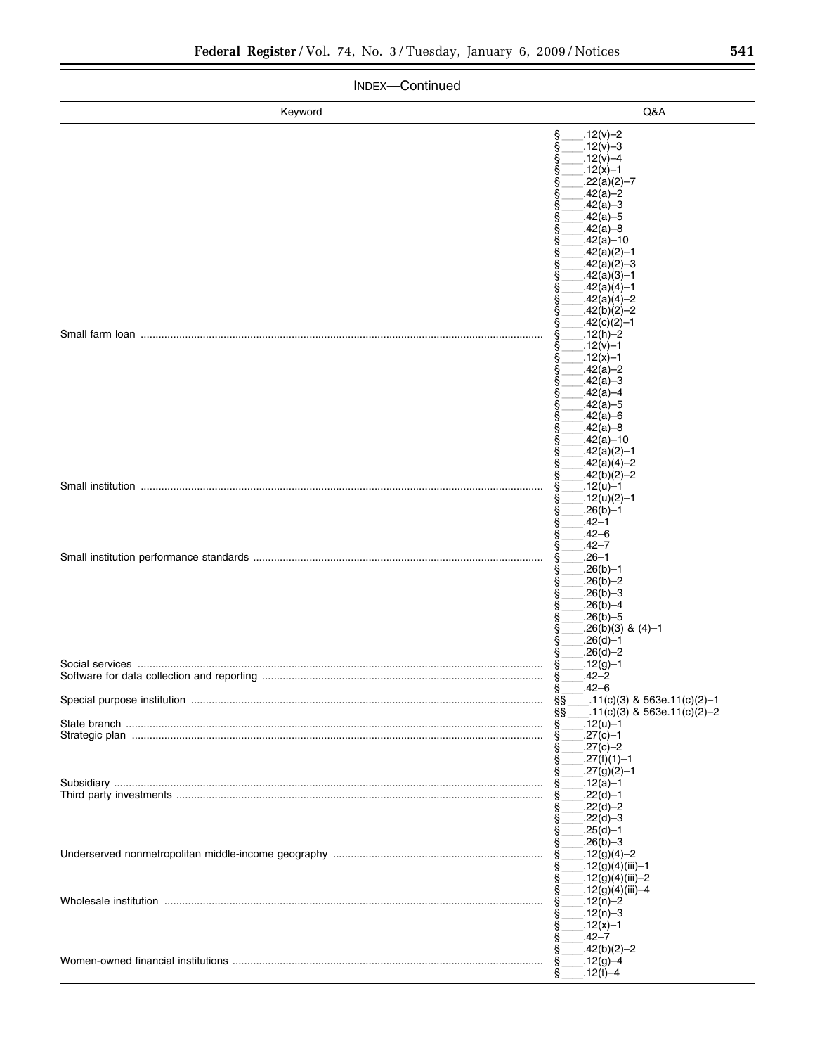INDEX—Continued

| Keyword | Q&A |
|---|---|
| | § ___.12(v)–2<br>§ ___.12(v)–3<br>§ ___.12(v)–4<br>§ ___.12(x)–1<br>§ ___.22(a)(2)–7<br>§ ___.42(a)–2<br>§ ___.42(a)–3<br>§ ___.42(a)–5<br>§ ___.42(a)–8<br>§ ___.42(a)–10<br>§ ___.42(a)(2)–1<br>§ ___.42(a)(2)–3<br>§ ___.42(a)(3)–1<br>§ ___.42(a)(4)–1<br>§ ___.42(a)(4)–2<br>§ ___.42(b)(2)–2<br>§ ___.42(c)(2)–1 |
| Small farm loan | § ___.12(h)–2<br>§ ___.12(v)–1<br>§ ___.12(x)–1<br>§ ___.42(a)–2<br>§ ___.42(a)–3<br>§ ___.42(a)–4<br>§ ___.42(a)–5<br>§ ___.42(a)–6<br>§ ___.42(a)–8<br>§ ___.42(a)–10<br>§ ___.42(a)(2)–1<br>§ ___.42(a)(4)–2<br>§ ___.42(b)(2)–2 |
| Small institution | § ___.12(u)–1<br>§ ___.12(u)(2)–1<br>§ ___.26(b)–1<br>§ ___.42–1<br>§ ___.42–6<br>§ ___.42–7 |
| Small institution performance standards | § ___.26–1<br>§ ___.26(b)–1<br>§ ___.26(b)–2<br>§ ___.26(b)–3<br>§ ___.26(b)–4<br>§ ___.26(b)–5<br>§ ___.26(b)(3) & (4)–1<br>§ ___.26(d)–1<br>§ ___.26(d)–2 |
| Social services | § ___.12(g)–1 |
| Software for data collection and reporting | § ___.42–2<br>§ ___.42–6 |
| Special purpose institution | §§ ___.11(c)(3) & 563e.11(c)(2)–1<br>§§ ___.11(c)(3) & 563e.11(c)(2)–2 |
| State branch | § ___.12(u)–1 |
| Strategic plan | § ___.27(c)–1<br>§ ___.27(c)–2<br>§ ___.27(f)(1)–1<br>§ ___.27(g)(2)–1 |
| Subsidiary | § ___.12(a)–1 |
| Third party investments | § ___.22(d)–1<br>§ ___.22(d)–2<br>§ ___.22(d)–3<br>§ ___.25(d)–1<br>§ ___.26(b)–3 |
| Underserved nonmetropolitan middle-income geography | § ___.12(g)(4)–2<br>§ ___.12(g)(4)(iii)–1<br>§ ___.12(g)(4)(iii)–2<br>§ ___.12(g)(4)(iii)–4 |
| Wholesale institution | § ___.12(n)–2<br>§ ___.12(n)–3<br>§ ___.12(x)–1<br>§ ___.42–7<br>§ ___.42(b)(2)–2 |
| Women-owned financial institutions | § ___.12(g)–4<br>§ ___.12(t)–4 |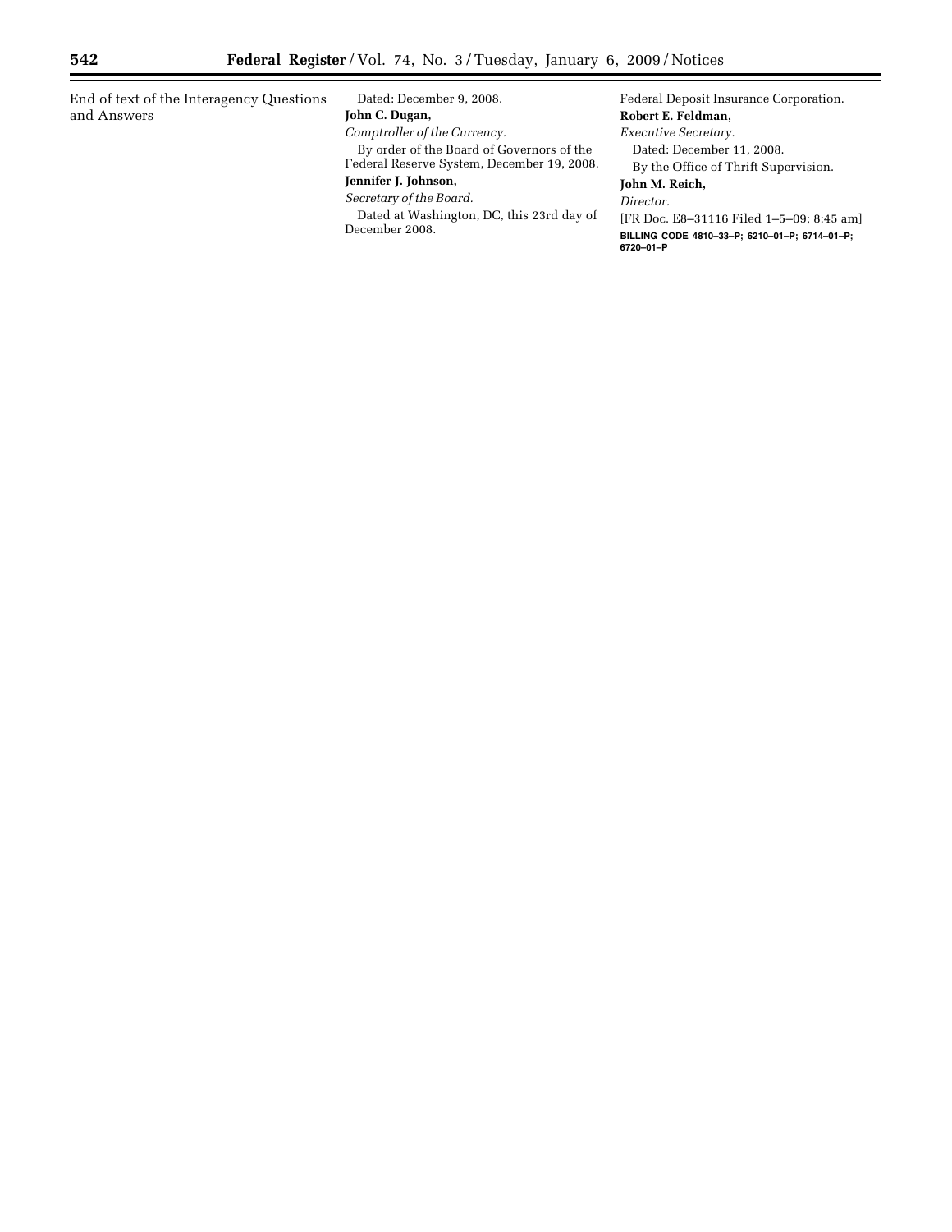End of text of the Interagency Questions and Answers

Dated: December 9, 2008.

**John C. Dugan,**

*Comptroller of the Currency.*

By order of the Board of Governors of the Federal Reserve System, December 19, 2008.

**Jennifer J. Johnson,**

*Secretary of the Board.*

Dated at Washington, DC, this 23rd day of December 2008.

Federal Deposit Insurance Corporation.

**Robert E. Feldman,**

*Executive Secretary.*

Dated: December 11, 2008.

By the Office of Thrift Supervision.

**John M. Reich,**

*Director.*

[FR Doc. E8–31116 Filed 1–5–09; 8:45 am]

**BILLING CODE 4810–33–P; 6210–01–P; 6714–01–P; 6720–01–P**